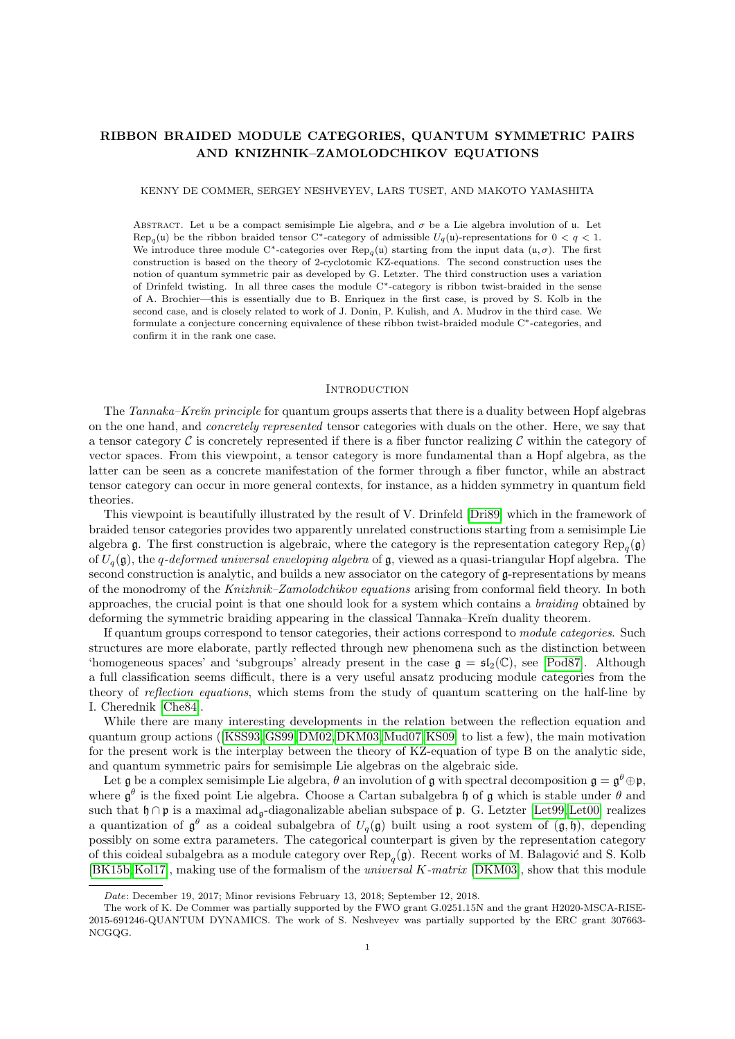# RIBBON BRAIDED MODULE CATEGORIES, QUANTUM SYMMETRIC PAIRS AND KNIZHNIK–ZAMOLODCHIKOV EQUATIONS

KENNY DE COMMER, SERGEY NESHVEYEV, LARS TUSET, AND MAKOTO YAMASHITA

ABSTRACT. Let $\mathfrak{u}$ be a compact semisimple Lie algebra, and $\sigma$ be a Lie algebra involution of $\mathfrak{u}$. Let $\mathrm{Rep}_q(\mathfrak{u})$ be the ribbon braided tensor C*-category of admissible $U_q(\mathfrak{u})$-representations for $0 < q < 1$. We introduce three module C*-categories over $\mathrm{Rep}_q(\mathfrak{u})$ starting from the input data $(\mathfrak{u}, \sigma)$. The first construction is based on the theory of 2-cyclotomic KZ-equations. The second construction uses the notion of quantum symmetric pair as developed by G. Letzter. The third construction uses a variation of Drinfeld twisting. In all three cases the module C*-category is ribbon twist-braided in the sense of A. Brochier—this is essentially due to B. Enriquez in the first case, is proved by S. Kolb in the second case, and is closely related to work of J. Donin, P. Kulish, and A. Mudrov in the third case. We formulate a conjecture concerning equivalence of these ribbon twist-braided module C*-categories, and confirm it in the rank one case.

## INTRODUCTION

The *Tannaka–Kreĭn principle* for quantum groups asserts that there is a duality between Hopf algebras on the one hand, and *concretely represented* tensor categories with duals on the other. Here, we say that a tensor category $\mathcal{C}$ is concretely represented if there is a fiber functor realizing $\mathcal{C}$ within the category of vector spaces. From this viewpoint, a tensor category is more fundamental than a Hopf algebra, as the latter can be seen as a concrete manifestation of the former through a fiber functor, while an abstract tensor category can occur in more general contexts, for instance, as a hidden symmetry in quantum field theories.

This viewpoint is beautifully illustrated by the result of V. Drinfeld [Dri89] which in the framework of braided tensor categories provides two apparently unrelated constructions starting from a semisimple Lie algebra $\mathfrak{g}$. The first construction is algebraic, where the category is the representation category $\mathrm{Rep}_q(\mathfrak{g})$ of $U_q(\mathfrak{g})$, the *q-deformed universal enveloping algebra* of $\mathfrak{g}$, viewed as a quasi-triangular Hopf algebra. The second construction is analytic, and builds a new associator on the category of $\mathfrak{g}$-representations by means of the monodromy of the *Knizhnik–Zamolodchikov equations* arising from conformal field theory. In both approaches, the crucial point is that one should look for a system which contains a *braiding* obtained by deforming the symmetric braiding appearing in the classical Tannaka–Kreĭn duality theorem.

If quantum groups correspond to tensor categories, their actions correspond to *module categories*. Such structures are more elaborate, partly reflected through new phenomena such as the distinction between 'homogeneous spaces' and 'subgroups' already present in the case $\mathfrak{g} = \mathfrak{sl}_2(\mathbb{C})$, see [Pod87]. Although a full classification seems difficult, there is a very useful ansatz producing module categories from the theory of *reflection equations*, which stems from the study of quantum scattering on the half-line by I. Cherednik [Che84].

While there are many interesting developments in the relation between the reflection equation and quantum group actions ([KSS93, GS99, DM02, DKM03, Mud07, KS09] to list a few), the main motivation for the present work is the interplay between the theory of KZ-equation of type B on the analytic side, and quantum symmetric pairs for semisimple Lie algebras on the algebraic side.

Let $\mathfrak{g}$ be a complex semisimple Lie algebra, $\theta$ an involution of $\mathfrak{g}$ with spectral decomposition $\mathfrak{g} = \mathfrak{g}^\theta \oplus \mathfrak{p}$, where $\mathfrak{g}^\theta$ is the fixed point Lie algebra. Choose a Cartan subalgebra $\mathfrak{h}$ of $\mathfrak{g}$ which is stable under $\theta$ and such that $\mathfrak{h} \cap \mathfrak{p}$ is a maximal $\mathrm{ad}_\mathfrak{g}$-diagonalizable abelian subspace of $\mathfrak{p}$. G. Letzter [Let99, Let00] realizes a quantization of $\mathfrak{g}^\theta$ as a coideal subalgebra of $U_q(\mathfrak{g})$ built using a root system of $(\mathfrak{g}, \mathfrak{h})$, depending possibly on some extra parameters. The categorical counterpart is given by the representation category of this coideal subalgebra as a module category over $\mathrm{Rep}_q(\mathfrak{g})$. Recent works of M. Balagović and S. Kolb [BK15b, Kol17], making use of the formalism of the *universal K-matrix* [DKM03], show that this module

---

*Date*: December 19, 2017; Minor revisions February 13, 2018; September 12, 2018.

The work of K. De Commer was partially supported by the FWO grant G.0251.15N and the grant H2020-MSCA-RISE-2015-691246-QUANTUM DYNAMICS. The work of S. Neshveyev was partially supported by the ERC grant 307663-NCGQG.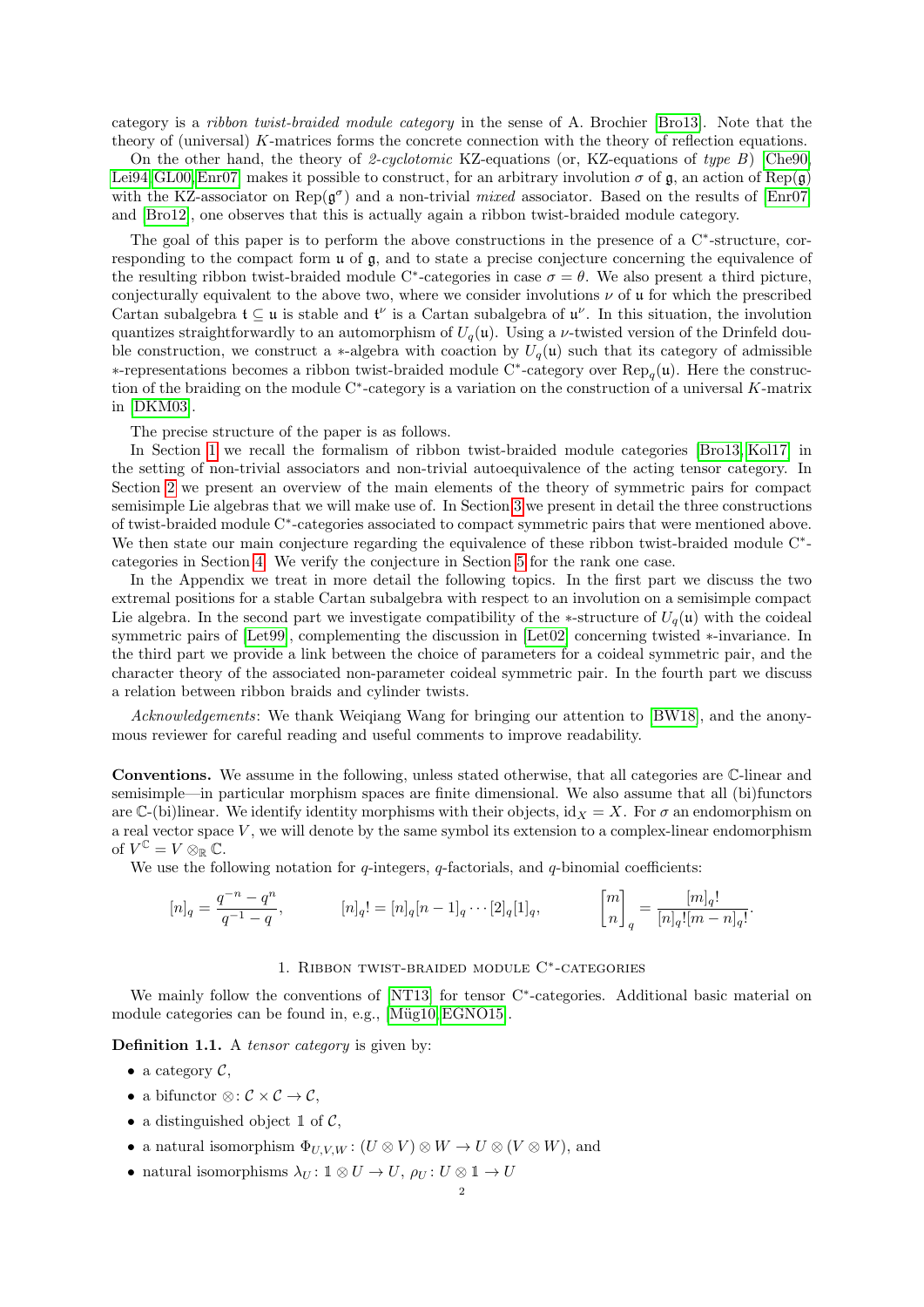category is a *ribbon twist-braided module category* in the sense of A. Brochier [Bro13]. Note that the theory of (universal) $K$-matrices forms the concrete connection with the theory of reflection equations.

On the other hand, the theory of *2-cyclotomic* KZ-equations (or, KZ-equations of *type* $B$) [Che90, Lei94, GL00, Enr07] makes it possible to construct, for an arbitrary involution $\sigma$ of $\mathfrak{g}$, an action of $\mathrm{Rep}(\mathfrak{g})$ with the KZ-associator on $\mathrm{Rep}(\mathfrak{g}^\sigma)$ and a non-trivial *mixed* associator. Based on the results of [Enr07] and [Bro12], one observes that this is actually again a ribbon twist-braided module category.

The goal of this paper is to perform the above constructions in the presence of a C$^*$-structure, corresponding to the compact form $\mathfrak{u}$ of $\mathfrak{g}$, and to state a precise conjecture concerning the equivalence of the resulting ribbon twist-braided module C$^*$-categories in case $\sigma = \theta$. We also present a third picture, conjecturally equivalent to the above two, where we consider involutions $\nu$ of $\mathfrak{u}$ for which the prescribed Cartan subalgebra $\mathfrak{t} \subseteq \mathfrak{u}$ is stable and $\mathfrak{t}^\nu$ is a Cartan subalgebra of $\mathfrak{u}^\nu$. In this situation, the involution quantizes straightforwardly to an automorphism of $U_q(\mathfrak{u})$. Using a $\nu$-twisted version of the Drinfeld double construction, we construct a $*$-algebra with coaction by $U_q(\mathfrak{u})$ such that its category of admissible $*$-representations becomes a ribbon twist-braided module C$^*$-category over $\mathrm{Rep}_q(\mathfrak{u})$. Here the construction of the braiding on the module C$^*$-category is a variation on the construction of a universal $K$-matrix in [DKM03].

The precise structure of the paper is as follows.

In Section 1 we recall the formalism of ribbon twist-braided module categories [Bro13, Kol17] in the setting of non-trivial associators and non-trivial autoequivalence of the acting tensor category. In Section 2 we present an overview of the main elements of the theory of symmetric pairs for compact semisimple Lie algebras that we will make use of. In Section 3 we present in detail the three constructions of twist-braided module C$^*$-categories associated to compact symmetric pairs that were mentioned above. We then state our main conjecture regarding the equivalence of these ribbon twist-braided module C$^*$-categories in Section 4. We verify the conjecture in Section 5 for the rank one case.

In the Appendix we treat in more detail the following topics. In the first part we discuss the two extremal positions for a stable Cartan subalgebra with respect to an involution on a semisimple compact Lie algebra. In the second part we investigate compatibility of the $*$-structure of $U_q(\mathfrak{u})$ with the coideal symmetric pairs of [Let99], complementing the discussion in [Let02] concerning twisted $*$-invariance. In the third part we provide a link between the choice of parameters for a coideal symmetric pair, and the character theory of the associated non-parameter coideal symmetric pair. In the fourth part we discuss a relation between ribbon braids and cylinder twists.

*Acknowledgements*: We thank Weiqiang Wang for bringing our attention to [BW18], and the anonymous reviewer for careful reading and useful comments to improve readability.

**Conventions.** We assume in the following, unless stated otherwise, that all categories are $\mathbb{C}$-linear and semisimple—in particular morphism spaces are finite dimensional. We also assume that all (bi)functors are $\mathbb{C}$-(bi)linear. We identify identity morphisms with their objects, $\mathrm{id}_X = X$. For $\sigma$ an endomorphism on a real vector space $V$, we will denote by the same symbol its extension to a complex-linear endomorphism of $V^{\mathbb{C}} = V \otimes_{\mathbb{R}} \mathbb{C}$.

We use the following notation for $q$-integers, $q$-factorials, and $q$-binomial coefficients:

$$[n]_q = \frac{q^{-n} - q^n}{q^{-1} - q}, \qquad [n]_q! = [n]_q[n-1]_q \cdots [2]_q[1]_q, \qquad \begin{bmatrix} m \\ n \end{bmatrix}_q = \frac{[m]_q!}{[n]_q![m-n]_q!}.$$

## 1. Ribbon twist-braided module C$^*$-categories

We mainly follow the conventions of [NT13] for tensor C$^*$-categories. Additional basic material on module categories can be found in, e.g., [Müg10, EGNO15].

**Definition 1.1.** A *tensor category* is given by:

- a category $\mathcal{C}$,
- a bifunctor $\otimes \colon \mathcal{C} \times \mathcal{C} \to \mathcal{C}$,
- a distinguished object $\mathbb{1}$ of $\mathcal{C}$,
- a natural isomorphism $\Phi_{U,V,W} \colon (U \otimes V) \otimes W \to U \otimes (V \otimes W)$, and
- natural isomorphisms $\lambda_U \colon \mathbb{1} \otimes U \to U$, $\rho_U \colon U \otimes \mathbb{1} \to U$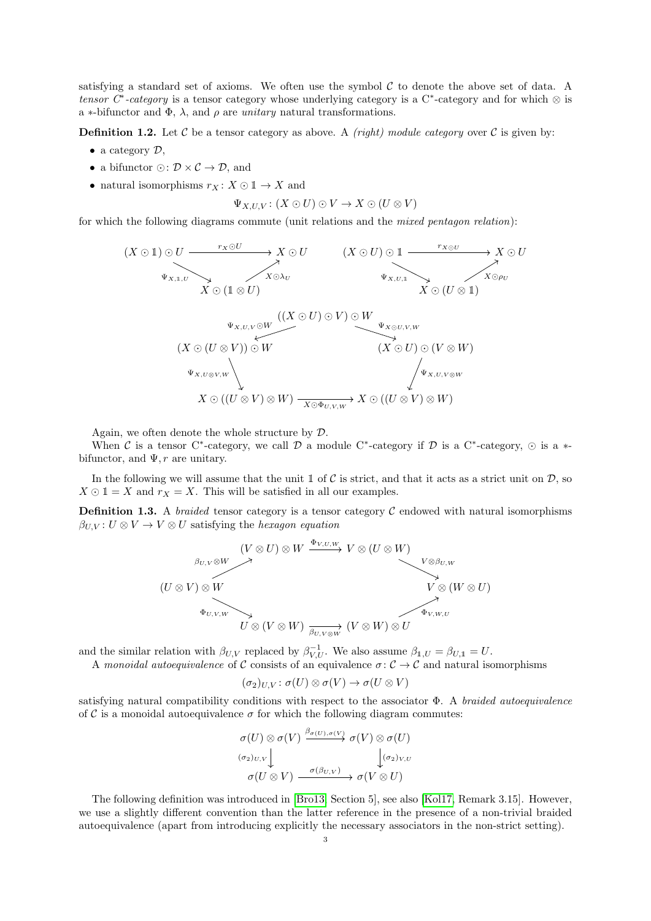satisfying a standard set of axioms. We often use the symbol $\mathcal{C}$ to denote the above set of data. A *tensor C*-category* is a tensor category whose underlying category is a C*-category and for which $\otimes$ is a $*$-bifunctor and $\Phi$, $\lambda$, and $\rho$ are *unitary* natural transformations.

**Definition 1.2.** Let $\mathcal{C}$ be a tensor category as above. A *(right) module category* over $\mathcal{C}$ is given by:

- a category $\mathcal{D}$,
- a bifunctor $\odot\colon \mathcal{D} \times \mathcal{C} \to \mathcal{D}$, and
- natural isomorphisms $r_X \colon X \odot \mathbb{1} \to X$ and

$$\Psi_{X,U,V} \colon (X \odot U) \odot V \to X \odot (U \otimes V)$$

for which the following diagrams commute (unit relations and the *mixed pentagon relation*):

$$\begin{array}{ccc} (X \odot \mathbb{1}) \odot U & \xrightarrow{r_X \odot U} & X \odot U \\ & {\scriptstyle \Psi_{X,\mathbb{1},U}} \searrow \quad \nearrow {\scriptstyle X \odot \lambda_U} & \\ & X \odot (\mathbb{1} \otimes U) & \end{array} \qquad \begin{array}{ccc} (X \odot U) \odot \mathbb{1} & \xrightarrow{r_{X \odot U}} & X \odot U \\ & {\scriptstyle \Psi_{X,U,\mathbb{1}}} \searrow \quad \nearrow {\scriptstyle X \odot \rho_U} & \\ & X \odot (U \otimes \mathbb{1}) & \end{array}$$

$$\begin{array}{ccccc} & & ((X \odot U) \odot V) \odot W & & \\ & {\scriptstyle \Psi_{X,U,V} \odot W} \swarrow & & \searrow {\scriptstyle \Psi_{X \odot U,V,W}} & \\ (X \odot (U \otimes V)) \odot W & & & & (X \odot U) \odot (V \otimes W) \\ {\scriptstyle \Psi_{X,U \otimes V,W}} \downarrow & & & & \downarrow {\scriptstyle \Psi_{X,U,V \otimes W}} \\ X \odot ((U \otimes V) \otimes W) & & \xrightarrow{X \odot \Phi_{U,V,W}} & & X \odot ((U \otimes V) \otimes W) \end{array}$$

Again, we often denote the whole structure by $\mathcal{D}$.

When $\mathcal{C}$ is a tensor C*-category, we call $\mathcal{D}$ a module C*-category if $\mathcal{D}$ is a C*-category, $\odot$ is a $*$-bifunctor, and $\Psi, r$ are unitary.

In the following we will assume that the unit $\mathbb{1}$ of $\mathcal{C}$ is strict, and that it acts as a strict unit on $\mathcal{D}$, so $X \odot \mathbb{1} = X$ and $r_X = X$. This will be satisfied in all our examples.

**Definition 1.3.** A *braided* tensor category is a tensor category $\mathcal{C}$ endowed with natural isomorphisms $\beta_{U,V} \colon U \otimes V \to V \otimes U$ satisfying the *hexagon equation*

$$\begin{array}{ccccc} & (V \otimes U) \otimes W & \xrightarrow{\Phi_{V,U,W}} & V \otimes (U \otimes W) & \\ {\scriptstyle \beta_{U,V} \otimes W} \nearrow & & & & \searrow {\scriptstyle V \otimes \beta_{U,W}} \\ (U \otimes V) \otimes W & & & & V \otimes (W \otimes U) \\ {\scriptstyle \Phi_{U,V,W}} \searrow & & & & \nearrow {\scriptstyle \Phi_{V,W,U}} \\ & U \otimes (V \otimes W) & \xrightarrow{\beta_{U,V \otimes W}} & (V \otimes W) \otimes U & \end{array}$$

and the similar relation with $\beta_{U,V}$ replaced by $\beta_{V,U}^{-1}$. We also assume $\beta_{\mathbf{1},U} = \beta_{U,\mathbf{1}} = U$.

A *monoidal autoequivalence* of $\mathcal{C}$ consists of an equivalence $\sigma\colon \mathcal{C} \to \mathcal{C}$ and natural isomorphisms

$$(\sigma_2)_{U,V} \colon \sigma(U) \otimes \sigma(V) \to \sigma(U \otimes V)$$

satisfying natural compatibility conditions with respect to the associator $\Phi$. A *braided autoequivalence* of $\mathcal{C}$ is a monoidal autoequivalence $\sigma$ for which the following diagram commutes:

$$\begin{array}{ccc} \sigma(U) \otimes \sigma(V) & \xrightarrow{\beta_{\sigma(U),\sigma(V)}} & \sigma(V) \otimes \sigma(U) \\ {\scriptstyle (\sigma_2)_{U,V}} \downarrow & & \downarrow {\scriptstyle (\sigma_2)_{V,U}} \\ \sigma(U \otimes V) & \xrightarrow{\sigma(\beta_{U,V})} & \sigma(V \otimes U) \end{array}$$

The following definition was introduced in [Bro13, Section 5], see also [Kol17, Remark 3.15]. However, we use a slightly different convention than the latter reference in the presence of a non-trivial braided autoequivalence (apart from introducing explicitly the necessary associators in the non-strict setting).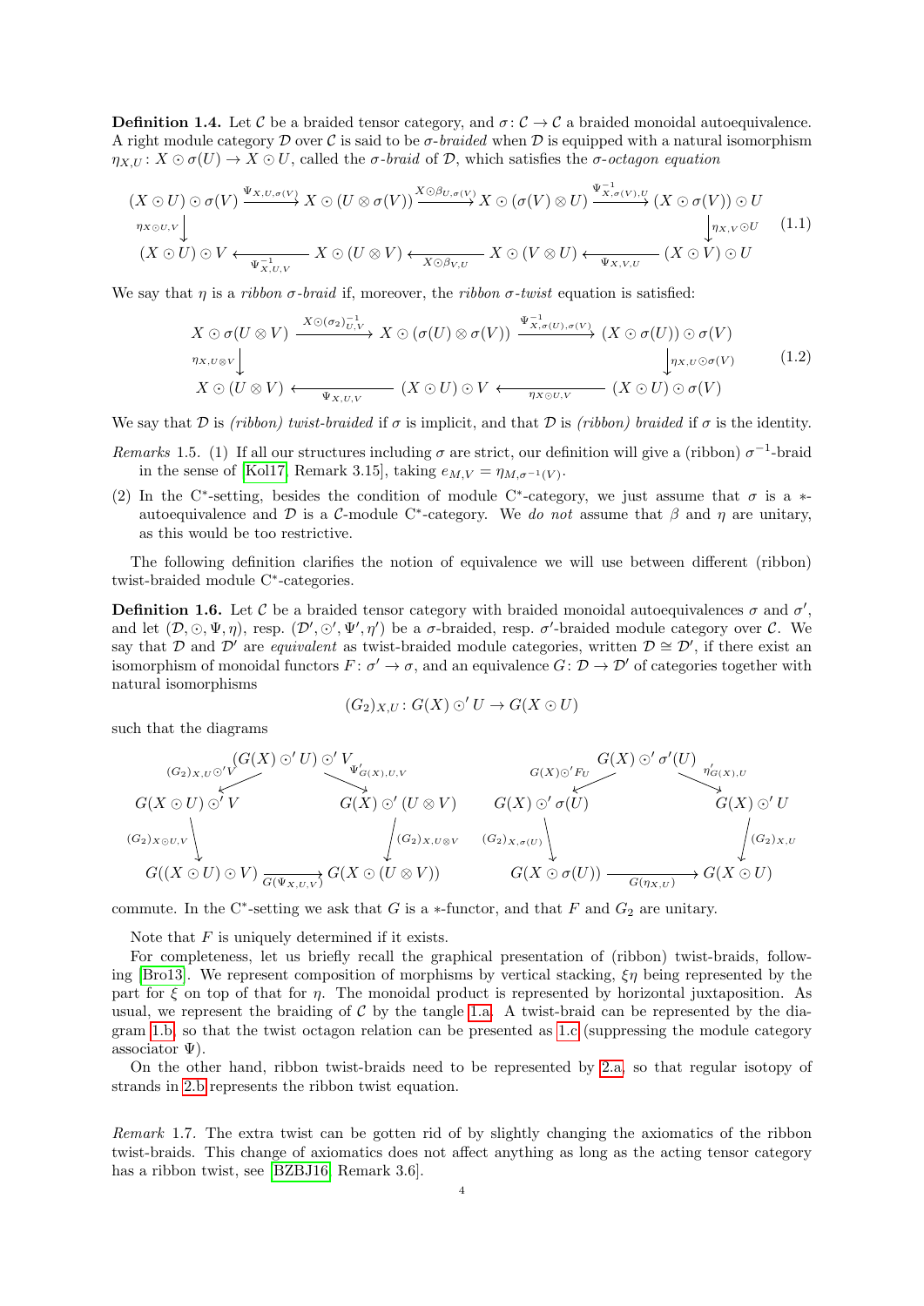**Definition 1.4.** Let $\mathcal{C}$ be a braided tensor category, and $\sigma\colon \mathcal{C} \to \mathcal{C}$ a braided monoidal autoequivalence. A right module category $\mathcal{D}$ over $\mathcal{C}$ is said to be *$\sigma$-braided* when $\mathcal{D}$ is equipped with a natural isomorphism $\eta_{X,U}\colon X \odot \sigma(U) \to X \odot U$, called the *$\sigma$-braid* of $\mathcal{D}$, which satisfies the *$\sigma$-octagon equation*

$$\begin{array}{ccccccc}
(X \odot U) \odot \sigma(V) & \xrightarrow{\Psi_{X,U,\sigma(V)}} & X \odot (U \otimes \sigma(V)) & \xrightarrow{X\odot\beta_{U,\sigma(V)}} & X \odot (\sigma(V) \otimes U) & \xrightarrow{\Psi^{-1}_{X,\sigma(V),U}} & (X \odot \sigma(V)) \odot U \\
\downarrow{\scriptstyle \eta_{X\odot U,V}} & & & & & & \downarrow{\scriptstyle \eta_{X,V}\odot U} \\
(X \odot U) \odot V & \xleftarrow{\Psi^{-1}_{X,U,V}} & X \odot (U \otimes V) & \xleftarrow{X\odot\beta_{V,U}} & X \odot (V \otimes U) & \xleftarrow{\Psi_{X,V,U}} & (X \odot V) \odot U
\end{array} \tag{1.1}$$

We say that $\eta$ is a *ribbon $\sigma$-braid* if, moreover, the *ribbon $\sigma$-twist* equation is satisfied:

$$\begin{array}{ccccc}
X \odot \sigma(U \otimes V) & \xrightarrow{X\odot(\sigma_2)^{-1}_{U,V}} & X \odot (\sigma(U) \otimes \sigma(V)) & \xrightarrow{\Psi^{-1}_{X,\sigma(U),\sigma(V)}} & (X \odot \sigma(U)) \odot \sigma(V) \\
\downarrow{\scriptstyle \eta_{X,U\otimes V}} & & & & \downarrow{\scriptstyle \eta_{X,U}\odot\sigma(V)} \\
X \odot (U \otimes V) & \xleftarrow{\Psi_{X,U,V}} & (X \odot U) \odot V & \xleftarrow{\eta_{X\odot U,V}} & (X \odot U) \odot \sigma(V)
\end{array} \tag{1.2}$$

We say that $\mathcal{D}$ is *(ribbon) twist-braided* if $\sigma$ is implicit, and that $\mathcal{D}$ is *(ribbon) braided* if $\sigma$ is the identity.

*Remarks* 1.5. (1) If all our structures including $\sigma$ are strict, our definition will give a (ribbon) $\sigma^{-1}$-braid in the sense of [Kol17, Remark 3.15], taking $e_{M,V} = \eta_{M,\sigma^{-1}(V)}$.

(2) In the C$^*$-setting, besides the condition of module C$^*$-category, we just assume that $\sigma$ is a $*$-autoequivalence and $\mathcal{D}$ is a $\mathcal{C}$-module C$^*$-category. We *do not* assume that $\beta$ and $\eta$ are unitary, as this would be too restrictive.

The following definition clarifies the notion of equivalence we will use between different (ribbon) twist-braided module C$^*$-categories.

**Definition 1.6.** Let $\mathcal{C}$ be a braided tensor category with braided monoidal autoequivalences $\sigma$ and $\sigma'$, and let $(\mathcal{D}, \odot, \Psi, \eta)$, resp. $(\mathcal{D}', \odot', \Psi', \eta')$ be a $\sigma$-braided, resp. $\sigma'$-braided module category over $\mathcal{C}$. We say that $\mathcal{D}$ and $\mathcal{D}'$ are *equivalent* as twist-braided module categories, written $\mathcal{D} \cong \mathcal{D}'$, if there exist an isomorphism of monoidal functors $F\colon \sigma' \to \sigma$, and an equivalence $G\colon \mathcal{D} \to \mathcal{D}'$ of categories together with natural isomorphisms

$$(G_2)_{X,U}\colon G(X) \odot' U \to G(X \odot U)$$

such that the diagrams

$$\begin{array}{ccccc}
 & & (G(X) \odot' U) \odot' V & & \\
 & \swarrow{\scriptstyle (G_2)_{X,U}\odot' V} & & \searrow{\scriptstyle \Psi'_{G(X),U,V}} & \\
G(X \odot U) \odot' V & & & & G(X) \odot' (U \otimes V) \\
\downarrow{\scriptstyle (G_2)_{X\odot U,V}} & & & & \downarrow{\scriptstyle (G_2)_{X,U\otimes V}} \\
G((X \odot U) \odot V) & & \xrightarrow{G(\Psi_{X,U,V})} & & G(X \odot (U \otimes V))
\end{array}
\qquad
\begin{array}{ccccc}
 & & G(X) \odot' \sigma'(U) & & \\
 & \swarrow{\scriptstyle G(X)\odot' F_U} & & \searrow{\scriptstyle \eta'_{G(X),U}} & \\
G(X) \odot' \sigma(U) & & & & G(X) \odot' U \\
\downarrow{\scriptstyle (G_2)_{X,\sigma(U)}} & & & & \downarrow{\scriptstyle (G_2)_{X,U}} \\
G(X \odot \sigma(U)) & & \xrightarrow{G(\eta_{X,U})} & & G(X \odot U)
\end{array}$$

commute. In the C$^*$-setting we ask that $G$ is a $*$-functor, and that $F$ and $G_2$ are unitary.

Note that $F$ is uniquely determined if it exists.

For completeness, let us briefly recall the graphical presentation of (ribbon) twist-braids, following [Bro13]. We represent composition of morphisms by vertical stacking, $\xi\eta$ being represented by the part for $\xi$ on top of that for $\eta$. The monoidal product is represented by horizontal juxtaposition. As usual, we represent the braiding of $\mathcal{C}$ by the tangle 1.a. A twist-braid can be represented by the diagram 1.b, so that the twist octagon relation can be presented as 1.c (suppressing the module category associator $\Psi$).

On the other hand, ribbon twist-braids need to be represented by 2.a, so that regular isotopy of strands in 2.b represents the ribbon twist equation.

*Remark* 1.7. The extra twist can be gotten rid of by slightly changing the axiomatics of the ribbon twist-braids. This change of axiomatics does not affect anything as long as the acting tensor category has a ribbon twist, see [BZBJ16, Remark 3.6].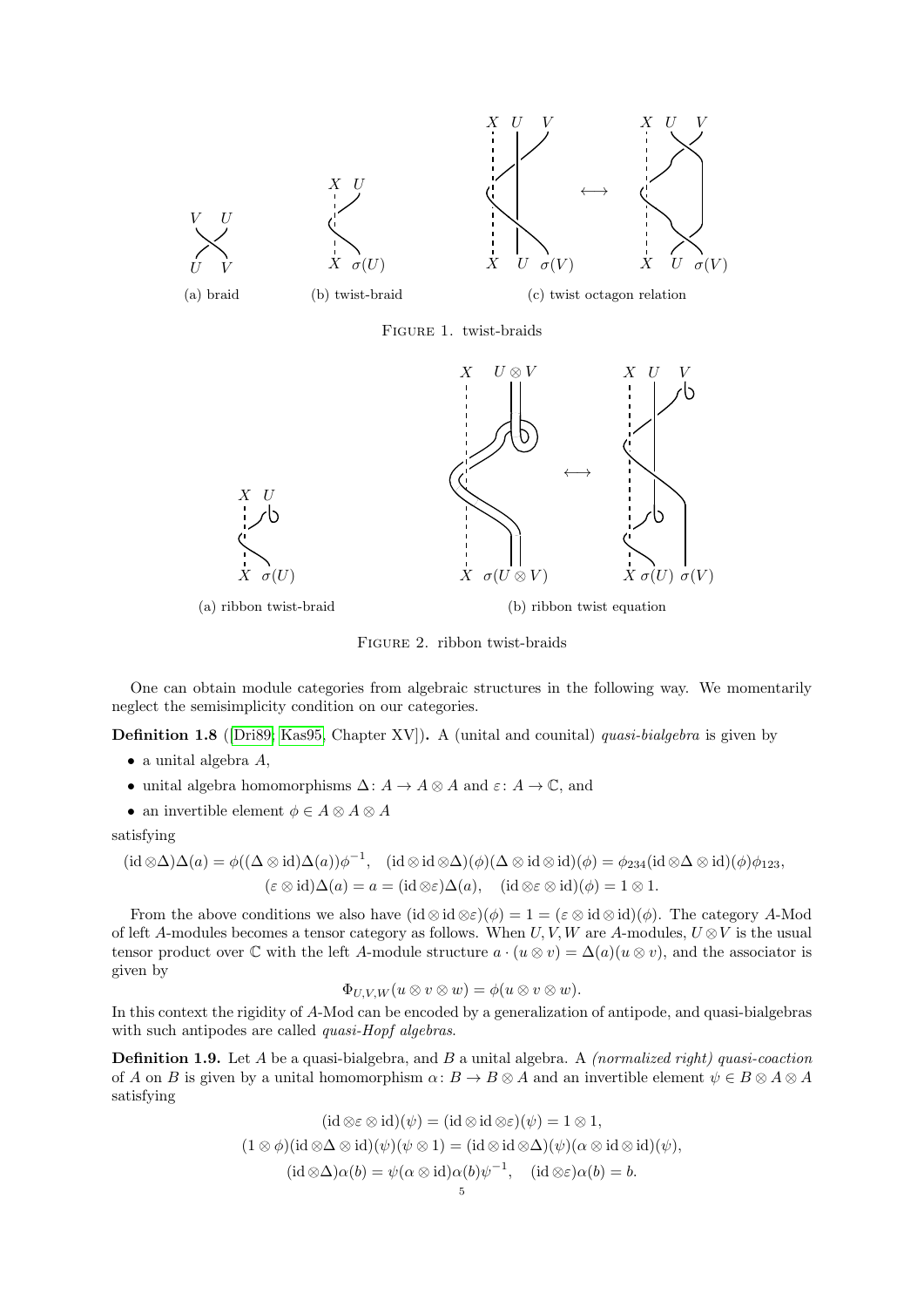(a) braid (b) twist-braid (c) twist octagon relation

Figure 1. twist-braids

(a) ribbon twist-braid (b) ribbon twist equation

Figure 2. ribbon twist-braids

One can obtain module categories from algebraic structures in the following way. We momentarily neglect the semisimplicity condition on our categories.

**Definition 1.8** ([Dri89; Kas95, Chapter XV]). A (unital and counital) *quasi-bialgebra* is given by

- a unital algebra $A$,
- unital algebra homomorphisms $\Delta\colon A \to A \otimes A$ and $\varepsilon\colon A \to \mathbb{C}$, and
- an invertible element $\phi \in A \otimes A \otimes A$

satisfying

$$(\mathrm{id} \otimes \Delta)\Delta(a) = \phi((\Delta \otimes \mathrm{id})\Delta(a))\phi^{-1}, \quad (\mathrm{id} \otimes \mathrm{id} \otimes \Delta)(\phi)(\Delta \otimes \mathrm{id} \otimes \mathrm{id})(\phi) = \phi_{234}(\mathrm{id} \otimes \Delta \otimes \mathrm{id})(\phi)\phi_{123},$$
$$(\varepsilon \otimes \mathrm{id})\Delta(a) = a = (\mathrm{id} \otimes \varepsilon)\Delta(a), \quad (\mathrm{id} \otimes \varepsilon \otimes \mathrm{id})(\phi) = 1 \otimes 1.$$

From the above conditions we also have $(\mathrm{id} \otimes \mathrm{id} \otimes \varepsilon)(\phi) = 1 = (\varepsilon \otimes \mathrm{id} \otimes \mathrm{id})(\phi)$. The category $A$-Mod of left $A$-modules becomes a tensor category as follows. When $U, V, W$ are $A$-modules, $U \otimes V$ is the usual tensor product over $\mathbb{C}$ with the left $A$-module structure $a \cdot (u \otimes v) = \Delta(a)(u \otimes v)$, and the associator is given by

$$\Phi_{U,V,W}(u \otimes v \otimes w) = \phi(u \otimes v \otimes w).$$

In this context the rigidity of $A$-Mod can be encoded by a generalization of antipode, and quasi-bialgebras with such antipodes are called *quasi-Hopf algebras*.

**Definition 1.9.** Let $A$ be a quasi-bialgebra, and $B$ a unital algebra. A *(normalized right) quasi-coaction* of $A$ on $B$ is given by a unital homomorphism $\alpha\colon B \to B \otimes A$ and an invertible element $\psi \in B \otimes A \otimes A$ satisfying

$$(\mathrm{id} \otimes \varepsilon \otimes \mathrm{id})(\psi) = (\mathrm{id} \otimes \mathrm{id} \otimes \varepsilon)(\psi) = 1 \otimes 1,$$
$$(1 \otimes \phi)(\mathrm{id} \otimes \Delta \otimes \mathrm{id})(\psi)(\psi \otimes 1) = (\mathrm{id} \otimes \mathrm{id} \otimes \Delta)(\psi)(\alpha \otimes \mathrm{id} \otimes \mathrm{id})(\psi),$$
$$(\mathrm{id} \otimes \Delta)\alpha(b) = \psi(\alpha \otimes \mathrm{id})\alpha(b)\psi^{-1}, \quad (\mathrm{id} \otimes \varepsilon)\alpha(b) = b.$$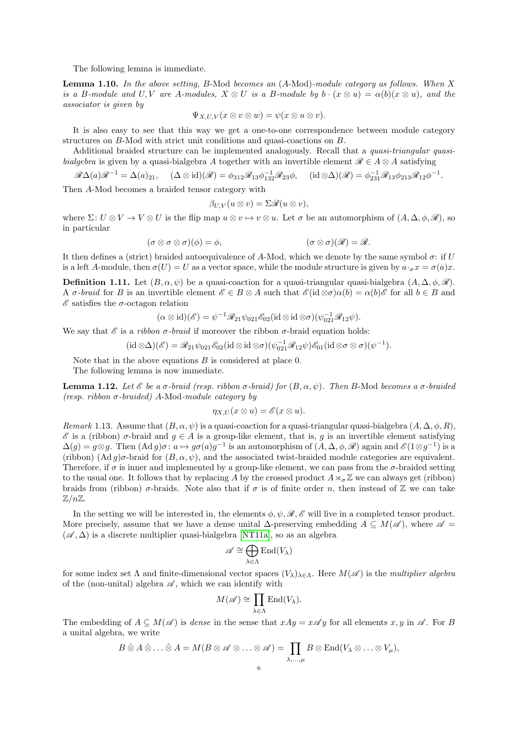The following lemma is immediate.

**Lemma 1.10.** *In the above setting, $B$-Mod becomes an ($A$-Mod)-module category as follows. When $X$ is a $B$-module and $U,V$ are $A$-modules, $X \otimes U$ is a $B$-module by $b \cdot (x \otimes u) = \alpha(b)(x \otimes u)$, and the associator is given by*

$$\Psi_{X,U,V}(x \otimes v \otimes w) = \psi(x \otimes u \otimes v).$$

It is also easy to see that this way we get a one-to-one correspondence between module category structures on $B$-Mod with strict unit conditions and quasi-coactions on $B$.

Additional braided structure can be implemented analogously. Recall that a *quasi-triangular quasi-bialgebra* is given by a quasi-bialgebra $A$ together with an invertible element $\mathscr{R} \in A \otimes A$ satisfying

$$\mathscr{R}\Delta(a)\mathscr{R}^{-1} = \Delta(a)_{21}, \quad (\Delta \otimes \mathrm{id})(\mathscr{R}) = \phi_{312}\mathscr{R}_{13}\phi_{132}^{-1}\mathscr{R}_{23}\phi, \quad (\mathrm{id} \otimes \Delta)(\mathscr{R}) = \phi_{231}^{-1}\mathscr{R}_{13}\phi_{213}\mathscr{R}_{12}\phi^{-1}.$$

Then $A$-Mod becomes a braided tensor category with

$$\beta_{U,V}(u \otimes v) = \Sigma\mathscr{R}(u \otimes v),$$

where $\Sigma \colon U \otimes V \to V \otimes U$ is the flip map $u \otimes v \mapsto v \otimes u$. Let $\sigma$ be an automorphism of $(A, \Delta, \phi, \mathscr{R})$, so in particular

$$(\sigma \otimes \sigma \otimes \sigma)(\phi) = \phi, \qquad\qquad (\sigma \otimes \sigma)(\mathscr{R}) = \mathscr{R}.$$

It then defines a (strict) braided autoequivalence of $A$-Mod, which we denote by the same symbol $\sigma$: if $U$ is a left $A$-module, then $\sigma(U) = U$ as a vector space, while the module structure is given by $a \cdot_\sigma x = \sigma(a)x$.

**Definition 1.11.** Let $(B, \alpha, \psi)$ be a quasi-coaction for a quasi-triangular quasi-bialgebra $(A, \Delta, \phi, \mathscr{R})$. A *$\sigma$-braid* for $B$ is an invertible element $\mathscr{E} \in B \otimes A$ such that $\mathscr{E}(\mathrm{id} \otimes \sigma)\alpha(b) = \alpha(b)\mathscr{E}$ for all $b \in B$ and $\mathscr{E}$ satisfies the $\sigma$-octagon relation

$$(\alpha \otimes \mathrm{id})(\mathscr{E}) = \psi^{-1}\mathscr{R}_{21}\psi_{021}\mathscr{E}_{02}(\mathrm{id} \otimes \mathrm{id} \otimes \sigma)(\psi_{021}^{-1}\mathscr{R}_{12}\psi).$$

We say that $\mathscr{E}$ is a *ribbon $\sigma$-braid* if moreover the ribbon $\sigma$-braid equation holds:

$$(\mathrm{id} \otimes \Delta)(\mathscr{E}) = \mathscr{R}_{21}\psi_{021}\mathscr{E}_{02}(\mathrm{id} \otimes \mathrm{id} \otimes \sigma)(\psi_{021}^{-1}\mathscr{R}_{12}\psi)\mathscr{E}_{01}(\mathrm{id} \otimes \sigma \otimes \sigma)(\psi^{-1}).$$

Note that in the above equations $B$ is considered at place 0.

The following lemma is now immediate.

**Lemma 1.12.** *Let $\mathscr{E}$ be a $\sigma$-braid (resp. ribbon $\sigma$-braid) for $(B, \alpha, \psi)$. Then $B$-Mod becomes a $\sigma$-braided (resp. ribbon $\sigma$-braided) $A$-Mod-module category by*

$$\eta_{X,U}(x \otimes u) = \mathscr{E}(x \otimes u).$$

*Remark* 1.13. Assume that $(B, \alpha, \psi)$ is a quasi-coaction for a quasi-triangular quasi-bialgebra $(A, \Delta, \phi, R)$, $\mathscr{E}$ is a (ribbon) $\sigma$-braid and $g \in A$ is a group-like element, that is, $g$ is an invertible element satisfying $\Delta(g) = g \otimes g$. Then $(\mathrm{Ad}\, g)\sigma \colon a \mapsto g\sigma(a)g^{-1}$ is an automorphism of $(A, \Delta, \phi, \mathscr{R})$ again and $\mathscr{E}(1 \otimes g^{-1})$ is a (ribbon) $(\mathrm{Ad}\, g)\sigma$-braid for $(B, \alpha, \psi)$, and the associated twist-braided module categories are equivalent. Therefore, if $\sigma$ is inner and implemented by a group-like element, we can pass from the $\sigma$-braided setting to the usual one. It follows that by replacing $A$ by the crossed product $A \rtimes_\sigma \mathbb{Z}$ we can always get (ribbon) braids from (ribbon) $\sigma$-braids. Note also that if $\sigma$ is of finite order $n$, then instead of $\mathbb{Z}$ we can take $\mathbb{Z}/n\mathbb{Z}$.

In the setting we will be interested in, the elements $\phi, \psi, \mathscr{R}, \mathscr{E}$ will live in a completed tensor product. More precisely, assume that we have a dense unital $\Delta$-preserving embedding $A \subseteq M(\mathscr{A})$, where $\mathscr{A} = (\mathscr{A}, \Delta)$ is a discrete multiplier quasi-bialgebra [NT11a], so as an algebra

$$\mathscr{A} \cong \bigoplus_{\lambda \in \Lambda} \mathrm{End}(V_\lambda)$$

for some index set $\Lambda$ and finite-dimensional vector spaces $(V_\lambda)_{\lambda \in \Lambda}$. Here $M(\mathscr{A})$ is the *multiplier algebra* of the (non-unital) algebra $\mathscr{A}$, which we can identify with

$$M(\mathscr{A}) \cong \prod_{\lambda \in \Lambda} \mathrm{End}(V_\lambda).$$

The embedding of $A \subseteq M(\mathscr{A})$ is *dense* in the sense that $xAy = x\mathscr{A}y$ for all elements $x, y$ in $\mathscr{A}$. For $B$ a unital algebra, we write

$$B \hat{\otimes} A \hat{\otimes} \ldots \hat{\otimes} A = M(B \otimes \mathscr{A} \otimes \ldots \otimes \mathscr{A}) = \prod_{\lambda, \ldots, \mu} B \otimes \mathrm{End}(V_\lambda \otimes \ldots \otimes V_\mu),$$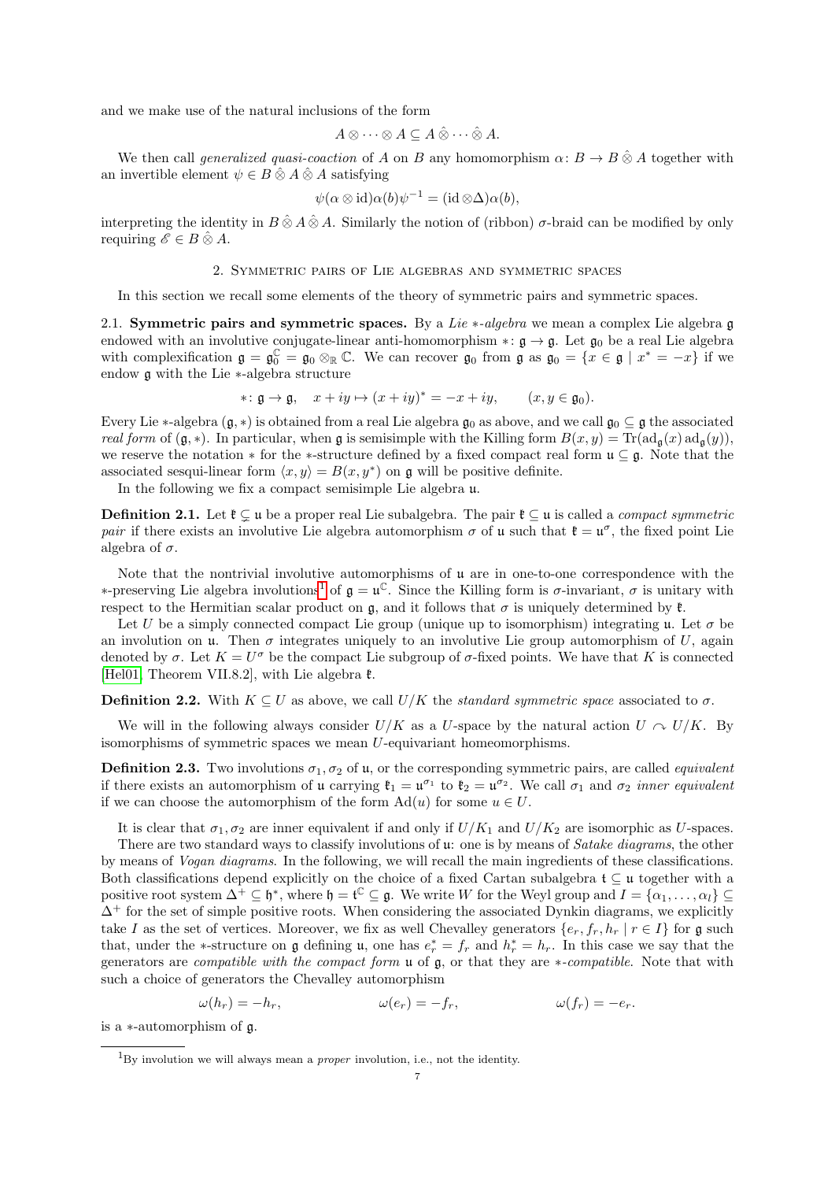and we make use of the natural inclusions of the form

$$A \otimes \cdots \otimes A \subseteq A \hat{\otimes} \cdots \hat{\otimes} A.$$

We then call *generalized quasi-coaction* of $A$ on $B$ any homomorphism $\alpha\colon B \to B \hat{\otimes} A$ together with an invertible element $\psi \in B \hat{\otimes} A \hat{\otimes} A$ satisfying

$$\psi(\alpha \otimes \mathrm{id})\alpha(b)\psi^{-1} = (\mathrm{id} \otimes \Delta)\alpha(b),$$

interpreting the identity in $B \hat{\otimes} A \hat{\otimes} A$. Similarly the notion of (ribbon) $\sigma$-braid can be modified by only requiring $\mathscr{E} \in B \hat{\otimes} A$.

## 2. Symmetric pairs of Lie algebras and symmetric spaces

In this section we recall some elements of the theory of symmetric pairs and symmetric spaces.

### 2.1. Symmetric pairs and symmetric spaces.

By a *Lie $*$-algebra* we mean a complex Lie algebra $\mathfrak{g}$ endowed with an involutive conjugate-linear anti-homomorphism $*\colon \mathfrak{g} \to \mathfrak{g}$. Let $\mathfrak{g}_0$ be a real Lie algebra with complexification $\mathfrak{g} = \mathfrak{g}_0^{\mathbb{C}} = \mathfrak{g}_0 \otimes_{\mathbb{R}} \mathbb{C}$. We can recover $\mathfrak{g}_0$ from $\mathfrak{g}$ as $\mathfrak{g}_0 = \{x \in \mathfrak{g} \mid x^* = -x\}$ if we endow $\mathfrak{g}$ with the Lie $*$-algebra structure

$$*\colon \mathfrak{g} \to \mathfrak{g}, \quad x + iy \mapsto (x+iy)^* = -x + iy, \qquad (x, y \in \mathfrak{g}_0).$$

Every Lie $*$-algebra $(\mathfrak{g}, *)$ is obtained from a real Lie algebra $\mathfrak{g}_0$ as above, and we call $\mathfrak{g}_0 \subseteq \mathfrak{g}$ the associated *real form* of $(\mathfrak{g}, *)$. In particular, when $\mathfrak{g}$ is semisimple with the Killing form $B(x,y) = \mathrm{Tr}(\mathrm{ad}_{\mathfrak{g}}(x)\,\mathrm{ad}_{\mathfrak{g}}(y))$, we reserve the notation $*$ for the $*$-structure defined by a fixed compact real form $\mathfrak{u} \subseteq \mathfrak{g}$. Note that the associated sesqui-linear form $\langle x, y\rangle = B(x, y^*)$ on $\mathfrak{g}$ will be positive definite.

In the following we fix a compact semisimple Lie algebra $\mathfrak{u}$.

**Definition 2.1.** Let $\mathfrak{k} \subsetneq \mathfrak{u}$ be a proper real Lie subalgebra. The pair $\mathfrak{k} \subseteq \mathfrak{u}$ is called a *compact symmetric pair* if there exists an involutive Lie algebra automorphism $\sigma$ of $\mathfrak{u}$ such that $\mathfrak{k} = \mathfrak{u}^\sigma$, the fixed point Lie algebra of $\sigma$.

Note that the nontrivial involutive automorphisms of $\mathfrak{u}$ are in one-to-one correspondence with the $*$-preserving Lie algebra involutions[1] of $\mathfrak{g} = \mathfrak{u}^{\mathbb{C}}$. Since the Killing form is $\sigma$-invariant, $\sigma$ is unitary with respect to the Hermitian scalar product on $\mathfrak{g}$, and it follows that $\sigma$ is uniquely determined by $\mathfrak{k}$.

Let $U$ be a simply connected compact Lie group (unique up to isomorphism) integrating $\mathfrak{u}$. Let $\sigma$ be an involution on $\mathfrak{u}$. Then $\sigma$ integrates uniquely to an involutive Lie group automorphism of $U$, again denoted by $\sigma$. Let $K = U^\sigma$ be the compact Lie subgroup of $\sigma$-fixed points. We have that $K$ is connected [Hel01, Theorem VII.8.2], with Lie algebra $\mathfrak{k}$.

**Definition 2.2.** With $K \subseteq U$ as above, we call $U/K$ the *standard symmetric space* associated to $\sigma$.

We will in the following always consider $U/K$ as a $U$-space by the natural action $U \curvearrowright U/K$. By isomorphisms of symmetric spaces we mean $U$-equivariant homeomorphisms.

**Definition 2.3.** Two involutions $\sigma_1, \sigma_2$ of $\mathfrak{u}$, or the corresponding symmetric pairs, are called *equivalent* if there exists an automorphism of $\mathfrak{u}$ carrying $\mathfrak{k}_1 = \mathfrak{u}^{\sigma_1}$ to $\mathfrak{k}_2 = \mathfrak{u}^{\sigma_2}$. We call $\sigma_1$ and $\sigma_2$ *inner equivalent* if we can choose the automorphism of the form $\mathrm{Ad}(u)$ for some $u \in U$.

It is clear that $\sigma_1, \sigma_2$ are inner equivalent if and only if $U/K_1$ and $U/K_2$ are isomorphic as $U$-spaces.

There are two standard ways to classify involutions of $\mathfrak{u}$: one is by means of *Satake diagrams*, the other by means of *Vogan diagrams*. In the following, we will recall the main ingredients of these classifications. Both classifications depend explicitly on the choice of a fixed Cartan subalgebra $\mathfrak{t} \subseteq \mathfrak{u}$ together with a positive root system $\Delta^+ \subseteq \mathfrak{h}^*$, where $\mathfrak{h} = \mathfrak{t}^{\mathbb{C}} \subseteq \mathfrak{g}$. We write $W$ for the Weyl group and $I = \{\alpha_1, \ldots, \alpha_l\} \subseteq \Delta^+$ for the set of simple positive roots. When considering the associated Dynkin diagrams, we explicitly take $I$ as the set of vertices. Moreover, we fix as well Chevalley generators $\{e_r, f_r, h_r \mid r \in I\}$ for $\mathfrak{g}$ such that, under the $*$-structure on $\mathfrak{g}$ defining $\mathfrak{u}$, one has $e_r^* = f_r$ and $h_r^* = h_r$. In this case we say that the generators are *compatible with the compact form* $\mathfrak{u}$ of $\mathfrak{g}$, or that they are *$*$-compatible*. Note that with such a choice of generators the Chevalley automorphism

$$\omega(h_r) = -h_r, \qquad\qquad \omega(e_r) = -f_r, \qquad\qquad \omega(f_r) = -e_r.$$

is a $*$-automorphism of $\mathfrak{g}$.

[1] By involution we will always mean a *proper* involution, i.e., not the identity.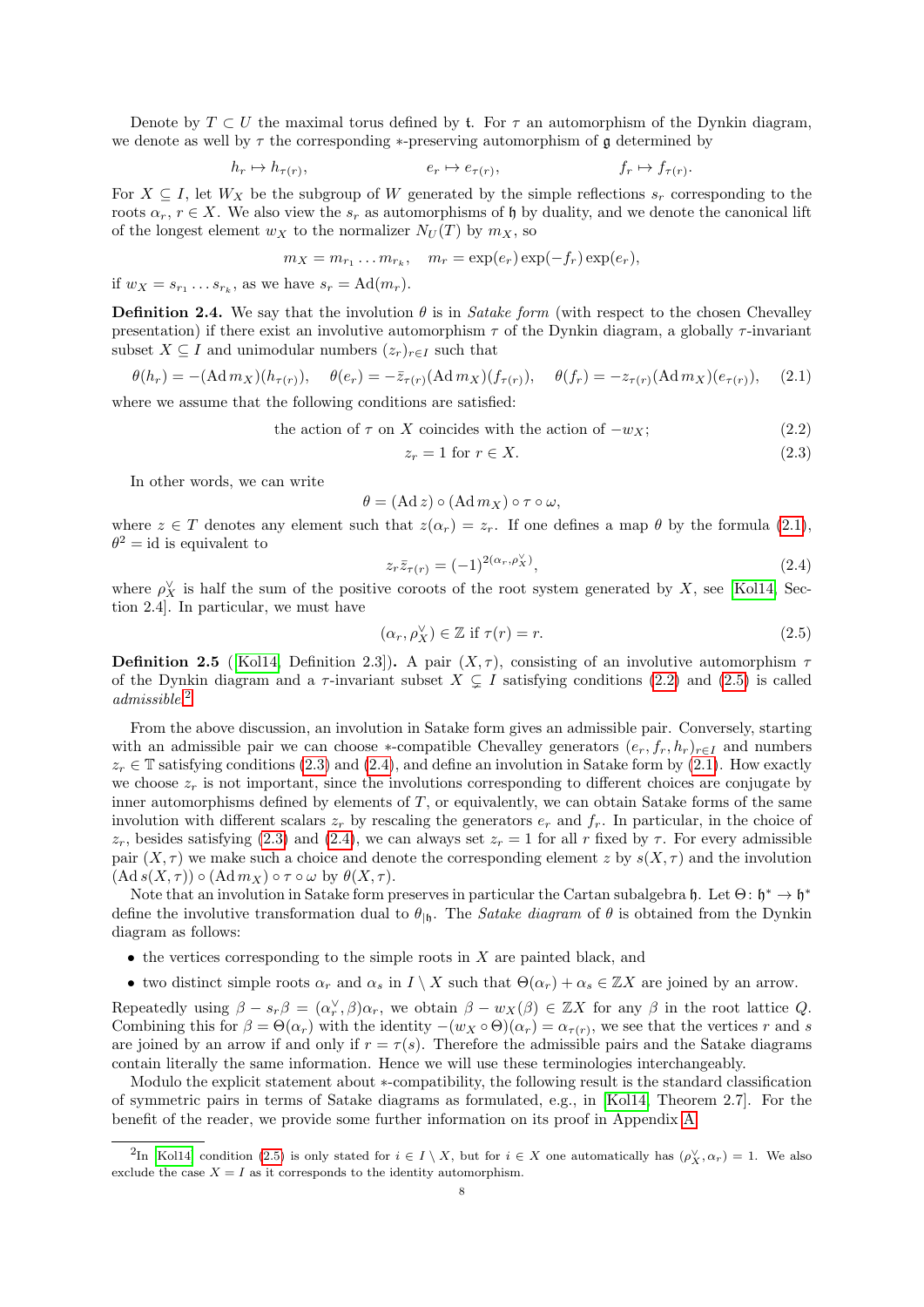Denote by $T \subset U$ the maximal torus defined by $\mathfrak{t}$. For $\tau$ an automorphism of the Dynkin diagram, we denote as well by $\tau$ the corresponding $*$-preserving automorphism of $\mathfrak{g}$ determined by

$$h_r \mapsto h_{\tau(r)}, \qquad e_r \mapsto e_{\tau(r)}, \qquad f_r \mapsto f_{\tau(r)}.$$

For $X \subseteq I$, let $W_X$ be the subgroup of $W$ generated by the simple reflections $s_r$ corresponding to the roots $\alpha_r$, $r \in X$. We also view the $s_r$ as automorphisms of $\mathfrak{h}$ by duality, and we denote the canonical lift of the longest element $w_X$ to the normalizer $N_U(T)$ by $m_X$, so

$$m_X = m_{r_1} \dots m_{r_k}, \quad m_r = \exp(e_r)\exp(-f_r)\exp(e_r),$$

if $w_X = s_{r_1} \dots s_{r_k}$, as we have $s_r = \mathrm{Ad}(m_r)$.

**Definition 2.4.** We say that the involution $\theta$ is in *Satake form* (with respect to the chosen Chevalley presentation) if there exist an involutive automorphism $\tau$ of the Dynkin diagram, a globally $\tau$-invariant subset $X \subseteq I$ and unimodular numbers $(z_r)_{r \in I}$ such that

$$\theta(h_r) = -(\mathrm{Ad}\, m_X)(h_{\tau(r)}), \quad \theta(e_r) = -\bar{z}_{\tau(r)}(\mathrm{Ad}\, m_X)(f_{\tau(r)}), \quad \theta(f_r) = -z_{\tau(r)}(\mathrm{Ad}\, m_X)(e_{\tau(r)}), \tag{2.1}$$

where we assume that the following conditions are satisfied:

$$\text{the action of } \tau \text{ on } X \text{ coincides with the action of } -w_X; \tag{2.2}$$

$$z_r = 1 \text{ for } r \in X. \tag{2.3}$$

In other words, we can write

$$\theta = (\mathrm{Ad}\, z) \circ (\mathrm{Ad}\, m_X) \circ \tau \circ \omega,$$

where $z \in T$ denotes any element such that $z(\alpha_r) = z_r$. If one defines a map $\theta$ by the formula (2.1), $\theta^2 = \mathrm{id}$ is equivalent to

$$z_r \bar{z}_{\tau(r)} = (-1)^{2(\alpha_r, \rho_X^\vee)}, \tag{2.4}$$

where $\rho_X^\vee$ is half the sum of the positive coroots of the root system generated by $X$, see [Kol14, Section 2.4]. In particular, we must have

$$(\alpha_r, \rho_X^\vee) \in \mathbb{Z} \text{ if } \tau(r) = r. \tag{2.5}$$

**Definition 2.5** ([Kol14, Definition 2.3])**.** A pair $(X, \tau)$, consisting of an involutive automorphism $\tau$ of the Dynkin diagram and a $\tau$-invariant subset $X \subsetneq I$ satisfying conditions (2.2) and (2.5) is called *admissible*.[2]

From the above discussion, an involution in Satake form gives an admissible pair. Conversely, starting with an admissible pair we can choose $*$-compatible Chevalley generators $(e_r, f_r, h_r)_{r \in I}$ and numbers $z_r \in \mathbb{T}$ satisfying conditions (2.3) and (2.4), and define an involution in Satake form by (2.1). How exactly we choose $z_r$ is not important, since the involutions corresponding to different choices are conjugate by inner automorphisms defined by elements of $T$, or equivalently, we can obtain Satake forms of the same involution with different scalars $z_r$ by rescaling the generators $e_r$ and $f_r$. In particular, in the choice of $z_r$, besides satisfying (2.3) and (2.4), we can always set $z_r = 1$ for all $r$ fixed by $\tau$. For every admissible pair $(X, \tau)$ we make such a choice and denote the corresponding element $z$ by $s(X, \tau)$ and the involution $(\mathrm{Ad}\, s(X, \tau)) \circ (\mathrm{Ad}\, m_X) \circ \tau \circ \omega$ by $\theta(X, \tau)$.

Note that an involution in Satake form preserves in particular the Cartan subalgebra $\mathfrak{h}$. Let $\Theta \colon \mathfrak{h}^* \to \mathfrak{h}^*$ define the involutive transformation dual to $\theta_{|\mathfrak{h}}$. The *Satake diagram* of $\theta$ is obtained from the Dynkin diagram as follows:

- the vertices corresponding to the simple roots in $X$ are painted black, and
- two distinct simple roots $\alpha_r$ and $\alpha_s$ in $I \setminus X$ such that $\Theta(\alpha_r) + \alpha_s \in \mathbb{Z}X$ are joined by an arrow.

Repeatedly using $\beta - s_r\beta = (\alpha_r^\vee, \beta)\alpha_r$, we obtain $\beta - w_X(\beta) \in \mathbb{Z}X$ for any $\beta$ in the root lattice $Q$. Combining this for $\beta = \Theta(\alpha_r)$ with the identity $-(w_X \circ \Theta)(\alpha_r) = \alpha_{\tau(r)}$, we see that the vertices $r$ and $s$ are joined by an arrow if and only if $r = \tau(s)$. Therefore the admissible pairs and the Satake diagrams contain literally the same information. Hence we will use these terminologies interchangeably.

Modulo the explicit statement about $*$-compatibility, the following result is the standard classification of symmetric pairs in terms of Satake diagrams as formulated, e.g., in [Kol14, Theorem 2.7]. For the benefit of the reader, we provide some further information on its proof in Appendix A.

[2] In [Kol14] condition (2.5) is only stated for $i \in I \setminus X$, but for $i \in X$ one automatically has $(\rho_X^\vee, \alpha_r) = 1$. We also exclude the case $X = I$ as it corresponds to the identity automorphism.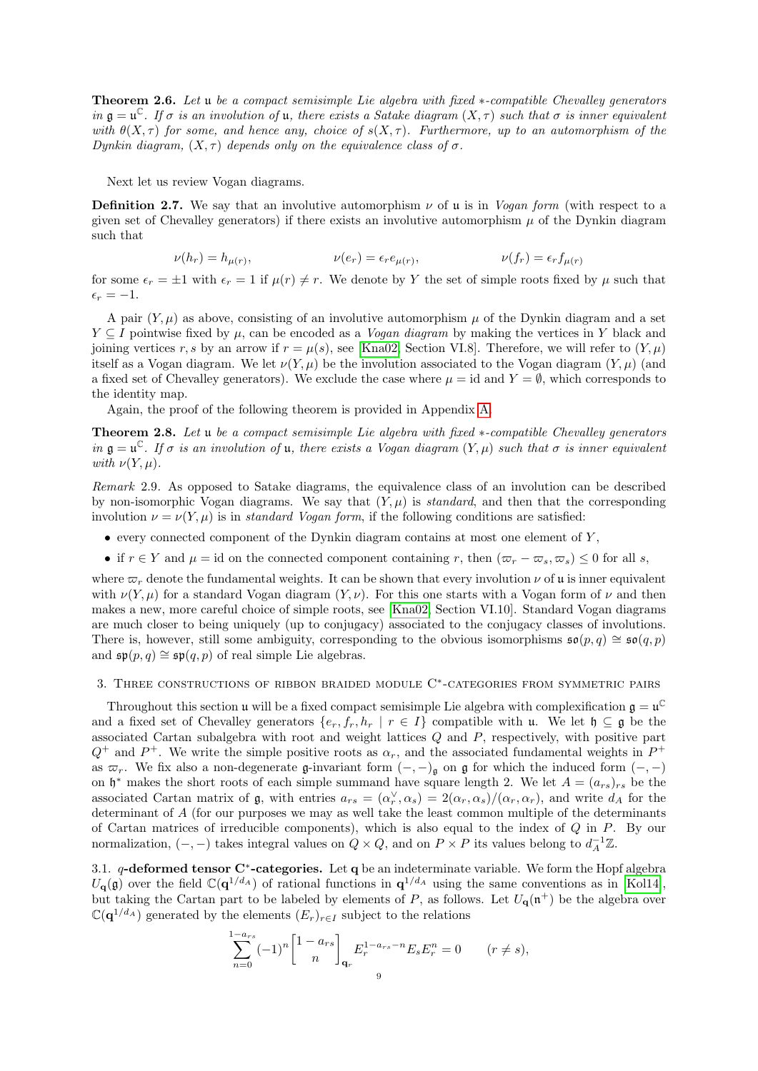**Theorem 2.6.** *Let $\mathfrak{u}$ be a compact semisimple Lie algebra with fixed $*$-compatible Chevalley generators in $\mathfrak{g} = \mathfrak{u}^{\mathbb{C}}$. If $\sigma$ is an involution of $\mathfrak{u}$, there exists a Satake diagram $(X, \tau)$ such that $\sigma$ is inner equivalent with $\theta(X, \tau)$ for some, and hence any, choice of $s(X, \tau)$. Furthermore, up to an automorphism of the Dynkin diagram, $(X, \tau)$ depends only on the equivalence class of $\sigma$.*

Next let us review Vogan diagrams.

**Definition 2.7.** We say that an involutive automorphism $\nu$ of $\mathfrak{u}$ is in *Vogan form* (with respect to a given set of Chevalley generators) if there exists an involutive automorphism $\mu$ of the Dynkin diagram such that

$$\nu(h_r) = h_{\mu(r)}, \qquad \nu(e_r) = \epsilon_r e_{\mu(r)}, \qquad \nu(f_r) = \epsilon_r f_{\mu(r)}$$

for some $\epsilon_r = \pm 1$ with $\epsilon_r = 1$ if $\mu(r) \neq r$. We denote by $Y$ the set of simple roots fixed by $\mu$ such that $\epsilon_r = -1$.

A pair $(Y, \mu)$ as above, consisting of an involutive automorphism $\mu$ of the Dynkin diagram and a set $Y \subseteq I$ pointwise fixed by $\mu$, can be encoded as a *Vogan diagram* by making the vertices in $Y$ black and joining vertices $r, s$ by an arrow if $r = \mu(s)$, see [Kna02, Section VI.8]. Therefore, we will refer to $(Y, \mu)$ itself as a Vogan diagram. We let $\nu(Y, \mu)$ be the involution associated to the Vogan diagram $(Y, \mu)$ (and a fixed set of Chevalley generators). We exclude the case where $\mu = \mathrm{id}$ and $Y = \emptyset$, which corresponds to the identity map.

Again, the proof of the following theorem is provided in Appendix A.

**Theorem 2.8.** *Let $\mathfrak{u}$ be a compact semisimple Lie algebra with fixed $*$-compatible Chevalley generators in $\mathfrak{g} = \mathfrak{u}^{\mathbb{C}}$. If $\sigma$ is an involution of $\mathfrak{u}$, there exists a Vogan diagram $(Y, \mu)$ such that $\sigma$ is inner equivalent with $\nu(Y, \mu)$.*

*Remark* 2.9. As opposed to Satake diagrams, the equivalence class of an involution can be described by non-isomorphic Vogan diagrams. We say that $(Y, \mu)$ is *standard*, and then that the corresponding involution $\nu = \nu(Y, \mu)$ is in *standard Vogan form*, if the following conditions are satisfied:

- every connected component of the Dynkin diagram contains at most one element of $Y$,
- if $r \in Y$ and $\mu = \mathrm{id}$ on the connected component containing $r$, then $(\varpi_r - \varpi_s, \varpi_s) \leq 0$ for all $s$,

where $\varpi_r$ denote the fundamental weights. It can be shown that every involution $\nu$ of $\mathfrak{u}$ is inner equivalent with $\nu(Y, \mu)$ for a standard Vogan diagram $(Y, \nu)$. For this one starts with a Vogan form of $\nu$ and then makes a new, more careful choice of simple roots, see [Kna02, Section VI.10]. Standard Vogan diagrams are much closer to being uniquely (up to conjugacy) associated to the conjugacy classes of involutions. There is, however, still some ambiguity, corresponding to the obvious isomorphisms $\mathfrak{so}(p, q) \cong \mathfrak{so}(q, p)$ and $\mathfrak{sp}(p, q) \cong \mathfrak{sp}(q, p)$ of real simple Lie algebras.

## 3. Three constructions of ribbon braided module C*-categories from symmetric pairs

Throughout this section $\mathfrak{u}$ will be a fixed compact semisimple Lie algebra with complexification $\mathfrak{g} = \mathfrak{u}^{\mathbb{C}}$ and a fixed set of Chevalley generators $\{e_r, f_r, h_r \mid r \in I\}$ compatible with $\mathfrak{u}$. We let $\mathfrak{h} \subseteq \mathfrak{g}$ be the associated Cartan subalgebra with root and weight lattices $Q$ and $P$, respectively, with positive part $Q^+$ and $P^+$. We write the simple positive roots as $\alpha_r$, and the associated fundamental weights in $P^+$ as $\varpi_r$. We fix also a non-degenerate $\mathfrak{g}$-invariant form $(-,-)_{\mathfrak{g}}$ on $\mathfrak{g}$ for which the induced form $(-,-)$ on $\mathfrak{h}^*$ makes the short roots of each simple summand have square length 2. We let $A = (a_{rs})_{rs}$ be the associated Cartan matrix of $\mathfrak{g}$, with entries $a_{rs} = (\alpha_r^\vee, \alpha_s) = 2(\alpha_r, \alpha_s)/(\alpha_r, \alpha_r)$, and write $d_A$ for the determinant of $A$ (for our purposes we may as well take the least common multiple of the determinants of Cartan matrices of irreducible components), which is also equal to the index of $Q$ in $P$. By our normalization, $(-,-)$ takes integral values on $Q \times Q$, and on $P \times P$ its values belong to $d_A^{-1}\mathbb{Z}$.

### 3.1. $q$-deformed tensor C*-categories.

Let $\mathbf{q}$ be an indeterminate variable. We form the Hopf algebra $U_{\mathbf{q}}(\mathfrak{g})$ over the field $\mathbb{C}(\mathbf{q}^{1/d_A})$ of rational functions in $\mathbf{q}^{1/d_A}$ using the same conventions as in [Kol14], but taking the Cartan part to be labeled by elements of $P$, as follows. Let $U_{\mathbf{q}}(\mathfrak{n}^+)$ be the algebra over $\mathbb{C}(\mathbf{q}^{1/d_A})$ generated by the elements $(E_r)_{r \in I}$ subject to the relations

$$\sum_{n=0}^{1-a_{rs}} (-1)^n \begin{bmatrix} 1 - a_{rs} \\ n \end{bmatrix}_{\mathbf{q}_r} E_r^{1-a_{rs}-n} E_s E_r^n = 0 \qquad (r \neq s),$$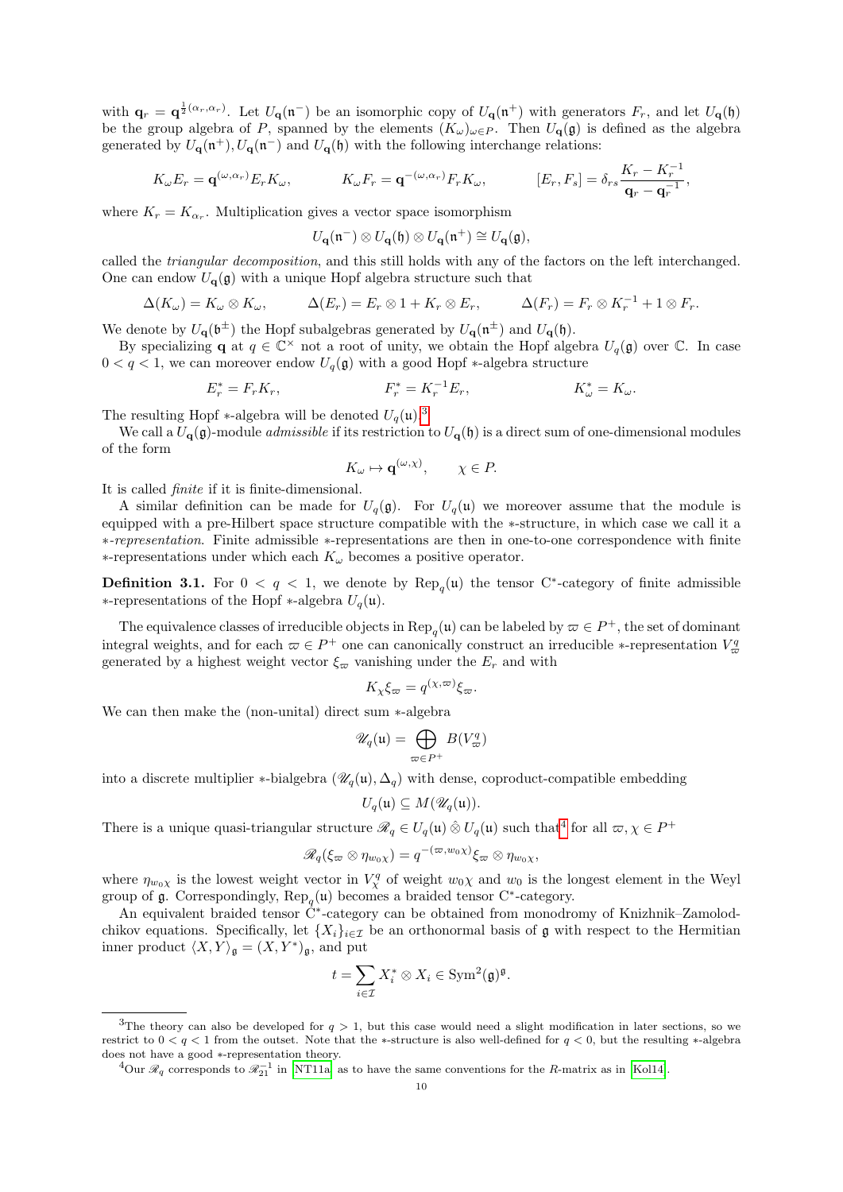with $\mathbf{q}_r = \mathbf{q}^{\frac{1}{2}(\alpha_r,\alpha_r)}$. Let $U_{\mathbf{q}}(\mathfrak{n}^-)$ be an isomorphic copy of $U_{\mathbf{q}}(\mathfrak{n}^+)$ with generators $F_r$, and let $U_{\mathbf{q}}(\mathfrak{h})$ be the group algebra of $P$, spanned by the elements $(K_\omega)_{\omega\in P}$. Then $U_{\mathbf{q}}(\mathfrak{g})$ is defined as the algebra generated by $U_{\mathbf{q}}(\mathfrak{n}^+), U_{\mathbf{q}}(\mathfrak{n}^-)$ and $U_{\mathbf{q}}(\mathfrak{h})$ with the following interchange relations:

$$K_\omega E_r = \mathbf{q}^{(\omega,\alpha_r)} E_r K_\omega, \qquad K_\omega F_r = \mathbf{q}^{-(\omega,\alpha_r)} F_r K_\omega, \qquad [E_r, F_s] = \delta_{rs}\frac{K_r - K_r^{-1}}{\mathbf{q}_r - \mathbf{q}_r^{-1}},$$

where $K_r = K_{\alpha_r}$. Multiplication gives a vector space isomorphism

$$U_{\mathbf{q}}(\mathfrak{n}^-)\otimes U_{\mathbf{q}}(\mathfrak{h})\otimes U_{\mathbf{q}}(\mathfrak{n}^+) \cong U_{\mathbf{q}}(\mathfrak{g}),$$

called the *triangular decomposition*, and this still holds with any of the factors on the left interchanged. One can endow $U_{\mathbf{q}}(\mathfrak{g})$ with a unique Hopf algebra structure such that

$$\Delta(K_\omega) = K_\omega\otimes K_\omega, \qquad \Delta(E_r) = E_r\otimes 1 + K_r\otimes E_r, \qquad \Delta(F_r) = F_r\otimes K_r^{-1} + 1\otimes F_r.$$

We denote by $U_{\mathbf{q}}(\mathfrak{b}^\pm)$ the Hopf subalgebras generated by $U_{\mathbf{q}}(\mathfrak{n}^\pm)$ and $U_{\mathbf{q}}(\mathfrak{h})$.

By specializing $\mathbf{q}$ at $q \in \mathbb{C}^\times$ not a root of unity, we obtain the Hopf algebra $U_q(\mathfrak{g})$ over $\mathbb{C}$. In case $0<q<1$, we can moreover endow $U_q(\mathfrak{g})$ with a good Hopf $*$-algebra structure

$$E_r^* = F_r K_r, \qquad F_r^* = K_r^{-1}E_r, \qquad K_\omega^* = K_\omega.$$

The resulting Hopf $*$-algebra will be denoted $U_q(\mathfrak{u})$.[3]

We call a $U_{\mathbf{q}}(\mathfrak{g})$-module *admissible* if its restriction to $U_{\mathbf{q}}(\mathfrak{h})$ is a direct sum of one-dimensional modules of the form

$$K_\omega \mapsto \mathbf{q}^{(\omega,\chi)}, \qquad \chi\in P.$$

It is called *finite* if it is finite-dimensional.

A similar definition can be made for $U_q(\mathfrak{g})$. For $U_q(\mathfrak{u})$ we moreover assume that the module is equipped with a pre-Hilbert space structure compatible with the $*$-structure, in which case we call it a *$*$-representation*. Finite admissible $*$-representations are then in one-to-one correspondence with finite $*$-representations under which each $K_\omega$ becomes a positive operator.

**Definition 3.1.** For $0<q<1$, we denote by $\mathrm{Rep}_q(\mathfrak{u})$ the tensor C$^*$-category of finite admissible $*$-representations of the Hopf $*$-algebra $U_q(\mathfrak{u})$.

The equivalence classes of irreducible objects in $\mathrm{Rep}_q(\mathfrak{u})$ can be labeled by $\varpi\in P^+$, the set of dominant integral weights, and for each $\varpi\in P^+$ one can canonically construct an irreducible $*$-representation $V_\varpi^q$ generated by a highest weight vector $\xi_\varpi$ vanishing under the $E_r$ and with

$$K_\chi\xi_\varpi = q^{(\chi,\varpi)}\xi_\varpi.$$

We can then make the (non-unital) direct sum $*$-algebra

$$\mathscr{U}_q(\mathfrak{u}) = \bigoplus_{\varpi\in P^+} B(V_\varpi^q)$$

into a discrete multiplier $*$-bialgebra $(\mathscr{U}_q(\mathfrak{u}),\Delta_q)$ with dense, coproduct-compatible embedding

$$U_q(\mathfrak{u}) \subseteq M(\mathscr{U}_q(\mathfrak{u})).$$

There is a unique quasi-triangular structure $\mathscr{R}_q \in U_q(\mathfrak{u})\hat{\otimes} U_q(\mathfrak{u})$ such that[4] for all $\varpi,\chi\in P^+$

$$\mathscr{R}_q(\xi_\varpi\otimes\eta_{w_0\chi}) = q^{-(\varpi,w_0\chi)}\xi_\varpi\otimes\eta_{w_0\chi},$$

where $\eta_{w_0\chi}$ is the lowest weight vector in $V_\chi^q$ of weight $w_0\chi$ and $w_0$ is the longest element in the Weyl group of $\mathfrak{g}$. Correspondingly, $\mathrm{Rep}_q(\mathfrak{u})$ becomes a braided tensor C$^*$-category.

An equivalent braided tensor C$^*$-category can be obtained from monodromy of Knizhnik–Zamolodchikov equations. Specifically, let $\{X_i\}_{i\in\mathcal{I}}$ be an orthonormal basis of $\mathfrak{g}$ with respect to the Hermitian inner product $\langle X,Y\rangle_{\mathfrak{g}} = (X,Y^*)_{\mathfrak{g}}$, and put

$$t = \sum_{i\in\mathcal{I}} X_i^*\otimes X_i \in \mathrm{Sym}^2(\mathfrak{g})^{\mathfrak{g}}.$$

---

[3] The theory can also be developed for $q>1$, but this case would need a slight modification in later sections, so we restrict to $0<q<1$ from the outset. Note that the $*$-structure is also well-defined for $q<0$, but the resulting $*$-algebra does not have a good $*$-representation theory.

[4] Our $\mathscr{R}_q$ corresponds to $\mathscr{R}_{21}^{-1}$ in [NT11a] as to have the same conventions for the $R$-matrix as in [Kol14].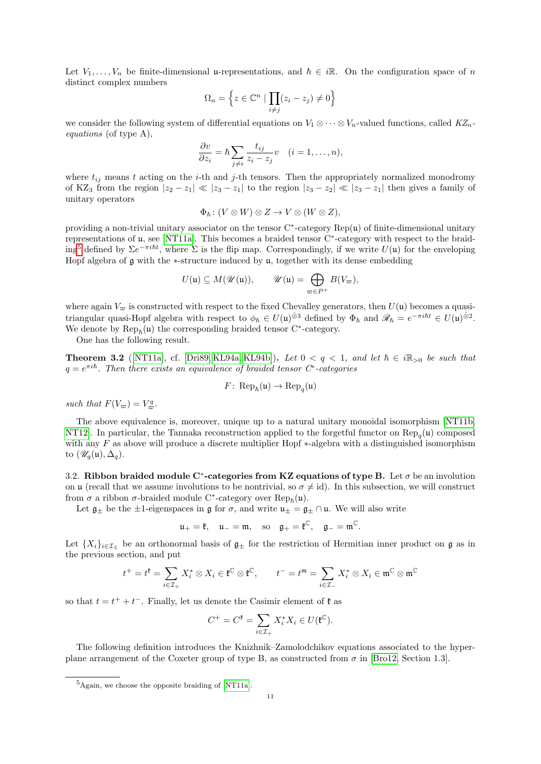Let $V_1, \ldots, V_n$ be finite-dimensional $\mathfrak{u}$-representations, and $\hbar \in i\mathbb{R}$. On the configuration space of $n$ distinct complex numbers

$$\Omega_n = \Big\{ z \in \mathbb{C}^n \mid \prod_{i \neq j} (z_i - z_j) \neq 0 \Big\}$$

we consider the following system of differential equations on $V_1 \otimes \cdots \otimes V_n$-valued functions, called *$KZ_n$-equations* (of type A),

$$\frac{\partial v}{\partial z_i} = \hbar \sum_{j \neq i} \frac{t_{ij}}{z_i - z_j} v \quad (i = 1, \ldots, n),$$

where $t_{ij}$ means $t$ acting on the $i$-th and $j$-th tensors. Then the appropriately normalized monodromy of $\mathrm{KZ}_3$ from the region $|z_2 - z_1| \ll |z_3 - z_1|$ to the region $|z_3 - z_2| \ll |z_3 - z_1|$ then gives a family of unitary operators

$$\Phi_\hbar \colon (V \otimes W) \otimes Z \to V \otimes (W \otimes Z),$$

providing a non-trivial unitary associator on the tensor C$^*$-category $\mathrm{Rep}(\mathfrak{u})$ of finite-dimensional unitary representations of $\mathfrak{u}$, see [NT11a]. This becomes a braided tensor C$^*$-category with respect to the braiding[5] defined by $\Sigma e^{-\pi i \hbar t}$, where $\Sigma$ is the flip map. Correspondingly, if we write $U(\mathfrak{u})$ for the enveloping Hopf algebra of $\mathfrak{g}$ with the $*$-structure induced by $\mathfrak{u}$, together with its dense embedding

$$U(\mathfrak{u}) \subseteq M(\mathscr{U}(\mathfrak{u})), \qquad \mathscr{U}(\mathfrak{u}) = \bigoplus_{\varpi \in P^+} B(V_\varpi),$$

where again $V_\varpi$ is constructed with respect to the fixed Chevalley generators, then $U(\mathfrak{u})$ becomes a quasi-triangular quasi-Hopf algebra with respect to $\phi_\hbar \in U(\mathfrak{u})^{\hat{\otimes} 3}$ defined by $\Phi_\hbar$ and $\mathscr{R}_\hbar = e^{-\pi i \hbar t} \in U(\mathfrak{u})^{\hat{\otimes} 2}$. We denote by $\mathrm{Rep}_\hbar(\mathfrak{u})$ the corresponding braided tensor C$^*$-category.

One has the following result.

**Theorem 3.2** ([NT11a], cf. [Dri89, KL94a, KL94b]). *Let $0 < q < 1$, and let $\hbar \in i\mathbb{R}_{>0}$ be such that $q = e^{\pi i \hbar}$. Then there exists an equivalence of braided tensor C$^*$-categories*

$$F \colon \mathrm{Rep}_\hbar(\mathfrak{u}) \to \mathrm{Rep}_q(\mathfrak{u})$$

*such that $F(V_\varpi) = V_\varpi^q$.*

The above equivalence is, moreover, unique up to a natural unitary monoidal isomorphism [NT11b, NT12]. In particular, the Tannaka reconstruction applied to the forgetful functor on $\mathrm{Rep}_q(\mathfrak{u})$ composed with any $F$ as above will produce a discrete multiplier Hopf $*$-algebra with a distinguished isomorphism to $(\mathscr{U}_q(\mathfrak{u}), \Delta_q)$.

### 3.2. Ribbon braided module C$^*$-categories from KZ equations of type B.

Let $\sigma$ be an involution on $\mathfrak{u}$ (recall that we assume involutions to be nontrivial, so $\sigma \neq \mathrm{id}$). In this subsection, we will construct from $\sigma$ a ribbon $\sigma$-braided module C$^*$-category over $\mathrm{Rep}_\hbar(\mathfrak{u})$.

Let $\mathfrak{g}_\pm$ be the $\pm 1$-eigenspaces in $\mathfrak{g}$ for $\sigma$, and write $\mathfrak{u}_\pm = \mathfrak{g}_\pm \cap \mathfrak{u}$. We will also write

$$\mathfrak{u}_+ = \mathfrak{k}, \quad \mathfrak{u}_- = \mathfrak{m}, \quad \text{so} \quad \mathfrak{g}_+ = \mathfrak{k}^\mathbb{C}, \quad \mathfrak{g}_- = \mathfrak{m}^\mathbb{C}.$$

Let $\{X_i\}_{i \in \mathcal{I}_\pm}$ be an orthonormal basis of $\mathfrak{g}_\pm$ for the restriction of Hermitian inner product on $\mathfrak{g}$ as in the previous section, and put

$$t^+ = t^\mathfrak{k} = \sum_{i \in \mathcal{I}_+} X_i^* \otimes X_i \in \mathfrak{k}^\mathbb{C} \otimes \mathfrak{k}^\mathbb{C}, \qquad t^- = t^\mathfrak{m} = \sum_{i \in \mathcal{I}_-} X_i^* \otimes X_i \in \mathfrak{m}^\mathbb{C} \otimes \mathfrak{m}^\mathbb{C}$$

so that $t = t^+ + t^-$. Finally, let us denote the Casimir element of $\mathfrak{k}$ as

$$C^+ = C^\mathfrak{k} = \sum_{i \in \mathcal{I}_+} X_i^* X_i \in U(\mathfrak{k}^\mathbb{C}).$$

The following definition introduces the Knizhnik–Zamolodchikov equations associated to the hyperplane arrangement of the Coxeter group of type B, as constructed from $\sigma$ in [Bro12, Section 1.3].

[5] Again, we choose the opposite braiding of [NT11a].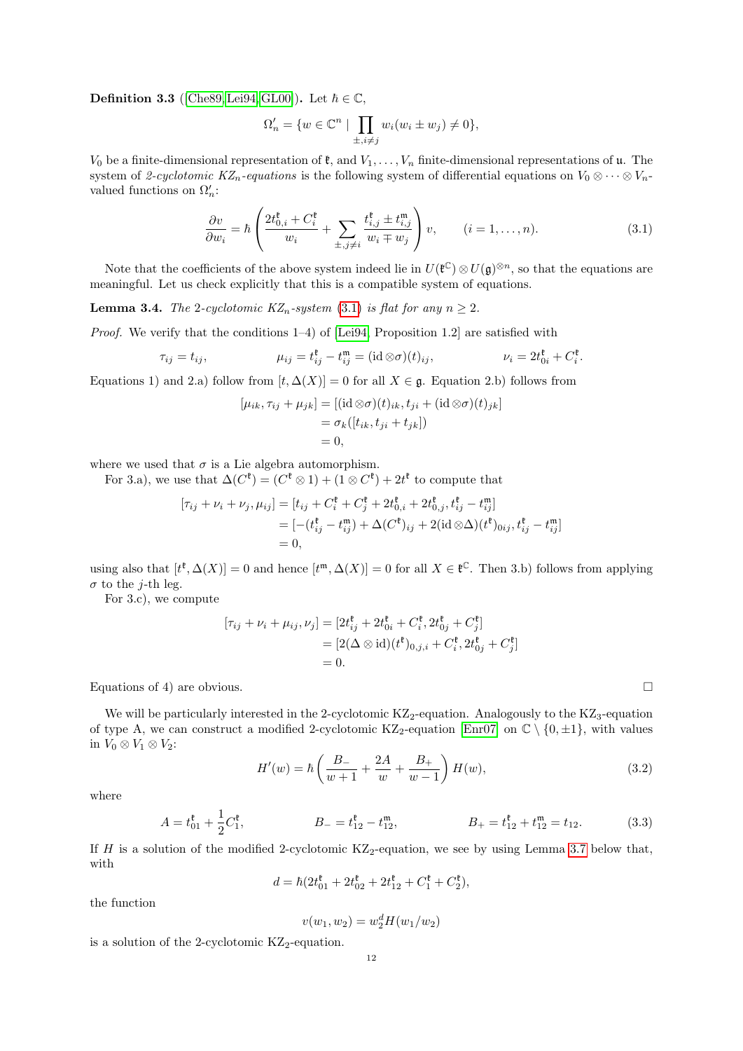**Definition 3.3** ([Che89, Lei94, GL00])**.** Let $\hbar \in \mathbb{C}$,

$$\Omega'_n = \{w \in \mathbb{C}^n \mid \prod_{\pm, i \neq j} w_i(w_i \pm w_j) \neq 0\},$$

$V_0$ be a finite-dimensional representation of $\mathfrak{k}$, and $V_1, \ldots, V_n$ finite-dimensional representations of $\mathfrak{u}$. The system of *2-cyclotomic KZ$_n$-equations* is the following system of differential equations on $V_0 \otimes \cdots \otimes V_n$-valued functions on $\Omega'_n$:

$$\frac{\partial v}{\partial w_i} = \hbar \left( \frac{2t^{\mathfrak{k}}_{0,i} + C^{\mathfrak{k}}_i}{w_i} + \sum_{\pm, j \neq i} \frac{t^{\mathfrak{k}}_{i,j} \pm t^{\mathfrak{m}}_{i,j}}{w_i \mp w_j} \right) v, \qquad (i = 1, \ldots, n). \tag{3.1}$$

Note that the coefficients of the above system indeed lie in $U(\mathfrak{k}^{\mathbb{C}}) \otimes U(\mathfrak{g})^{\otimes n}$, so that the equations are meaningful. Let us check explicitly that this is a compatible system of equations.

**Lemma 3.4.** *The 2-cyclotomic KZ$_n$-system (3.1) is flat for any $n \geq 2$.*

*Proof.* We verify that the conditions 1–4) of [Lei94, Proposition 1.2] are satisfied with

$$\tau_{ij} = t_{ij}, \qquad \mu_{ij} = t^{\mathfrak{k}}_{ij} - t^{\mathfrak{m}}_{ij} = (\mathrm{id} \otimes \sigma)(t)_{ij}, \qquad \nu_i = 2t^{\mathfrak{k}}_{0i} + C^{\mathfrak{k}}_i.$$

Equations 1) and 2.a) follow from $[t, \Delta(X)] = 0$ for all $X \in \mathfrak{g}$. Equation 2.b) follows from

$$\begin{aligned}
[\mu_{ik}, \tau_{ij} + \mu_{jk}] &= [(\mathrm{id} \otimes \sigma)(t)_{ik}, t_{ji} + (\mathrm{id} \otimes \sigma)(t)_{jk}] \\
&= \sigma_k([t_{ik}, t_{ji} + t_{jk}]) \\
&= 0,
\end{aligned}$$

where we used that $\sigma$ is a Lie algebra automorphism.

For 3.a), we use that $\Delta(C^{\mathfrak{k}}) = (C^{\mathfrak{k}} \otimes 1) + (1 \otimes C^{\mathfrak{k}}) + 2t^{\mathfrak{k}}$ to compute that

$$\begin{aligned}
[\tau_{ij} + \nu_i + \nu_j, \mu_{ij}] &= [t_{ij} + C^{\mathfrak{k}}_i + C^{\mathfrak{k}}_j + 2t^{\mathfrak{k}}_{0,i} + 2t^{\mathfrak{k}}_{0,j}, t^{\mathfrak{k}}_{ij} - t^{\mathfrak{m}}_{ij}] \\
&= [-(t^{\mathfrak{k}}_{ij} - t^{\mathfrak{m}}_{ij}) + \Delta(C^{\mathfrak{k}})_{ij} + 2(\mathrm{id} \otimes \Delta)(t^{\mathfrak{k}})_{0ij}, t^{\mathfrak{k}}_{ij} - t^{\mathfrak{m}}_{ij}] \\
&= 0,
\end{aligned}$$

using also that $[t^{\mathfrak{k}}, \Delta(X)] = 0$ and hence $[t^{\mathfrak{m}}, \Delta(X)] = 0$ for all $X \in \mathfrak{k}^{\mathbb{C}}$. Then 3.b) follows from applying $\sigma$ to the $j$-th leg.

For 3.c), we compute

$$\begin{aligned}
[\tau_{ij} + \nu_i + \mu_{ij}, \nu_j] &= [2t^{\mathfrak{k}}_{ij} + 2t^{\mathfrak{k}}_{0i} + C^{\mathfrak{k}}_i, 2t^{\mathfrak{k}}_{0j} + C^{\mathfrak{k}}_j] \\
&= [2(\Delta \otimes \mathrm{id})(t^{\mathfrak{k}})_{0,j,i} + C^{\mathfrak{k}}_i, 2t^{\mathfrak{k}}_{0j} + C^{\mathfrak{k}}_j] \\
&= 0.
\end{aligned}$$

Equations of 4) are obvious. $\square$

We will be particularly interested in the 2-cyclotomic KZ$_2$-equation. Analogously to the KZ$_3$-equation of type A, we can construct a modified 2-cyclotomic KZ$_2$-equation [Enr07] on $\mathbb{C} \setminus \{0, \pm 1\}$, with values in $V_0 \otimes V_1 \otimes V_2$:

$$H'(w) = \hbar \left( \frac{B_-}{w+1} + \frac{2A}{w} + \frac{B_+}{w-1} \right) H(w), \tag{3.2}$$

where

$$A = t^{\mathfrak{k}}_{01} + \frac{1}{2} C^{\mathfrak{k}}_1, \qquad B_- = t^{\mathfrak{k}}_{12} - t^{\mathfrak{m}}_{12}, \qquad B_+ = t^{\mathfrak{k}}_{12} + t^{\mathfrak{m}}_{12} = t_{12}. \tag{3.3}$$

If $H$ is a solution of the modified 2-cyclotomic KZ$_2$-equation, we see by using Lemma 3.7 below that, with

$$d = \hbar(2t^{\mathfrak{k}}_{01} + 2t^{\mathfrak{k}}_{02} + 2t^{\mathfrak{k}}_{12} + C^{\mathfrak{k}}_1 + C^{\mathfrak{k}}_2),$$

the function

$$v(w_1, w_2) = w_2^d H(w_1/w_2)$$

is a solution of the 2-cyclotomic KZ$_2$-equation.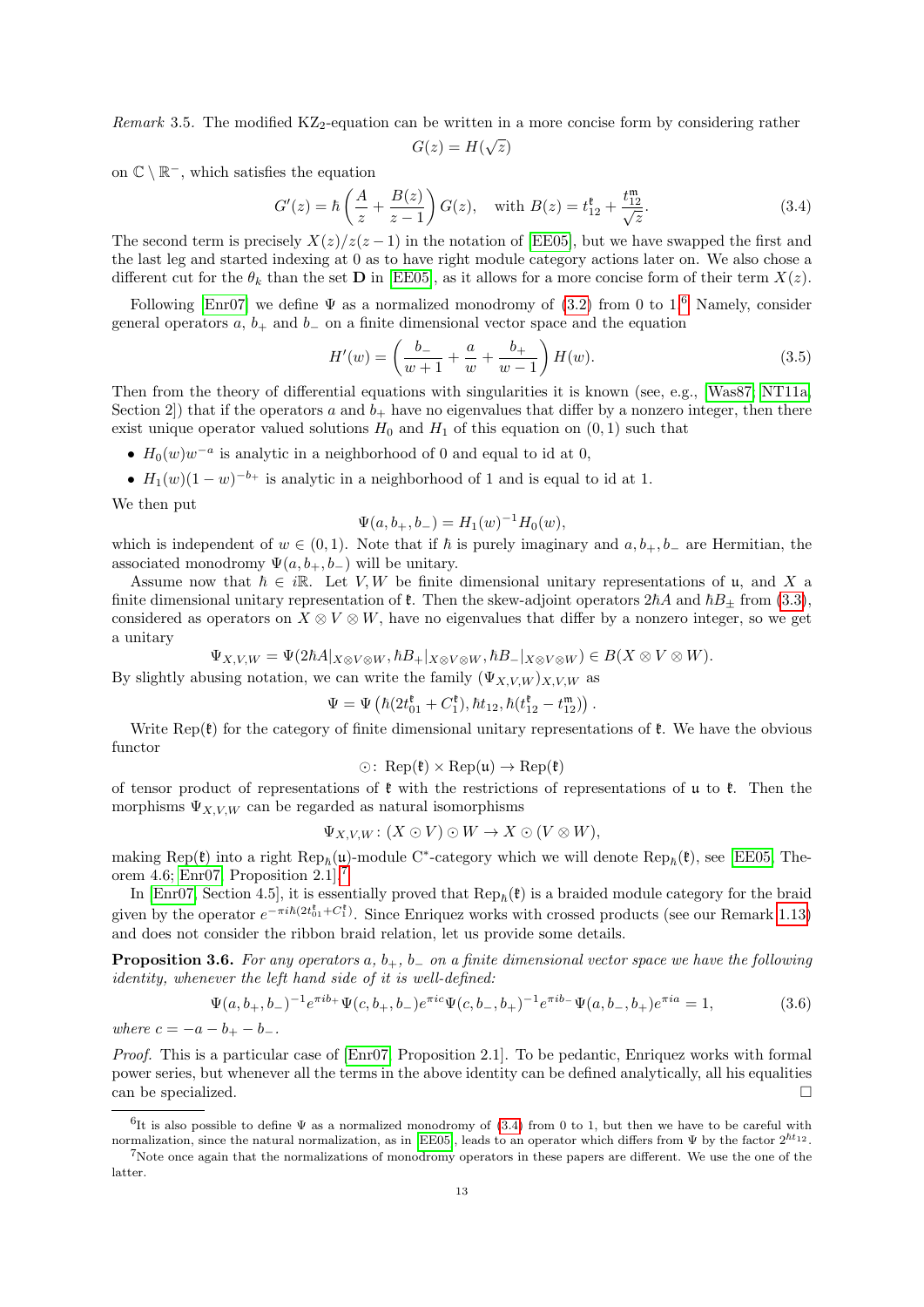*Remark* 3.5. The modified KZ$_2$-equation can be written in a more concise form by considering rather

$$G(z) = H(\sqrt{z})$$

on $\mathbb{C} \setminus \mathbb{R}^-$, which satisfies the equation

$$G'(z) = \hbar \left( \frac{A}{z} + \frac{B(z)}{z-1} \right) G(z), \quad \text{with } B(z) = t_{12}^{\mathfrak{k}} + \frac{t_{12}^{\mathfrak{m}}}{\sqrt{z}}. \tag{3.4}$$

The second term is precisely $X(z)/z(z-1)$ in the notation of [EE05], but we have swapped the first and the last leg and started indexing at 0 as to have right module category actions later on. We also chose a different cut for the $\theta_k$ than the set $\mathbf{D}$ in [EE05], as it allows for a more concise form of their term $X(z)$.

Following [Enr07] we define $\Psi$ as a normalized monodromy of (3.2) from 0 to 1.[6] Namely, consider general operators $a$, $b_+$ and $b_-$ on a finite dimensional vector space and the equation

$$H'(w) = \left( \frac{b_-}{w+1} + \frac{a}{w} + \frac{b_+}{w-1} \right) H(w). \tag{3.5}$$

Then from the theory of differential equations with singularities it is known (see, e.g., [Was87; NT11a, Section 2]) that if the operators $a$ and $b_+$ have no eigenvalues that differ by a nonzero integer, then there exist unique operator valued solutions $H_0$ and $H_1$ of this equation on $(0,1)$ such that

- $H_0(w)w^{-a}$ is analytic in a neighborhood of 0 and equal to id at 0,
- $H_1(w)(1-w)^{-b_+}$ is analytic in a neighborhood of 1 and is equal to id at 1.

We then put

$$\Psi(a, b_+, b_-) = H_1(w)^{-1} H_0(w),$$

which is independent of $w \in (0,1)$. Note that if $\hbar$ is purely imaginary and $a, b_+, b_-$ are Hermitian, the associated monodromy $\Psi(a, b_+, b_-)$ will be unitary.

Assume now that $\hbar \in i\mathbb{R}$. Let $V, W$ be finite dimensional unitary representations of $\mathfrak{u}$, and $X$ a finite dimensional unitary representation of $\mathfrak{k}$. Then the skew-adjoint operators $2\hbar A$ and $\hbar B_\pm$ from (3.3), considered as operators on $X \otimes V \otimes W$, have no eigenvalues that differ by a nonzero integer, so we get a unitary

$$\Psi_{X,V,W} = \Psi(2\hbar A|_{X\otimes V\otimes W}, \hbar B_+|_{X\otimes V\otimes W}, \hbar B_-|_{X\otimes V\otimes W}) \in B(X \otimes V \otimes W).$$

By slightly abusing notation, we can write the family $(\Psi_{X,V,W})_{X,V,W}$ as

$$\Psi = \Psi\left(\hbar(2t_{01}^{\mathfrak{k}} + C_1^{\mathfrak{k}}), \hbar t_{12}, \hbar(t_{12}^{\mathfrak{k}} - t_{12}^{\mathfrak{m}})\right).$$

Write $\mathrm{Rep}(\mathfrak{k})$ for the category of finite dimensional unitary representations of $\mathfrak{k}$. We have the obvious functor

$$\odot\colon \mathrm{Rep}(\mathfrak{k}) \times \mathrm{Rep}(\mathfrak{u}) \to \mathrm{Rep}(\mathfrak{k})$$

of tensor product of representations of $\mathfrak{k}$ with the restrictions of representations of $\mathfrak{u}$ to $\mathfrak{k}$. Then the morphisms $\Psi_{X,V,W}$ can be regarded as natural isomorphisms

$$\Psi_{X,V,W}\colon (X \odot V) \odot W \to X \odot (V \otimes W),$$

making $\mathrm{Rep}(\mathfrak{k})$ into a right $\mathrm{Rep}_\hbar(\mathfrak{u})$-module C$^*$-category which we will denote $\mathrm{Rep}_\hbar(\mathfrak{k})$, see [EE05, Theorem 4.6; Enr07, Proposition 2.1].[7]

In [Enr07, Section 4.5], it is essentially proved that $\mathrm{Rep}_\hbar(\mathfrak{k})$ is a braided module category for the braid given by the operator $e^{-\pi i \hbar(2t_{01}^{\mathfrak{k}} + C_1^{\mathfrak{k}})}$. Since Enriquez works with crossed products (see our Remark 1.13) and does not consider the ribbon braid relation, let us provide some details.

**Proposition 3.6.** *For any operators $a$, $b_+$, $b_-$ on a finite dimensional vector space we have the following identity, whenever the left hand side of it is well-defined:*

$$\Psi(a, b_+, b_-)^{-1} e^{\pi i b_+} \Psi(c, b_+, b_-) e^{\pi i c} \Psi(c, b_-, b_+)^{-1} e^{\pi i b_-} \Psi(a, b_-, b_+) e^{\pi i a} = 1, \tag{3.6}$$

*where $c = -a - b_+ - b_-$.*

*Proof.* This is a particular case of [Enr07, Proposition 2.1]. To be pedantic, Enriquez works with formal power series, but whenever all the terms in the above identity can be defined analytically, all his equalities can be specialized. □

---

[6] It is also possible to define $\Psi$ as a normalized monodromy of (3.4) from 0 to 1, but then we have to be careful with normalization, since the natural normalization, as in [EE05], leads to an operator which differs from $\Psi$ by the factor $2^{\hbar t_{12}}$.

[7] Note once again that the normalizations of monodromy operators in these papers are different. We use the one of the latter.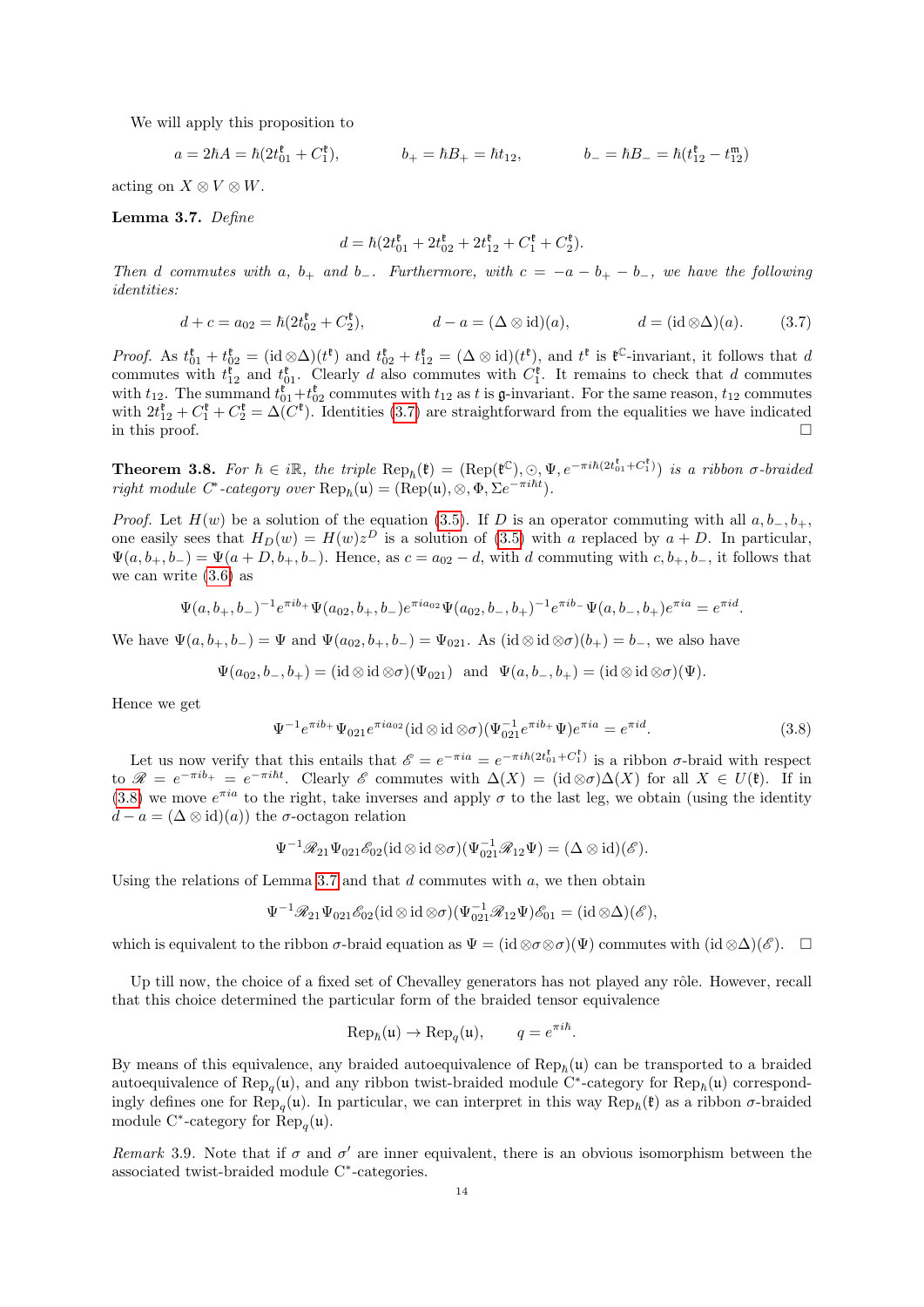We will apply this proposition to

$$a = 2\hbar A = \hbar(2t^{\mathfrak{k}}_{01} + C^{\mathfrak{k}}_1), \qquad b_+ = \hbar B_+ = \hbar t_{12}, \qquad b_- = \hbar B_- = \hbar(t^{\mathfrak{k}}_{12} - t^{\mathfrak{m}}_{12})$$

acting on $X \otimes V \otimes W$.

**Lemma 3.7.** *Define*

$$d = \hbar(2t^{\mathfrak{k}}_{01} + 2t^{\mathfrak{k}}_{02} + 2t^{\mathfrak{k}}_{12} + C^{\mathfrak{k}}_1 + C^{\mathfrak{k}}_2).$$

*Then $d$ commutes with $a$, $b_+$ and $b_-$. Furthermore, with $c = -a - b_+ - b_-$, we have the following identities:*

$$d + c = a_{02} = \hbar(2t^{\mathfrak{k}}_{02} + C^{\mathfrak{k}}_2), \qquad d - a = (\Delta \otimes \mathrm{id})(a), \qquad d = (\mathrm{id} \otimes \Delta)(a). \tag{3.7}$$

*Proof.* As $t^{\mathfrak{k}}_{01} + t^{\mathfrak{k}}_{02} = (\mathrm{id} \otimes \Delta)(t^{\mathfrak{k}})$ and $t^{\mathfrak{k}}_{02} + t^{\mathfrak{k}}_{12} = (\Delta \otimes \mathrm{id})(t^{\mathfrak{k}})$, and $t^{\mathfrak{k}}$ is $\mathfrak{k}^{\mathbb{C}}$-invariant, it follows that $d$ commutes with $t^{\mathfrak{k}}_{12}$ and $t^{\mathfrak{k}}_{01}$. Clearly $d$ also commutes with $C^{\mathfrak{k}}_1$. It remains to check that $d$ commutes with $t_{12}$. The summand $t^{\mathfrak{k}}_{01} + t^{\mathfrak{k}}_{02}$ commutes with $t_{12}$ as $t$ is $\mathfrak{g}$-invariant. For the same reason, $t_{12}$ commutes with $2t^{\mathfrak{k}}_{12} + C^{\mathfrak{k}}_1 + C^{\mathfrak{k}}_2 = \Delta(C^{\mathfrak{k}})$. Identities (3.7) are straightforward from the equalities we have indicated in this proof. $\square$

**Theorem 3.8.** *For $\hbar \in i\mathbb{R}$, the triple $\mathrm{Rep}_\hbar(\mathfrak{k}) = (\mathrm{Rep}(\mathfrak{k}^{\mathbb{C}}), \odot, \Psi, e^{-\pi i \hbar(2t^{\mathfrak{k}}_{01} + C^{\mathfrak{k}}_1)})$ is a ribbon $\sigma$-braided right module C\*-category over $\mathrm{Rep}_\hbar(\mathfrak{u}) = (\mathrm{Rep}(\mathfrak{u}), \otimes, \Phi, \Sigma e^{-\pi i \hbar t})$.*

*Proof.* Let $H(w)$ be a solution of the equation (3.5). If $D$ is an operator commuting with all $a, b_-, b_+$, one easily sees that $H_D(w) = H(w) z^D$ is a solution of (3.5) with $a$ replaced by $a + D$. In particular, $\Psi(a, b_+, b_-) = \Psi(a + D, b_+, b_-)$. Hence, as $c = a_{02} - d$, with $d$ commuting with $c, b_+, b_-$, it follows that we can write (3.6) as

$$\Psi(a, b_+, b_-)^{-1} e^{\pi i b_+} \Psi(a_{02}, b_+, b_-) e^{\pi i a_{02}} \Psi(a_{02}, b_-, b_+)^{-1} e^{\pi i b_-} \Psi(a, b_-, b_+) e^{\pi i a} = e^{\pi i d}.$$

We have $\Psi(a, b_+, b_-) = \Psi$ and $\Psi(a_{02}, b_+, b_-) = \Psi_{021}$. As $(\mathrm{id} \otimes \mathrm{id} \otimes \sigma)(b_+) = b_-$, we also have

$$\Psi(a_{02}, b_-, b_+) = (\mathrm{id} \otimes \mathrm{id} \otimes \sigma)(\Psi_{021}) \quad \text{and} \quad \Psi(a, b_-, b_+) = (\mathrm{id} \otimes \mathrm{id} \otimes \sigma)(\Psi).$$

Hence we get

$$\Psi^{-1} e^{\pi i b_+} \Psi_{021} e^{\pi i a_{02}} (\mathrm{id} \otimes \mathrm{id} \otimes \sigma)(\Psi_{021}^{-1} e^{\pi i b_+} \Psi) e^{\pi i a} = e^{\pi i d}. \tag{3.8}$$

Let us now verify that this entails that $\mathscr{E} = e^{-\pi i a} = e^{-\pi i \hbar(2t^{\mathfrak{k}}_{01} + C^{\mathfrak{k}}_1)}$ is a ribbon $\sigma$-braid with respect to $\mathscr{R} = e^{-\pi i b_+} = e^{-\pi i \hbar t}$. Clearly $\mathscr{E}$ commutes with $\Delta(X) = (\mathrm{id} \otimes \sigma)\Delta(X)$ for all $X \in U(\mathfrak{k})$. If in (3.8) we move $e^{\pi i a}$ to the right, take inverses and apply $\sigma$ to the last leg, we obtain (using the identity $d - a = (\Delta \otimes \mathrm{id})(a)$) the $\sigma$-octagon relation

$$\Psi^{-1} \mathscr{R}_{21} \Psi_{021} \mathscr{E}_{02} (\mathrm{id} \otimes \mathrm{id} \otimes \sigma)(\Psi_{021}^{-1} \mathscr{R}_{12} \Psi) = (\Delta \otimes \mathrm{id})(\mathscr{E}).$$

Using the relations of Lemma 3.7 and that $d$ commutes with $a$, we then obtain

$$\Psi^{-1} \mathscr{R}_{21} \Psi_{021} \mathscr{E}_{02} (\mathrm{id} \otimes \mathrm{id} \otimes \sigma)(\Psi_{021}^{-1} \mathscr{R}_{12} \Psi) \mathscr{E}_{01} = (\mathrm{id} \otimes \Delta)(\mathscr{E}),$$

which is equivalent to the ribbon $\sigma$-braid equation as $\Psi = (\mathrm{id} \otimes \sigma \otimes \sigma)(\Psi)$ commutes with $(\mathrm{id} \otimes \Delta)(\mathscr{E})$. $\square$

Up till now, the choice of a fixed set of Chevalley generators has not played any rôle. However, recall that this choice determined the particular form of the braided tensor equivalence

$$\mathrm{Rep}_\hbar(\mathfrak{u}) \to \mathrm{Rep}_q(\mathfrak{u}), \qquad q = e^{\pi i \hbar}.$$

By means of this equivalence, any braided autoequivalence of $\mathrm{Rep}_\hbar(\mathfrak{u})$ can be transported to a braided autoequivalence of $\mathrm{Rep}_q(\mathfrak{u})$, and any ribbon twist-braided module C\*-category for $\mathrm{Rep}_\hbar(\mathfrak{u})$ correspondingly defines one for $\mathrm{Rep}_q(\mathfrak{u})$. In particular, we can interpret in this way $\mathrm{Rep}_\hbar(\mathfrak{k})$ as a ribbon $\sigma$-braided module C\*-category for $\mathrm{Rep}_q(\mathfrak{u})$.

*Remark* 3.9. Note that if $\sigma$ and $\sigma'$ are inner equivalent, there is an obvious isomorphism between the associated twist-braided module C\*-categories.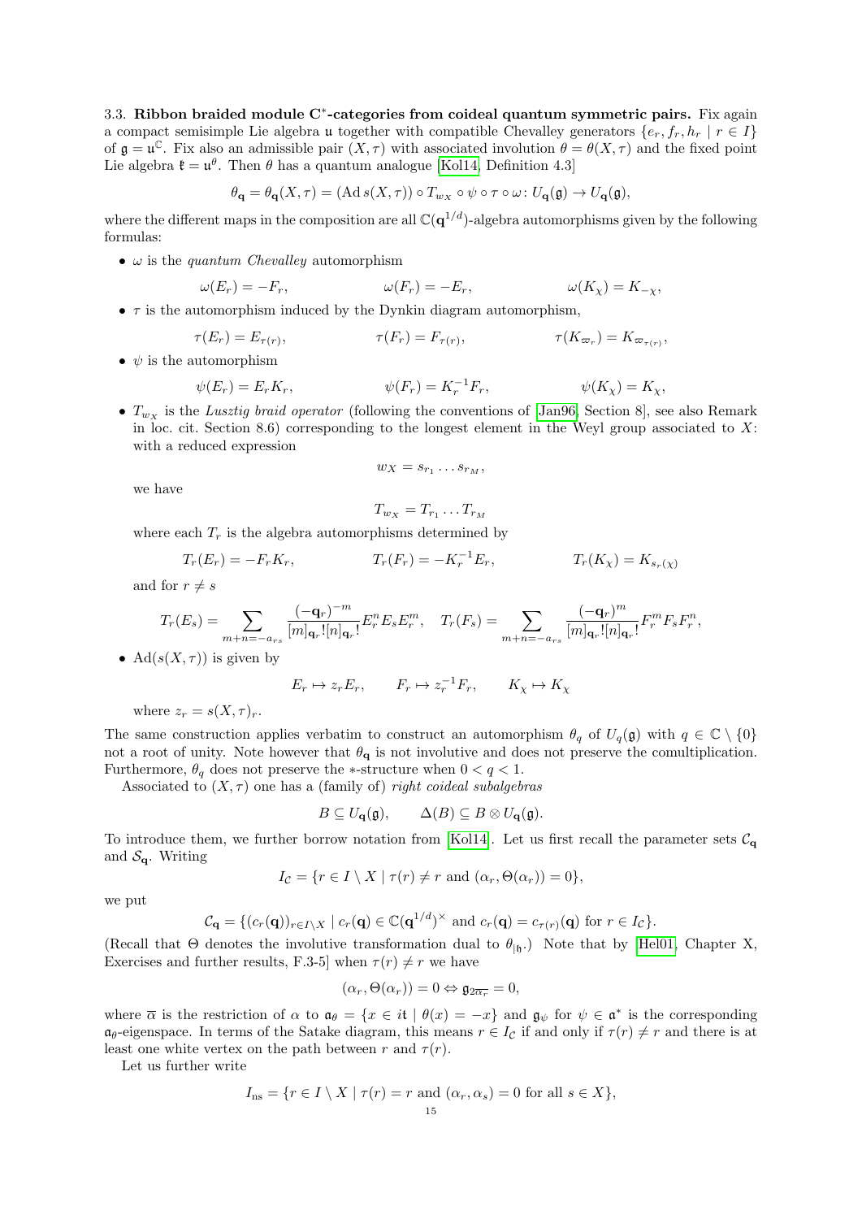3.3. **Ribbon braided module C*-categories from coideal quantum symmetric pairs.** Fix again a compact semisimple Lie algebra $\mathfrak{u}$ together with compatible Chevalley generators $\{e_r, f_r, h_r \mid r \in I\}$ of $\mathfrak{g} = \mathfrak{u}^{\mathbb{C}}$. Fix also an admissible pair $(X, \tau)$ with associated involution $\theta = \theta(X, \tau)$ and the fixed point Lie algebra $\mathfrak{k} = \mathfrak{u}^{\theta}$. Then $\theta$ has a quantum analogue [Kol14, Definition 4.3]

$$\theta_{\mathbf{q}} = \theta_{\mathbf{q}}(X, \tau) = (\operatorname{Ad} s(X, \tau)) \circ T_{w_X} \circ \psi \circ \tau \circ \omega \colon U_{\mathbf{q}}(\mathfrak{g}) \to U_{\mathbf{q}}(\mathfrak{g}),$$

where the different maps in the composition are all $\mathbb{C}(\mathbf{q}^{1/d})$-algebra automorphisms given by the following formulas:

- $\omega$ is the *quantum Chevalley* automorphism

$$\omega(E_r) = -F_r, \qquad \omega(F_r) = -E_r, \qquad \omega(K_\chi) = K_{-\chi},$$

- $\tau$ is the automorphism induced by the Dynkin diagram automorphism,

$$\tau(E_r) = E_{\tau(r)}, \qquad \tau(F_r) = F_{\tau(r)}, \qquad \tau(K_{\varpi_r}) = K_{\varpi_{\tau(r)}},$$

- $\psi$ is the automorphism

$$\psi(E_r) = E_r K_r, \qquad \psi(F_r) = K_r^{-1} F_r, \qquad \psi(K_\chi) = K_\chi,$$

- $T_{w_X}$ is the *Lusztig braid operator* (following the conventions of [Jan96, Section 8], see also Remark in loc. cit. Section 8.6) corresponding to the longest element in the Weyl group associated to $X$: with a reduced expression

$$w_X = s_{r_1} \dots s_{r_M},$$

  we have

$$T_{w_X} = T_{r_1} \dots T_{r_M}$$

  where each $T_r$ is the algebra automorphisms determined by

$$T_r(E_r) = -F_r K_r, \qquad T_r(F_r) = -K_r^{-1} E_r, \qquad T_r(K_\chi) = K_{s_r(\chi)}$$

  and for $r \neq s$

$$T_r(E_s) = \sum_{m+n=-a_{rs}} \frac{(-\mathbf{q}_r)^{-m}}{[m]_{\mathbf{q}_r}![n]_{\mathbf{q}_r}!} E_r^n E_s E_r^m, \quad T_r(F_s) = \sum_{m+n=-a_{rs}} \frac{(-\mathbf{q}_r)^{m}}{[m]_{\mathbf{q}_r}![n]_{\mathbf{q}_r}!} F_r^m F_s F_r^n,$$

- $\operatorname{Ad}(s(X, \tau))$ is given by

$$E_r \mapsto z_r E_r, \qquad F_r \mapsto z_r^{-1} F_r, \qquad K_\chi \mapsto K_\chi$$

  where $z_r = s(X, \tau)_r$.

The same construction applies verbatim to construct an automorphism $\theta_q$ of $U_q(\mathfrak{g})$ with $q \in \mathbb{C} \setminus \{0\}$ not a root of unity. Note however that $\theta_{\mathbf{q}}$ is not involutive and does not preserve the comultiplication. Furthermore, $\theta_q$ does not preserve the $*$-structure when $0 < q < 1$.

Associated to $(X, \tau)$ one has a (family of) *right coideal subalgebras*

$$B \subseteq U_{\mathbf{q}}(\mathfrak{g}), \qquad \Delta(B) \subseteq B \otimes U_{\mathbf{q}}(\mathfrak{g}).$$

To introduce them, we further borrow notation from [Kol14]. Let us first recall the parameter sets $\mathcal{C}_{\mathbf{q}}$ and $\mathcal{S}_{\mathbf{q}}$. Writing

$$I_{\mathcal{C}} = \{r \in I \setminus X \mid \tau(r) \neq r \text{ and } (\alpha_r, \Theta(\alpha_r)) = 0\},$$

we put

$$\mathcal{C}_{\mathbf{q}} = \{(c_r(\mathbf{q}))_{r \in I \setminus X} \mid c_r(\mathbf{q}) \in \mathbb{C}(\mathbf{q}^{1/d})^\times \text{ and } c_r(\mathbf{q}) = c_{\tau(r)}(\mathbf{q}) \text{ for } r \in I_{\mathcal{C}}\}.$$

(Recall that $\Theta$ denotes the involutive transformation dual to $\theta_{|\mathfrak{h}}$.) Note that by [Hel01, Chapter X, Exercises and further results, F.3-5] when $\tau(r) \neq r$ we have

$$(\alpha_r, \Theta(\alpha_r)) = 0 \Leftrightarrow \mathfrak{g}_{2\overline{\alpha_r}} = 0,$$

where $\overline{\alpha}$ is the restriction of $\alpha$ to $\mathfrak{a}_\theta = \{x \in i\mathfrak{t} \mid \theta(x) = -x\}$ and $\mathfrak{g}_\psi$ for $\psi \in \mathfrak{a}^*$ is the corresponding $\mathfrak{a}_\theta$-eigenspace. In terms of the Satake diagram, this means $r \in I_{\mathcal{C}}$ if and only if $\tau(r) \neq r$ and there is at least one white vertex on the path between $r$ and $\tau(r)$.

Let us further write

$$I_{\mathrm{ns}} = \{r \in I \setminus X \mid \tau(r) = r \text{ and } (\alpha_r, \alpha_s) = 0 \text{ for all } s \in X\},$$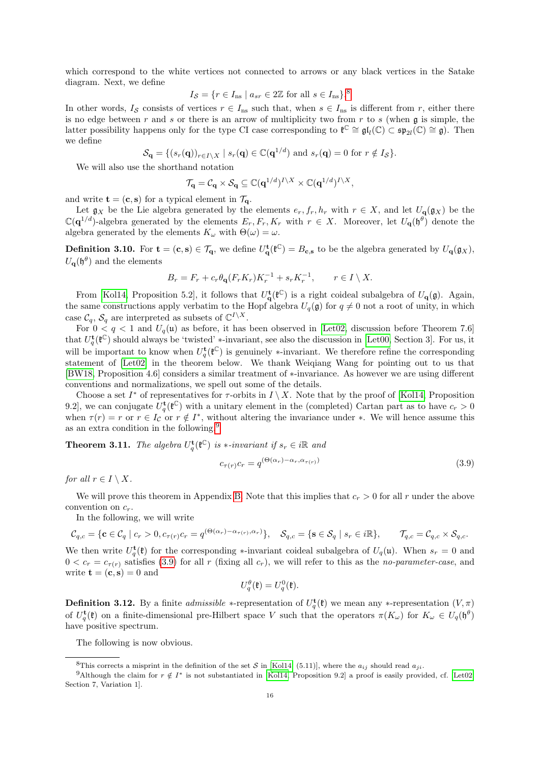which correspond to the white vertices not connected to arrows or any black vertices in the Satake diagram. Next, we define

$$I_{\mathcal{S}} = \{r \in I_{\mathrm{ns}} \mid a_{sr} \in 2\mathbb{Z} \text{ for all } s \in I_{\mathrm{ns}}\}.$$ [8]

In other words, $I_{\mathcal{S}}$ consists of vertices $r \in I_{\mathrm{ns}}$ such that, when $s \in I_{\mathrm{ns}}$ is different from $r$, either there is no edge between $r$ and $s$ or there is an arrow of multiplicity two from $r$ to $s$ (when $\mathfrak{g}$ is simple, the latter possibility happens only for the type CI case corresponding to $\mathfrak{k}^{\mathbb{C}} \cong \mathfrak{gl}_l(\mathbb{C}) \subset \mathfrak{sp}_{2l}(\mathbb{C}) \cong \mathfrak{g}$). Then we define

$$\mathcal{S}_{\mathbf{q}} = \{(s_r(\mathbf{q}))_{r \in I\setminus X} \mid s_r(\mathbf{q}) \in \mathbb{C}(\mathbf{q}^{1/d}) \text{ and } s_r(\mathbf{q}) = 0 \text{ for } r \notin I_{\mathcal{S}}\}.$$

We will also use the shorthand notation

$$\mathcal{T}_{\mathbf{q}} = \mathcal{C}_{\mathbf{q}} \times \mathcal{S}_{\mathbf{q}} \subseteq \mathbb{C}(\mathbf{q}^{1/d})^{I\setminus X} \times \mathbb{C}(\mathbf{q}^{1/d})^{I\setminus X},$$

and write $\mathbf{t} = (\mathbf{c}, \mathbf{s})$ for a typical element in $\mathcal{T}_{\mathbf{q}}$.

Let $\mathfrak{g}_X$ be the Lie algebra generated by the elements $e_r, f_r, h_r$ with $r \in X$, and let $U_{\mathbf{q}}(\mathfrak{g}_X)$ be the $\mathbb{C}(\mathbf{q}^{1/d})$-algebra generated by the elements $E_r, F_r, K_r$ with $r \in X$. Moreover, let $U_{\mathbf{q}}(\mathfrak{h}^\theta)$ denote the algebra generated by the elements $K_\omega$ with $\Theta(\omega) = \omega$.

**Definition 3.10.** For $\mathbf{t} = (\mathbf{c}, \mathbf{s}) \in \mathcal{T}_{\mathbf{q}}$, we define $U_{\mathbf{q}}^{\mathbf{t}}(\mathfrak{k}^{\mathbb{C}}) = B_{\mathbf{c},\mathbf{s}}$ to be the algebra generated by $U_{\mathbf{q}}(\mathfrak{g}_X)$, $U_{\mathbf{q}}(\mathfrak{h}^\theta)$ and the elements

$$B_r = F_r + c_r \theta_{\mathbf{q}}(F_r K_r) K_r^{-1} + s_r K_r^{-1}, \qquad r \in I \setminus X.$$

From [Kol14, Proposition 5.2], it follows that $U_{\mathbf{q}}^{\mathbf{t}}(\mathfrak{k}^{\mathbb{C}})$ is a right coideal subalgebra of $U_{\mathbf{q}}(\mathfrak{g})$. Again, the same constructions apply verbatim to the Hopf algebra $U_q(\mathfrak{g})$ for $q \neq 0$ not a root of unity, in which case $\mathcal{C}_q$, $\mathcal{S}_q$ are interpreted as subsets of $\mathbb{C}^{I\setminus X}$.

For $0 < q < 1$ and $U_q(\mathfrak{u})$ as before, it has been observed in [Let02, discussion before Theorem 7.6] that $U_q^{\mathbf{t}}(\mathfrak{k}^{\mathbb{C}})$ should always be 'twisted' $*$-invariant, see also the discussion in [Let00, Section 3]. For us, it will be important to know when $U_q^{\mathbf{t}}(\mathfrak{k}^{\mathbb{C}})$ is genuinely $*$-invariant. We therefore refine the corresponding statement of [Let02] in the theorem below. We thank Weiqiang Wang for pointing out to us that [BW18, Proposition 4.6] considers a similar treatment of $*$-invariance. As however we are using different conventions and normalizations, we spell out some of the details.

Choose a set $I^*$ of representatives for $\tau$-orbits in $I \setminus X$. Note that by the proof of [Kol14, Proposition 9.2], we can conjugate $U_q^{\mathbf{t}}(\mathfrak{k}^{\mathbb{C}})$ with a unitary element in the (completed) Cartan part as to have $c_r > 0$ when $\tau(r) = r$ or $r \in I_{\mathcal{C}}$ or $r \notin I^*$, without altering the invariance under $*$. We will hence assume this as an extra condition in the following.[9]

**Theorem 3.11.** *The algebra $U_q^{\mathbf{t}}(\mathfrak{k}^{\mathbb{C}})$ is $*$-invariant if $s_r \in i\mathbb{R}$ and*

$$c_{\tau(r)} c_r = q^{(\Theta(\alpha_r) - \alpha_r, \alpha_{\tau(r)})} \tag{3.9}$$

*for all $r \in I \setminus X$.*

We will prove this theorem in Appendix B. Note that this implies that $c_r > 0$ for all $r$ under the above convention on $c_r$.

In the following, we will write

$$\mathcal{C}_{q,c} = \{\mathbf{c} \in \mathcal{C}_q \mid c_r > 0, c_{\tau(r)} c_r = q^{(\Theta(\alpha_r) - \alpha_{\tau(r)}, \alpha_r)}\}, \quad \mathcal{S}_{q,c} = \{\mathbf{s} \in \mathcal{S}_q \mid s_r \in i\mathbb{R}\}, \qquad \mathcal{T}_{q,c} = \mathcal{C}_{q,c} \times \mathcal{S}_{q,c}.$$

We then write $U_q^{\mathbf{t}}(\mathfrak{k})$ for the corresponding $*$-invariant coideal subalgebra of $U_q(\mathfrak{u})$. When $s_r = 0$ and $0 < c_r = c_{\tau(r)}$ satisfies (3.9) for all $r$ (fixing all $c_r$), we will refer to this as the *no-parameter-case*, and write $\mathbf{t} = (\mathbf{c}, \mathbf{s}) = 0$ and

$$U_q^\theta(\mathfrak{k}) = U_q^0(\mathfrak{k}).$$

**Definition 3.12.** By a finite *admissible* $*$-representation of $U_q^{\mathbf{t}}(\mathfrak{k})$ we mean any $*$-representation $(V, \pi)$ of $U_q^{\mathbf{t}}(\mathfrak{k})$ on a finite-dimensional pre-Hilbert space $V$ such that the operators $\pi(K_\omega)$ for $K_\omega \in U_q(\mathfrak{h}^\theta)$ have positive spectrum.

The following is now obvious.

---

[8] This corrects a misprint in the definition of the set $\mathcal{S}$ in [Kol14, (5.11)], where the $a_{ij}$ should read $a_{ji}$.

[9] Although the claim for $r \notin I^*$ is not substantiated in [Kol14, Proposition 9.2] a proof is easily provided, cf. [Let02, Section 7, Variation 1].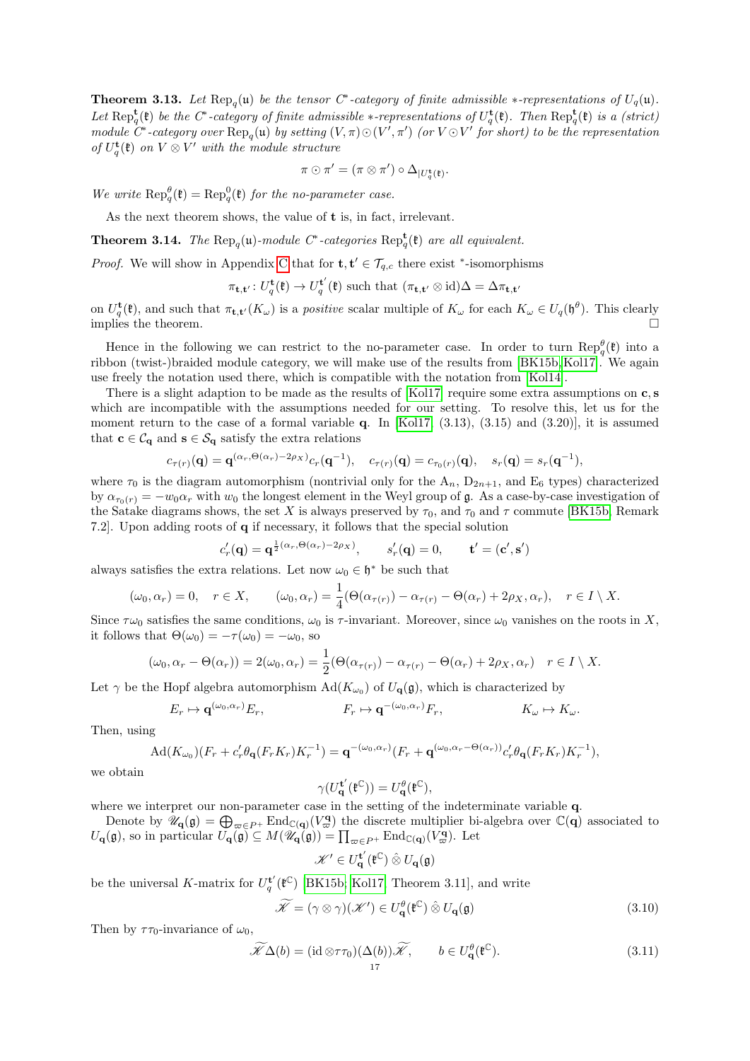**Theorem 3.13.** *Let $\mathrm{Rep}_q(\mathfrak{u})$ be the tensor $C^*$-category of finite admissible $*$-representations of $U_q(\mathfrak{u})$. Let $\mathrm{Rep}_q^{\mathbf{t}}(\mathfrak{k})$ be the $C^*$-category of finite admissible $*$-representations of $U_q^{\mathbf{t}}(\mathfrak{k})$. Then $\mathrm{Rep}_q^{\mathbf{t}}(\mathfrak{k})$ is a (strict) module $C^*$-category over $\mathrm{Rep}_q(\mathfrak{u})$ by setting $(V,\pi)\odot(V',\pi')$ (or $V\odot V'$ for short) to be the representation of $U_q^{\mathbf{t}}(\mathfrak{k})$ on $V\otimes V'$ with the module structure*

$$\pi\odot\pi' = (\pi\otimes\pi')\circ\Delta_{|U_q^{\mathbf{t}}(\mathfrak{k})}.$$

*We write $\mathrm{Rep}_q^{\theta}(\mathfrak{k}) = \mathrm{Rep}_q^{0}(\mathfrak{k})$ for the no-parameter case.*

As the next theorem shows, the value of $\mathbf{t}$ is, in fact, irrelevant.

**Theorem 3.14.** *The $\mathrm{Rep}_q(\mathfrak{u})$-module $C^*$-categories $\mathrm{Rep}_q^{\mathbf{t}}(\mathfrak{k})$ are all equivalent.*

*Proof.* We will show in Appendix C that for $\mathbf{t},\mathbf{t}'\in\mathcal{T}_{q,c}$ there exist $^*$-isomorphisms

$$\pi_{\mathbf{t},\mathbf{t}'}\colon U_q^{\mathbf{t}}(\mathfrak{k})\to U_q^{\mathbf{t}'}(\mathfrak{k}) \text{ such that } (\pi_{\mathbf{t},\mathbf{t}'}\otimes\mathrm{id})\Delta = \Delta\pi_{\mathbf{t},\mathbf{t}'}$$

on $U_q^{\mathbf{t}}(\mathfrak{k})$, and such that $\pi_{\mathbf{t},\mathbf{t}'}(K_\omega)$ is a *positive* scalar multiple of $K_\omega$ for each $K_\omega\in U_q(\mathfrak{h}^\theta)$. This clearly implies the theorem. $\square$

Hence in the following we can restrict to the no-parameter case. In order to turn $\mathrm{Rep}_q^{\theta}(\mathfrak{k})$ into a ribbon (twist-)braided module category, we will make use of the results from [BK15b, Kol17]. We again use freely the notation used there, which is compatible with the notation from [Kol14].

There is a slight adaption to be made as the results of [Kol17] require some extra assumptions on $\mathbf{c},\mathbf{s}$ which are incompatible with the assumptions needed for our setting. To resolve this, let us for the moment return to the case of a formal variable $\mathbf{q}$. In [Kol17, (3.13), (3.15) and (3.20)], it is assumed that $\mathbf{c}\in\mathcal{C}_{\mathbf{q}}$ and $\mathbf{s}\in\mathcal{S}_{\mathbf{q}}$ satisfy the extra relations

$$c_{\tau(r)}(\mathbf{q}) = \mathbf{q}^{(\alpha_r,\Theta(\alpha_r)-2\rho_X)}c_r(\mathbf{q}^{-1}),\quad c_{\tau(r)}(\mathbf{q}) = c_{\tau_0(r)}(\mathbf{q}),\quad s_r(\mathbf{q}) = s_r(\mathbf{q}^{-1}),$$

where $\tau_0$ is the diagram automorphism (nontrivial only for the $\mathrm{A}_n$, $\mathrm{D}_{2n+1}$, and $\mathrm{E}_6$ types) characterized by $\alpha_{\tau_0(r)} = -w_0\alpha_r$ with $w_0$ the longest element in the Weyl group of $\mathfrak{g}$. As a case-by-case investigation of the Satake diagrams shows, the set $X$ is always preserved by $\tau_0$, and $\tau_0$ and $\tau$ commute [BK15b, Remark 7.2]. Upon adding roots of $\mathbf{q}$ if necessary, it follows that the special solution

$$c'_r(\mathbf{q}) = \mathbf{q}^{\frac{1}{2}(\alpha_r,\Theta(\alpha_r)-2\rho_X)},\qquad s'_r(\mathbf{q}) = 0,\qquad \mathbf{t}' = (\mathbf{c}',\mathbf{s}')$$

always satisfies the extra relations. Let now $\omega_0\in\mathfrak{h}^*$ be such that

$$(\omega_0,\alpha_r) = 0,\quad r\in X,\qquad (\omega_0,\alpha_r) = \frac{1}{4}(\Theta(\alpha_{\tau(r)}) - \alpha_{\tau(r)} - \Theta(\alpha_r) + 2\rho_X,\alpha_r),\quad r\in I\setminus X.$$

Since $\tau\omega_0$ satisfies the same conditions, $\omega_0$ is $\tau$-invariant. Moreover, since $\omega_0$ vanishes on the roots in $X$, it follows that $\Theta(\omega_0) = -\tau(\omega_0) = -\omega_0$, so

$$(\omega_0,\alpha_r - \Theta(\alpha_r)) = 2(\omega_0,\alpha_r) = \frac{1}{2}(\Theta(\alpha_{\tau(r)}) - \alpha_{\tau(r)} - \Theta(\alpha_r) + 2\rho_X,\alpha_r)\quad r\in I\setminus X.$$

Let $\gamma$ be the Hopf algebra automorphism $\mathrm{Ad}(K_{\omega_0})$ of $U_{\mathbf{q}}(\mathfrak{g})$, which is characterized by

$$E_r\mapsto \mathbf{q}^{(\omega_0,\alpha_r)}E_r,\qquad\qquad F_r\mapsto \mathbf{q}^{-(\omega_0,\alpha_r)}F_r,\qquad\qquad K_\omega\mapsto K_\omega.$$

Then, using

$$\mathrm{Ad}(K_{\omega_0})(F_r + c'_r\theta_{\mathbf{q}}(F_rK_r)K_r^{-1}) = \mathbf{q}^{-(\omega_0,\alpha_r)}(F_r + \mathbf{q}^{(\omega_0,\alpha_r-\Theta(\alpha_r))}c'_r\theta_{\mathbf{q}}(F_rK_r)K_r^{-1}),$$

we obtain

$$\gamma(U_{\mathbf{q}}^{\mathbf{t}'}(\mathfrak{k}^{\mathbb{C}})) = U_{\mathbf{q}}^{\theta}(\mathfrak{k}^{\mathbb{C}}),$$

where we interpret our non-parameter case in the setting of the indeterminate variable $\mathbf{q}$.

Denote by $\mathscr{U}_{\mathbf{q}}(\mathfrak{g}) = \bigoplus_{\varpi\in P^+}\mathrm{End}_{\mathbb{C}(\mathbf{q})}(V_\varpi^{\mathbf{q}})$ the discrete multiplier bi-algebra over $\mathbb{C}(\mathbf{q})$ associated to $U_{\mathbf{q}}(\mathfrak{g})$, so in particular $U_{\mathbf{q}}(\mathfrak{g})\subseteq M(\mathscr{U}_{\mathbf{q}}(\mathfrak{g})) = \prod_{\varpi\in P^+}\mathrm{End}_{\mathbb{C}(\mathbf{q})}(V_\varpi^{\mathbf{q}})$. Let

$$\mathscr{K}'\in U_{\mathbf{q}}^{\mathbf{t}'}(\mathfrak{k}^{\mathbb{C}})\,\hat{\otimes}\,U_{\mathbf{q}}(\mathfrak{g})$$

be the universal $K$-matrix for $U_q^{\mathbf{t}'}(\mathfrak{k}^{\mathbb{C}})$ [BK15b; Kol17, Theorem 3.11], and write

$$\widetilde{\mathscr{K}} = (\gamma\otimes\gamma)(\mathscr{K}')\in U_{\mathbf{q}}^{\theta}(\mathfrak{k}^{\mathbb{C}})\,\hat{\otimes}\,U_{\mathbf{q}}(\mathfrak{g}) \tag{3.10}$$

Then by $\tau\tau_0$-invariance of $\omega_0$,

$$\widetilde{\mathscr{K}}\Delta(b) = (\mathrm{id}\otimes\tau\tau_0)(\Delta(b))\widetilde{\mathscr{K}},\qquad b\in U_{\mathbf{q}}^{\theta}(\mathfrak{k}^{\mathbb{C}}). \tag{3.11}$$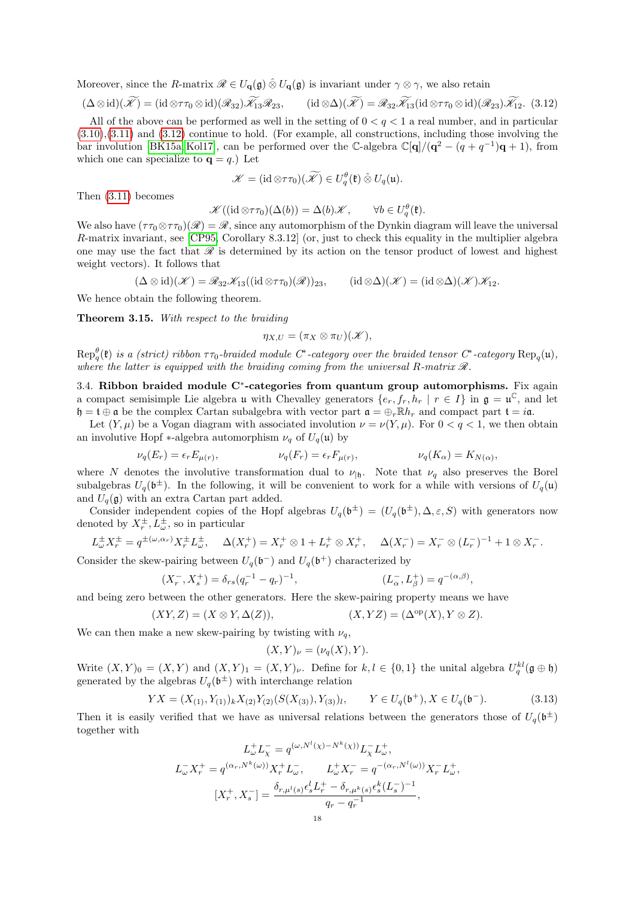Moreover, since the $R$-matrix $\mathscr{R} \in U_{\mathbf{q}}(\mathfrak{g}) \hat{\otimes} U_{\mathbf{q}}(\mathfrak{g})$ is invariant under $\gamma \otimes \gamma$, we also retain

$$(\Delta \otimes \mathrm{id})(\widetilde{\mathscr{K}}) = (\mathrm{id} \otimes \tau\tau_0 \otimes \mathrm{id})(\mathscr{R}_{32})\widetilde{\mathscr{K}}_{13}\mathscr{R}_{23}, \qquad (\mathrm{id} \otimes \Delta)(\widetilde{\mathscr{K}}) = \mathscr{R}_{32}\widetilde{\mathscr{K}}_{13}(\mathrm{id} \otimes \tau\tau_0 \otimes \mathrm{id})(\mathscr{R}_{23})\widetilde{\mathscr{K}}_{12}. \quad (3.12)$$

All of the above can be performed as well in the setting of $0 < q < 1$ a real number, and in particular (3.10),(3.11) and (3.12) continue to hold. (For example, all constructions, including those involving the bar involution [BK15a, Kol17], can be performed over the $\mathbb{C}$-algebra $\mathbb{C}[\mathbf{q}]/(\mathbf{q}^2 - (q + q^{-1})\mathbf{q} + 1)$, from which one can specialize to $\mathbf{q} = q$.) Let

$$\mathscr{K} = (\mathrm{id} \otimes \tau\tau_0)(\widetilde{\mathscr{K}}) \in U_q^\theta(\mathfrak{k}) \hat{\otimes} U_q(\mathfrak{u}).$$

Then (3.11) becomes

$$\mathscr{K}((\mathrm{id} \otimes \tau\tau_0)(\Delta(b)) = \Delta(b)\mathscr{K}, \qquad \forall b \in U_q^\theta(\mathfrak{k}).$$

We also have $(\tau\tau_0 \otimes \tau\tau_0)(\mathscr{R}) = \mathscr{R}$, since any automorphism of the Dynkin diagram will leave the universal $R$-matrix invariant, see [CP95, Corollary 8.3.12] (or, just to check this equality in the multiplier algebra one may use the fact that $\mathscr{R}$ is determined by its action on the tensor product of lowest and highest weight vectors). It follows that

$$(\Delta \otimes \mathrm{id})(\mathscr{K}) = \mathscr{R}_{32}\mathscr{K}_{13}((\mathrm{id} \otimes \tau\tau_0)(\mathscr{R}))_{23}, \qquad (\mathrm{id} \otimes \Delta)(\mathscr{K}) = (\mathrm{id} \otimes \Delta)(\mathscr{K})\mathscr{K}_{12}.$$

We hence obtain the following theorem.

**Theorem 3.15.** *With respect to the braiding*

$$\eta_{X,U} = (\pi_X \otimes \pi_U)(\mathscr{K}),$$

*$\mathrm{Rep}_q^\theta(\mathfrak{k})$ is a (strict) ribbon $\tau\tau_0$-braided module $C^*$-category over the braided tensor $C^*$-category $\mathrm{Rep}_q(\mathfrak{u})$, where the latter is equipped with the braiding coming from the universal $R$-matrix $\mathscr{R}$.*

### 3.4. Ribbon braided module C*-categories from quantum group automorphisms.

Fix again a compact semisimple Lie algebra $\mathfrak{u}$ with Chevalley generators $\{e_r, f_r, h_r \mid r \in I\}$ in $\mathfrak{g} = \mathfrak{u}^{\mathbb{C}}$, and let $\mathfrak{h} = \mathfrak{t} \oplus \mathfrak{a}$ be the complex Cartan subalgebra with vector part $\mathfrak{a} = \oplus_r \mathbb{R}h_r$ and compact part $\mathfrak{t} = i\mathfrak{a}$.

Let $(Y, \mu)$ be a Vogan diagram with associated involution $\nu = \nu(Y, \mu)$. For $0 < q < 1$, we then obtain an involutive Hopf $*$-algebra automorphism $\nu_q$ of $U_q(\mathfrak{u})$ by

$$\nu_q(E_r) = \epsilon_r E_{\mu(r)}, \qquad \nu_q(F_r) = \epsilon_r F_{\mu(r)}, \qquad \nu_q(K_\alpha) = K_{N(\alpha)},$$

where $N$ denotes the involutive transformation dual to $\nu_{|\mathfrak{h}}$. Note that $\nu_q$ also preserves the Borel subalgebras $U_q(\mathfrak{b}^\pm)$. In the following, it will be convenient to work for a while with versions of $U_q(\mathfrak{u})$ and $U_q(\mathfrak{g})$ with an extra Cartan part added.

Consider independent copies of the Hopf algebras $U_q(\mathfrak{b}^\pm) = (U_q(\mathfrak{b}^\pm), \Delta, \varepsilon, S)$ with generators now denoted by $X_r^\pm, L_\omega^\pm$, so in particular

$$L_\omega^\pm X_r^\pm = q^{\pm(\omega,\alpha_r)} X_r^\pm L_\omega^\pm, \quad \Delta(X_r^+) = X_r^+ \otimes 1 + L_r^+ \otimes X_r^+, \quad \Delta(X_r^-) = X_r^- \otimes (L_r^-)^{-1} + 1 \otimes X_r^-.$$

Consider the skew-pairing between $U_q(\mathfrak{b}^-)$ and $U_q(\mathfrak{b}^+)$ characterized by

$$(X_r^-, X_s^+) = \delta_{rs}(q_r^{-1} - q_r)^{-1}, \qquad (L_\alpha^-, L_\beta^+) = q^{-(\alpha,\beta)},$$

and being zero between the other generators. Here the skew-pairing property means we have

$$(XY, Z) = (X \otimes Y, \Delta(Z)), \qquad (X, YZ) = (\Delta^{\mathrm{op}}(X), Y \otimes Z).$$

We can then make a new skew-pairing by twisting with $\nu_q$,

$$(X, Y)_\nu = (\nu_q(X), Y).$$

Write $(X, Y)_0 = (X, Y)$ and $(X, Y)_1 = (X, Y)_\nu$. Define for $k, l \in \{0, 1\}$ the unital algebra $U_q^{kl}(\mathfrak{g} \oplus \mathfrak{h})$ generated by the algebras $U_q(\mathfrak{b}^\pm)$ with interchange relation

$$YX = (X_{(1)}, Y_{(1)})_k X_{(2)} Y_{(2)} (S(X_{(3)}), Y_{(3)})_l, \qquad Y \in U_q(\mathfrak{b}^+), X \in U_q(\mathfrak{b}^-). \quad (3.13)$$

Then it is easily verified that we have as universal relations between the generators those of $U_q(\mathfrak{b}^\pm)$ together with

$$L_\omega^+ L_\chi^- = q^{(\omega, N^l(\chi) - N^k(\chi))} L_\chi^- L_\omega^+,$$

$$L_\omega^- X_r^+ = q^{(\alpha_r, N^k(\omega))} X_r^+ L_\omega^-, \qquad L_\omega^+ X_r^- = q^{-(\alpha_r, N^l(\omega))} X_r^- L_\omega^+,$$

$$[X_r^+, X_s^-] = \frac{\delta_{r,\mu^l(s)}\epsilon_s^l L_r^+ - \delta_{r,\mu^k(s)}\epsilon_s^k (L_s^-)^{-1}}{q_r - q_r^{-1}},$$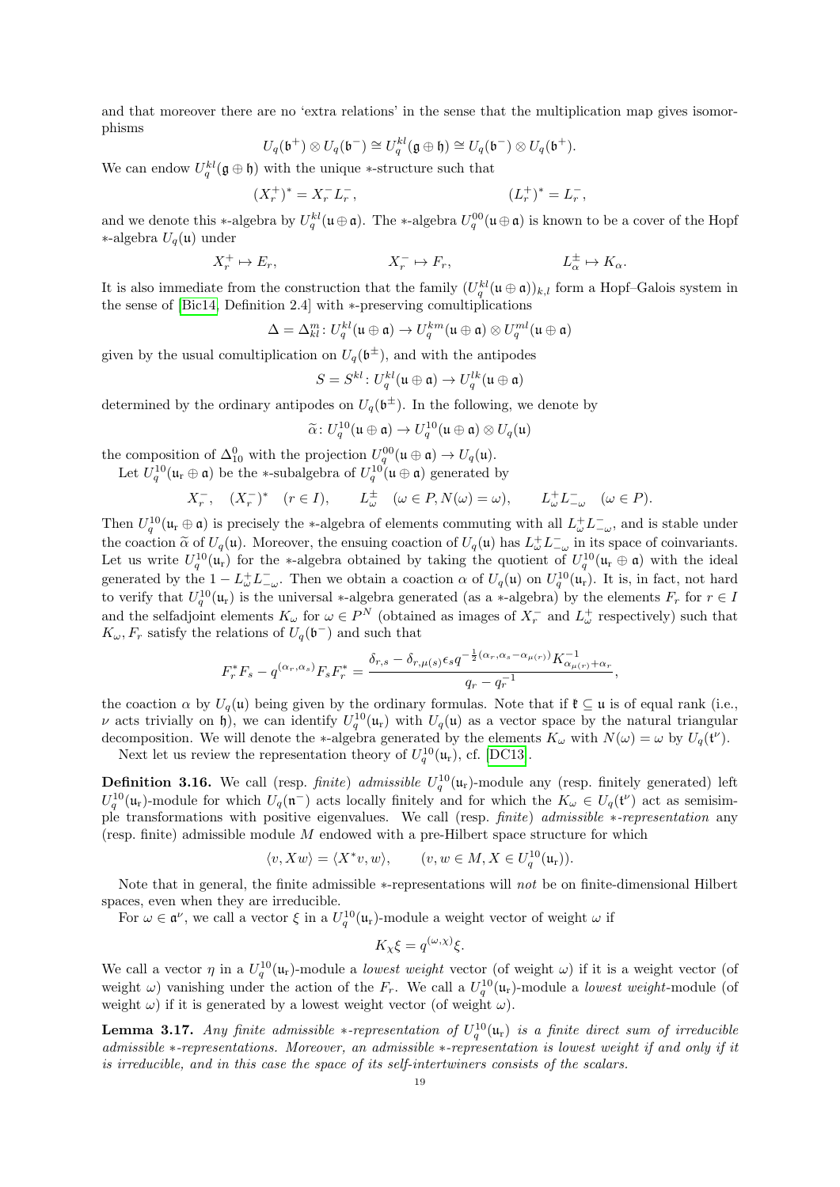and that moreover there are no 'extra relations' in the sense that the multiplication map gives isomorphisms

$$U_q(\mathfrak{b}^+) \otimes U_q(\mathfrak{b}^-) \cong U_q^{kl}(\mathfrak{g} \oplus \mathfrak{h}) \cong U_q(\mathfrak{b}^-) \otimes U_q(\mathfrak{b}^+).$$

We can endow $U_q^{kl}(\mathfrak{g} \oplus \mathfrak{h})$ with the unique $*$-structure such that

$$(X_r^+)^* = X_r^- L_r^-, \qquad\qquad (L_r^+)^* = L_r^-,$$

and we denote this $*$-algebra by $U_q^{kl}(\mathfrak{u} \oplus \mathfrak{a})$. The $*$-algebra $U_q^{00}(\mathfrak{u} \oplus \mathfrak{a})$ is known to be a cover of the Hopf $*$-algebra $U_q(\mathfrak{u})$ under

$$X_r^+ \mapsto E_r, \qquad\qquad X_r^- \mapsto F_r, \qquad\qquad L_\alpha^\pm \mapsto K_\alpha.$$

It is also immediate from the construction that the family $(U_q^{kl}(\mathfrak{u} \oplus \mathfrak{a}))_{k,l}$ form a Hopf–Galois system in the sense of [Bic14, Definition 2.4] with $*$-preserving comultiplications

$$\Delta = \Delta_{kl}^m : U_q^{kl}(\mathfrak{u} \oplus \mathfrak{a}) \to U_q^{km}(\mathfrak{u} \oplus \mathfrak{a}) \otimes U_q^{ml}(\mathfrak{u} \oplus \mathfrak{a})$$

given by the usual comultiplication on $U_q(\mathfrak{b}^\pm)$, and with the antipodes

$$S = S^{kl} : U_q^{kl}(\mathfrak{u} \oplus \mathfrak{a}) \to U_q^{lk}(\mathfrak{u} \oplus \mathfrak{a})$$

determined by the ordinary antipodes on $U_q(\mathfrak{b}^\pm)$. In the following, we denote by

$$\widetilde{\alpha} : U_q^{10}(\mathfrak{u} \oplus \mathfrak{a}) \to U_q^{10}(\mathfrak{u} \oplus \mathfrak{a}) \otimes U_q(\mathfrak{u})$$

the composition of $\Delta_{10}^0$ with the projection $U_q^{00}(\mathfrak{u} \oplus \mathfrak{a}) \to U_q(\mathfrak{u})$.

Let $U_q^{10}(\mathfrak{u}_\mathrm{r} \oplus \mathfrak{a})$ be the $*$-subalgebra of $U_q^{10}(\mathfrak{u} \oplus \mathfrak{a})$ generated by

$$X_r^-, \quad (X_r^-)^* \quad (r \in I), \qquad L_\omega^\pm \quad (\omega \in P, N(\omega) = \omega), \qquad L_\omega^+ L_{-\omega}^- \quad (\omega \in P).$$

Then $U_q^{10}(\mathfrak{u}_\mathrm{r} \oplus \mathfrak{a})$ is precisely the $*$-algebra of elements commuting with all $L_\omega^+ L_{-\omega}^-$, and is stable under the coaction $\widetilde{\alpha}$ of $U_q(\mathfrak{u})$. Moreover, the ensuing coaction of $U_q(\mathfrak{u})$ has $L_\omega^+ L_{-\omega}^-$ in its space of coinvariants. Let us write $U_q^{10}(\mathfrak{u}_\mathrm{r})$ for the $*$-algebra obtained by taking the quotient of $U_q^{10}(\mathfrak{u}_\mathrm{r} \oplus \mathfrak{a})$ with the ideal generated by the $1 - L_\omega^+ L_{-\omega}^-$. Then we obtain a coaction $\alpha$ of $U_q(\mathfrak{u})$ on $U_q^{10}(\mathfrak{u}_\mathrm{r})$. It is, in fact, not hard to verify that $U_q^{10}(\mathfrak{u}_\mathrm{r})$ is the universal $*$-algebra generated (as a $*$-algebra) by the elements $F_r$ for $r \in I$ and the selfadjoint elements $K_\omega$ for $\omega \in P^N$ (obtained as images of $X_r^-$ and $L_\omega^+$ respectively) such that $K_\omega, F_r$ satisfy the relations of $U_q(\mathfrak{b}^-)$ and such that

$$F_r^* F_s - q^{(\alpha_r, \alpha_s)} F_s F_r^* = \frac{\delta_{r,s} - \delta_{r,\mu(s)} \epsilon_s q^{-\frac{1}{2}(\alpha_r, \alpha_s - \alpha_{\mu(r)})} K_{\alpha_{\mu(r)} + \alpha_r}^{-1}}{q_r - q_r^{-1}},$$

the coaction $\alpha$ by $U_q(\mathfrak{u})$ being given by the ordinary formulas. Note that if $\mathfrak{k} \subseteq \mathfrak{u}$ is of equal rank (i.e., $\nu$ acts trivially on $\mathfrak{h}$), we can identify $U_q^{10}(\mathfrak{u}_\mathrm{r})$ with $U_q(\mathfrak{u})$ as a vector space by the natural triangular decomposition. We will denote the $*$-algebra generated by the elements $K_\omega$ with $N(\omega) = \omega$ by $U_q(\mathfrak{t}^\nu)$.

Next let us review the representation theory of $U_q^{10}(\mathfrak{u}_\mathrm{r})$, cf. [DC13].

**Definition 3.16.** We call (resp. *finite*) *admissible* $U_q^{10}(\mathfrak{u}_\mathrm{r})$-module any (resp. finitely generated) left $U_q^{10}(\mathfrak{u}_\mathrm{r})$-module for which $U_q(\mathfrak{n}^-)$ acts locally finitely and for which the $K_\omega \in U_q(\mathfrak{t}^\nu)$ act as semisimple transformations with positive eigenvalues. We call (resp. *finite*) *admissible $*$-representation* any (resp. finite) admissible module $M$ endowed with a pre-Hilbert space structure for which

$$\langle v, Xw \rangle = \langle X^* v, w \rangle, \qquad (v, w \in M, X \in U_q^{10}(\mathfrak{u}_\mathrm{r})).$$

Note that in general, the finite admissible $*$-representations will *not* be on finite-dimensional Hilbert spaces, even when they are irreducible.

For $\omega \in \mathfrak{a}^\nu$, we call a vector $\xi$ in a $U_q^{10}(\mathfrak{u}_\mathrm{r})$-module a weight vector of weight $\omega$ if

$$K_\chi \xi = q^{(\omega, \chi)} \xi.$$

We call a vector $\eta$ in a $U_q^{10}(\mathfrak{u}_\mathrm{r})$-module a *lowest weight* vector (of weight $\omega$) if it is a weight vector (of weight $\omega$) vanishing under the action of the $F_r$. We call a $U_q^{10}(\mathfrak{u}_\mathrm{r})$-module a *lowest weight*-module (of weight $\omega$) if it is generated by a lowest weight vector (of weight $\omega$).

**Lemma 3.17.** *Any finite admissible $*$-representation of $U_q^{10}(\mathfrak{u}_\mathrm{r})$ is a finite direct sum of irreducible admissible $*$-representations. Moreover, an admissible $*$-representation is lowest weight if and only if it is irreducible, and in this case the space of its self-intertwiners consists of the scalars.*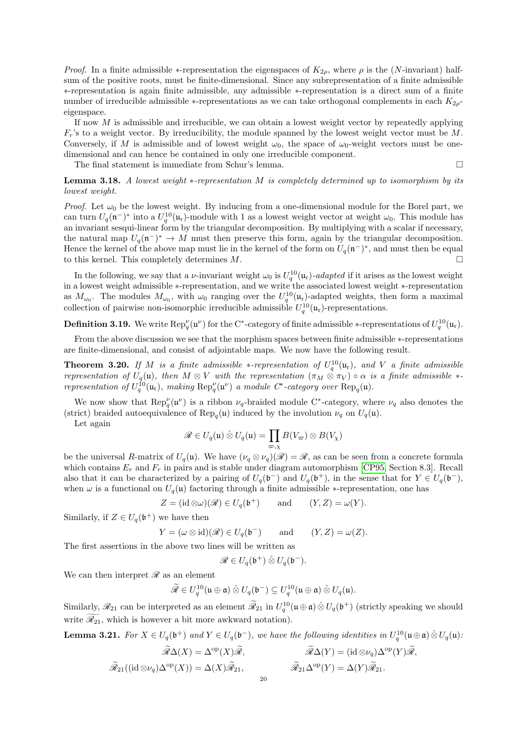*Proof.* In a finite admissible $*$-representation the eigenspaces of $K_{2\rho}$, where $\rho$ is the ($N$-invariant) half-sum of the positive roots, must be finite-dimensional. Since any subrepresentation of a finite admissible $*$-representation is again finite admissible, any admissible $*$-representation is a direct sum of a finite number of irreducible admissible $*$-representations as we can take orthogonal complements in each $K_{2\rho}$-eigenspace.

If now $M$ is admissible and irreducible, we can obtain a lowest weight vector by repeatedly applying $F_r$'s to a weight vector. By irreducibility, the module spanned by the lowest weight vector must be $M$. Conversely, if $M$ is admissible and of lowest weight $\omega_0$, the space of $\omega_0$-weight vectors must be one-dimensional and can hence be contained in only one irreducible component.

The final statement is immediate from Schur's lemma. □

**Lemma 3.18.** *A lowest weight $*$-representation $M$ is completely determined up to isomorphism by its lowest weight.*

*Proof.* Let $\omega_0$ be the lowest weight. By inducing from a one-dimensional module for the Borel part, we can turn $U_q(\mathfrak{n}^-)^*$ into a $U_q^{10}(\mathfrak{u}_{\mathrm{r}})$-module with 1 as a lowest weight vector at weight $\omega_0$. This module has an invariant sesqui-linear form by the triangular decomposition. By multiplying with a scalar if necessary, the natural map $U_q(\mathfrak{n}^-)^* \to M$ must then preserve this form, again by the triangular decomposition. Hence the kernel of the above map must lie in the kernel of the form on $U_q(\mathfrak{n}^-)^*$, and must then be equal to this kernel. This completely determines $M$. □

In the following, we say that a $\nu$-invariant weight $\omega_0$ is $U_q^{10}(\mathfrak{u}_{\mathrm{r}})$-*adapted* if it arises as the lowest weight in a lowest weight admissible $*$-representation, and we write the associated lowest weight $*$-representation as $M_{\omega_0}$. The modules $M_{\omega_0}$, with $\omega_0$ ranging over the $U_q^{10}(\mathfrak{u}_{\mathrm{r}})$-adapted weights, then form a maximal collection of pairwise non-isomorphic irreducible admissible $U_q^{10}(\mathfrak{u}_{\mathrm{r}})$-representations.

**Definition 3.19.** We write $\mathrm{Rep}_q^\nu(\mathfrak{u}^\nu)$ for the C$^*$-category of finite admissible $*$-representations of $U_q^{10}(\mathfrak{u}_{\mathrm{r}})$.

From the above discussion we see that the morphism spaces between finite admissible $*$-representations are finite-dimensional, and consist of adjointable maps. We now have the following result.

**Theorem 3.20.** *If $M$ is a finite admissible $*$-representation of $U_q^{10}(\mathfrak{u}_{\mathrm{r}})$, and $V$ a finite admissible representation of $U_q(\mathfrak{u})$, then $M \otimes V$ with the representation $(\pi_M \otimes \pi_V) \circ \alpha$ is a finite admissible $*$-representation of $U_q^{10}(\mathfrak{u}_{\mathrm{r}})$, making $\mathrm{Rep}_q^\nu(\mathfrak{u}^\nu)$ a module C$^*$-category over $\mathrm{Rep}_q(\mathfrak{u})$.*

We now show that $\mathrm{Rep}_q^\nu(\mathfrak{u}^\nu)$ is a ribbon $\nu_q$-braided module C$^*$-category, where $\nu_q$ also denotes the (strict) braided autoequivalence of $\mathrm{Rep}_q(\mathfrak{u})$ induced by the involution $\nu_q$ on $U_q(\mathfrak{u})$.

Let again

$$\mathscr{R} \in U_q(\mathfrak{u}) \hat{\otimes} U_q(\mathfrak{u}) = \prod_{\varpi,\chi} B(V_\varpi) \otimes B(V_\chi)$$

be the universal $R$-matrix of $U_q(\mathfrak{u})$. We have $(\nu_q \otimes \nu_q)(\mathscr{R}) = \mathscr{R}$, as can be seen from a concrete formula which contains $E_r$ and $F_r$ in pairs and is stable under diagram automorphism [CP95, Section 8.3]. Recall also that it can be characterized by a pairing of $U_q(\mathfrak{b}^-)$ and $U_q(\mathfrak{b}^+)$, in the sense that for $Y \in U_q(\mathfrak{b}^-)$, when $\omega$ is a functional on $U_q(\mathfrak{u})$ factoring through a finite admissible $*$-representation, one has

$$Z = (\mathrm{id} \otimes \omega)(\mathscr{R}) \in U_q(\mathfrak{b}^+) \qquad \text{and} \qquad (Y, Z) = \omega(Y).$$

Similarly, if $Z \in U_q(\mathfrak{b}^+)$ we have then

$$Y = (\omega \otimes \mathrm{id})(\mathscr{R}) \in U_q(\mathfrak{b}^-) \qquad \text{and} \qquad (Y, Z) = \omega(Z).$$

The first assertions in the above two lines will be written as

$$\mathscr{R} \in U_q(\mathfrak{b}^+) \hat{\otimes} U_q(\mathfrak{b}^-).$$

We can then interpret $\mathscr{R}$ as an element

$$\widetilde{\mathscr{R}} \in U_q^{10}(\mathfrak{u} \oplus \mathfrak{a}) \hat{\otimes} U_q(\mathfrak{b}^-) \subseteq U_q^{10}(\mathfrak{u} \oplus \mathfrak{a}) \hat{\otimes} U_q(\mathfrak{u}).$$

Similarly, $\mathscr{R}_{21}$ can be interpreted as an element $\widetilde{\mathscr{R}}_{21}$ in $U_q^{10}(\mathfrak{u} \oplus \mathfrak{a}) \hat{\otimes} U_q(\mathfrak{b}^+)$ (strictly speaking we should write $\widetilde{\mathscr{R}_{21}}$, which is however a bit more awkward notation).

**Lemma 3.21.** *For $X \in U_q(\mathfrak{b}^+)$ and $Y \in U_q(\mathfrak{b}^-)$, we have the following identities in $U_q^{10}(\mathfrak{u} \oplus \mathfrak{a}) \hat{\otimes} U_q(\mathfrak{u})$:*

$$\widetilde{\mathscr{R}}\Delta(X) = \Delta^{\mathrm{op}}(X)\widetilde{\mathscr{R}}, \qquad \widetilde{\mathscr{R}}\Delta(Y) = (\mathrm{id} \otimes \nu_q)\Delta^{\mathrm{op}}(Y)\widetilde{\mathscr{R}},$$

$$\widetilde{\mathscr{R}}_{21}((\mathrm{id} \otimes \nu_q)\Delta^{\mathrm{op}}(X)) = \Delta(X)\widetilde{\mathscr{R}}_{21}, \qquad \widetilde{\mathscr{R}}_{21}\Delta^{\mathrm{op}}(Y) = \Delta(Y)\widetilde{\mathscr{R}}_{21}.$$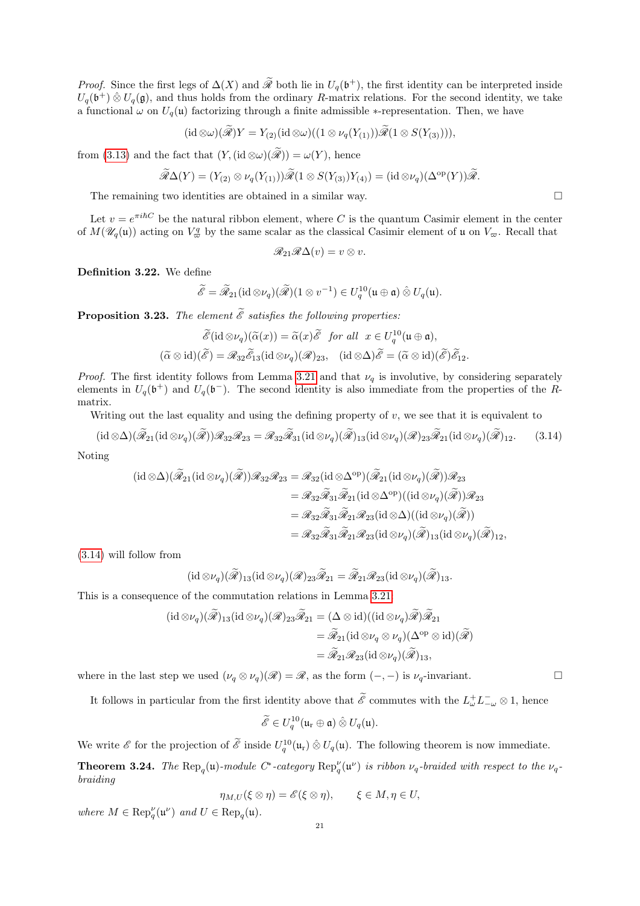*Proof.* Since the first legs of $\Delta(X)$ and $\widetilde{\mathscr{R}}$ both lie in $U_q(\mathfrak{b}^+)$, the first identity can be interpreted inside $U_q(\mathfrak{b}^+) \hat{\otimes} U_q(\mathfrak{g})$, and thus holds from the ordinary $R$-matrix relations. For the second identity, we take a functional $\omega$ on $U_q(\mathfrak{u})$ factorizing through a finite admissible $*$-representation. Then, we have

$$(\mathrm{id} \otimes \omega)(\widetilde{\mathscr{R}})Y = Y_{(2)}(\mathrm{id} \otimes \omega)((1 \otimes \nu_q(Y_{(1)}))\widetilde{\mathscr{R}}(1 \otimes S(Y_{(3)}))),$$

from (3.13) and the fact that $(Y, (\mathrm{id} \otimes \omega)(\widetilde{\mathscr{R}})) = \omega(Y)$, hence

$$\widetilde{\mathscr{R}}\Delta(Y) = (Y_{(2)} \otimes \nu_q(Y_{(1)}))\widetilde{\mathscr{R}}(1 \otimes S(Y_{(3)})Y_{(4)}) = (\mathrm{id} \otimes \nu_q)(\Delta^{\mathrm{op}}(Y))\widetilde{\mathscr{R}}.$$

The remaining two identities are obtained in a similar way. $\square$

Let $v = e^{\pi i \hbar C}$ be the natural ribbon element, where $C$ is the quantum Casimir element in the center of $M(\mathscr{U}_q(\mathfrak{u}))$ acting on $V^q_\varpi$ by the same scalar as the classical Casimir element of $\mathfrak{u}$ on $V_\varpi$. Recall that

$$\mathscr{R}_{21}\mathscr{R}\Delta(v) = v \otimes v.$$

**Definition 3.22.** We define

$$\widetilde{\mathscr{E}} = \widetilde{\mathscr{R}}_{21}(\mathrm{id} \otimes \nu_q)(\widetilde{\mathscr{R}})(1 \otimes v^{-1}) \in U_q^{10}(\mathfrak{u} \oplus \mathfrak{a}) \hat{\otimes} U_q(\mathfrak{u}).$$

**Proposition 3.23.** *The element $\widetilde{\mathscr{E}}$ satisfies the following properties:*

$$\widetilde{\mathscr{E}}(\mathrm{id} \otimes \nu_q)(\widetilde{\alpha}(x)) = \widetilde{\alpha}(x)\widetilde{\mathscr{E}} \quad \textit{for all} \quad x \in U_q^{10}(\mathfrak{u} \oplus \mathfrak{a}),$$
$$(\widetilde{\alpha} \otimes \mathrm{id})(\widetilde{\mathscr{E}}) = \mathscr{R}_{32}\widetilde{\mathscr{E}}_{13}(\mathrm{id} \otimes \nu_q)(\mathscr{R})_{23}, \quad (\mathrm{id} \otimes \Delta)\widetilde{\mathscr{E}} = (\widetilde{\alpha} \otimes \mathrm{id})(\widetilde{\mathscr{E}})\widetilde{\mathscr{E}}_{12}.$$

*Proof.* The first identity follows from Lemma 3.21 and that $\nu_q$ is involutive, by considering separately elements in $U_q(\mathfrak{b}^+)$ and $U_q(\mathfrak{b}^-)$. The second identity is also immediate from the properties of the $R$-matrix.

Writing out the last equality and using the defining property of $v$, we see that it is equivalent to

$$(\mathrm{id} \otimes \Delta)(\widetilde{\mathscr{R}}_{21}(\mathrm{id} \otimes \nu_q)(\widetilde{\mathscr{R}}))\mathscr{R}_{32}\mathscr{R}_{23} = \mathscr{R}_{32}\widetilde{\mathscr{R}}_{31}(\mathrm{id} \otimes \nu_q)(\widetilde{\mathscr{R}})_{13}(\mathrm{id} \otimes \nu_q)(\mathscr{R})_{23}\widetilde{\mathscr{R}}_{21}(\mathrm{id} \otimes \nu_q)(\widetilde{\mathscr{R}})_{12}. \tag{3.14}$$

Noting

$$\begin{aligned}
(\mathrm{id} \otimes \Delta)(\widetilde{\mathscr{R}}_{21}(\mathrm{id} \otimes \nu_q)(\widetilde{\mathscr{R}}))\mathscr{R}_{32}\mathscr{R}_{23} &= \mathscr{R}_{32}(\mathrm{id} \otimes \Delta^{\mathrm{op}})(\widetilde{\mathscr{R}}_{21}(\mathrm{id} \otimes \nu_q)(\widetilde{\mathscr{R}}))\mathscr{R}_{23} \\
&= \mathscr{R}_{32}\widetilde{\mathscr{R}}_{31}\widetilde{\mathscr{R}}_{21}(\mathrm{id} \otimes \Delta^{\mathrm{op}})((\mathrm{id} \otimes \nu_q)(\widetilde{\mathscr{R}}))\mathscr{R}_{23} \\
&= \mathscr{R}_{32}\widetilde{\mathscr{R}}_{31}\widetilde{\mathscr{R}}_{21}\mathscr{R}_{23}(\mathrm{id} \otimes \Delta)((\mathrm{id} \otimes \nu_q)(\widetilde{\mathscr{R}})) \\
&= \mathscr{R}_{32}\widetilde{\mathscr{R}}_{31}\widetilde{\mathscr{R}}_{21}\mathscr{R}_{23}(\mathrm{id} \otimes \nu_q)(\widetilde{\mathscr{R}})_{13}(\mathrm{id} \otimes \nu_q)(\widetilde{\mathscr{R}})_{12},
\end{aligned}$$

(3.14) will follow from

$$(\mathrm{id} \otimes \nu_q)(\widetilde{\mathscr{R}})_{13}(\mathrm{id} \otimes \nu_q)(\mathscr{R})_{23}\widetilde{\mathscr{R}}_{21} = \widetilde{\mathscr{R}}_{21}\mathscr{R}_{23}(\mathrm{id} \otimes \nu_q)(\widetilde{\mathscr{R}})_{13}.$$

This is a consequence of the commutation relations in Lemma 3.21:

$$\begin{aligned}
(\mathrm{id} \otimes \nu_q)(\widetilde{\mathscr{R}})_{13}(\mathrm{id} \otimes \nu_q)(\mathscr{R})_{23}\widetilde{\mathscr{R}}_{21} &= (\Delta \otimes \mathrm{id})((\mathrm{id} \otimes \nu_q)\widetilde{\mathscr{R}})\widetilde{\mathscr{R}}_{21} \\
&= \widetilde{\mathscr{R}}_{21}(\mathrm{id} \otimes \nu_q \otimes \nu_q)(\Delta^{\mathrm{op}} \otimes \mathrm{id})(\widetilde{\mathscr{R}}) \\
&= \widetilde{\mathscr{R}}_{21}\mathscr{R}_{23}(\mathrm{id} \otimes \nu_q)(\widetilde{\mathscr{R}})_{13},
\end{aligned}$$

where in the last step we used $(\nu_q \otimes \nu_q)(\mathscr{R}) = \mathscr{R}$, as the form $(-,-)$ is $\nu_q$-invariant. $\square$

It follows in particular from the first identity above that $\widetilde{\mathscr{E}}$ commutes with the $L^+_\omega L^-_{-\omega} \otimes 1$, hence

$$\widetilde{\mathscr{E}} \in U_q^{10}(\mathfrak{u}_{\mathrm{r}} \oplus \mathfrak{a}) \hat{\otimes} U_q(\mathfrak{u}).$$

We write $\mathscr{E}$ for the projection of $\widetilde{\mathscr{E}}$ inside $U_q^{10}(\mathfrak{u}_{\mathrm{r}}) \hat{\otimes} U_q(\mathfrak{u})$. The following theorem is now immediate.

**Theorem 3.24.** *The $\mathrm{Rep}_q(\mathfrak{u})$-module $C^*$-category $\mathrm{Rep}^\nu_q(\mathfrak{u}^\nu)$ is ribbon $\nu_q$-braided with respect to the $\nu_q$-braiding*

$$\eta_{M,U}(\xi \otimes \eta) = \mathscr{E}(\xi \otimes \eta), \qquad \xi \in M, \eta \in U,$$

*where $M \in \mathrm{Rep}^\nu_q(\mathfrak{u}^\nu)$ and $U \in \mathrm{Rep}_q(\mathfrak{u})$.*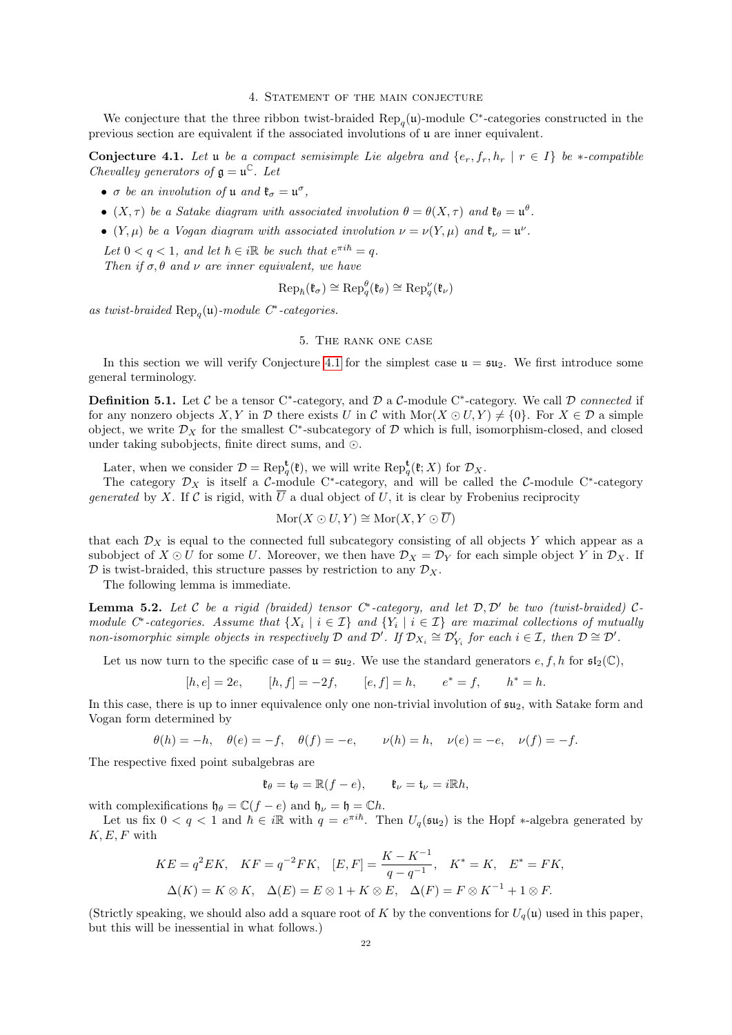## 4. Statement of the main conjecture

We conjecture that the three ribbon twist-braided $\mathrm{Rep}_q(\mathfrak{u})$-module C*-categories constructed in the previous section are equivalent if the associated involutions of $\mathfrak{u}$ are inner equivalent.

**Conjecture 4.1.** *Let $\mathfrak{u}$ be a compact semisimple Lie algebra and $\{e_r, f_r, h_r \mid r \in I\}$ be $*$-compatible Chevalley generators of $\mathfrak{g} = \mathfrak{u}^{\mathbb{C}}$. Let*

- *$\sigma$ be an involution of $\mathfrak{u}$ and $\mathfrak{k}_\sigma = \mathfrak{u}^\sigma$,*
- *$(X, \tau)$ be a Satake diagram with associated involution $\theta = \theta(X, \tau)$ and $\mathfrak{k}_\theta = \mathfrak{u}^\theta$.*
- *$(Y, \mu)$ be a Vogan diagram with associated involution $\nu = \nu(Y, \mu)$ and $\mathfrak{k}_\nu = \mathfrak{u}^\nu$.*

*Let $0 < q < 1$, and let $\hbar \in i\mathbb{R}$ be such that $e^{\pi i \hbar} = q$.*

*Then if $\sigma, \theta$ and $\nu$ are inner equivalent, we have*

$$\mathrm{Rep}_\hbar(\mathfrak{k}_\sigma) \cong \mathrm{Rep}_q^\theta(\mathfrak{k}_\theta) \cong \mathrm{Rep}_q^\nu(\mathfrak{k}_\nu)$$

*as twist-braided $\mathrm{Rep}_q(\mathfrak{u})$-module C*-categories.*

## 5. The rank one case

In this section we will verify Conjecture 4.1 for the simplest case $\mathfrak{u} = \mathfrak{su}_2$. We first introduce some general terminology.

**Definition 5.1.** Let $\mathcal{C}$ be a tensor C*-category, and $\mathcal{D}$ a $\mathcal{C}$-module C*-category. We call $\mathcal{D}$ *connected* if for any nonzero objects $X, Y$ in $\mathcal{D}$ there exists $U$ in $\mathcal{C}$ with $\mathrm{Mor}(X \odot U, Y) \neq \{0\}$. For $X \in \mathcal{D}$ a simple object, we write $\mathcal{D}_X$ for the smallest C*-subcategory of $\mathcal{D}$ which is full, isomorphism-closed, and closed under taking subobjects, finite direct sums, and $\odot$.

Later, when we consider $\mathcal{D} = \mathrm{Rep}_q^{\mathfrak{t}}(\mathfrak{k})$, we will write $\mathrm{Rep}_q^{\mathfrak{t}}(\mathfrak{k}; X)$ for $\mathcal{D}_X$.

The category $\mathcal{D}_X$ is itself a $\mathcal{C}$-module C*-category, and will be called the $\mathcal{C}$-module C*-category *generated* by $X$. If $\mathcal{C}$ is rigid, with $\overline{U}$ a dual object of $U$, it is clear by Frobenius reciprocity

$$\mathrm{Mor}(X \odot U, Y) \cong \mathrm{Mor}(X, Y \odot \overline{U})$$

that each $\mathcal{D}_X$ is equal to the connected full subcategory consisting of all objects $Y$ which appear as a subobject of $X \odot U$ for some $U$. Moreover, we then have $\mathcal{D}_X = \mathcal{D}_Y$ for each simple object $Y$ in $\mathcal{D}_X$. If $\mathcal{D}$ is twist-braided, this structure passes by restriction to any $\mathcal{D}_X$.

The following lemma is immediate.

**Lemma 5.2.** *Let $\mathcal{C}$ be a rigid (braided) tensor C*-category, and let $\mathcal{D}, \mathcal{D}'$ be two (twist-braided) $\mathcal{C}$-module C*-categories. Assume that $\{X_i \mid i \in \mathcal{I}\}$ and $\{Y_i \mid i \in \mathcal{I}\}$ are maximal collections of mutually non-isomorphic simple objects in respectively $\mathcal{D}$ and $\mathcal{D}'$. If $\mathcal{D}_{X_i} \cong \mathcal{D}'_{Y_i}$ for each $i \in \mathcal{I}$, then $\mathcal{D} \cong \mathcal{D}'$.*

Let us now turn to the specific case of $\mathfrak{u} = \mathfrak{su}_2$. We use the standard generators $e, f, h$ for $\mathfrak{sl}_2(\mathbb{C})$,

$$[h, e] = 2e, \qquad [h, f] = -2f, \qquad [e, f] = h, \qquad e^* = f, \qquad h^* = h.$$

In this case, there is up to inner equivalence only one non-trivial involution of $\mathfrak{su}_2$, with Satake form and Vogan form determined by

$$\theta(h) = -h, \quad \theta(e) = -f, \quad \theta(f) = -e, \qquad \nu(h) = h, \quad \nu(e) = -e, \quad \nu(f) = -f.$$

The respective fixed point subalgebras are

$$\mathfrak{k}_\theta = \mathfrak{t}_\theta = \mathbb{R}(f - e), \qquad \mathfrak{k}_\nu = \mathfrak{t}_\nu = i\mathbb{R}h,$$

with complexifications $\mathfrak{h}_\theta = \mathbb{C}(f - e)$ and $\mathfrak{h}_\nu = \mathfrak{h} = \mathbb{C}h$.

Let us fix $0 < q < 1$ and $\hbar \in i\mathbb{R}$ with $q = e^{\pi i \hbar}$. Then $U_q(\mathfrak{su}_2)$ is the Hopf $*$-algebra generated by $K, E, F$ with

$$KE = q^2 EK, \quad KF = q^{-2} FK, \quad [E, F] = \frac{K - K^{-1}}{q - q^{-1}}, \quad K^* = K, \quad E^* = FK,$$
$$\Delta(K) = K \otimes K, \quad \Delta(E) = E \otimes 1 + K \otimes E, \quad \Delta(F) = F \otimes K^{-1} + 1 \otimes F.$$

(Strictly speaking, we should also add a square root of $K$ by the conventions for $U_q(\mathfrak{u})$ used in this paper, but this will be inessential in what follows.)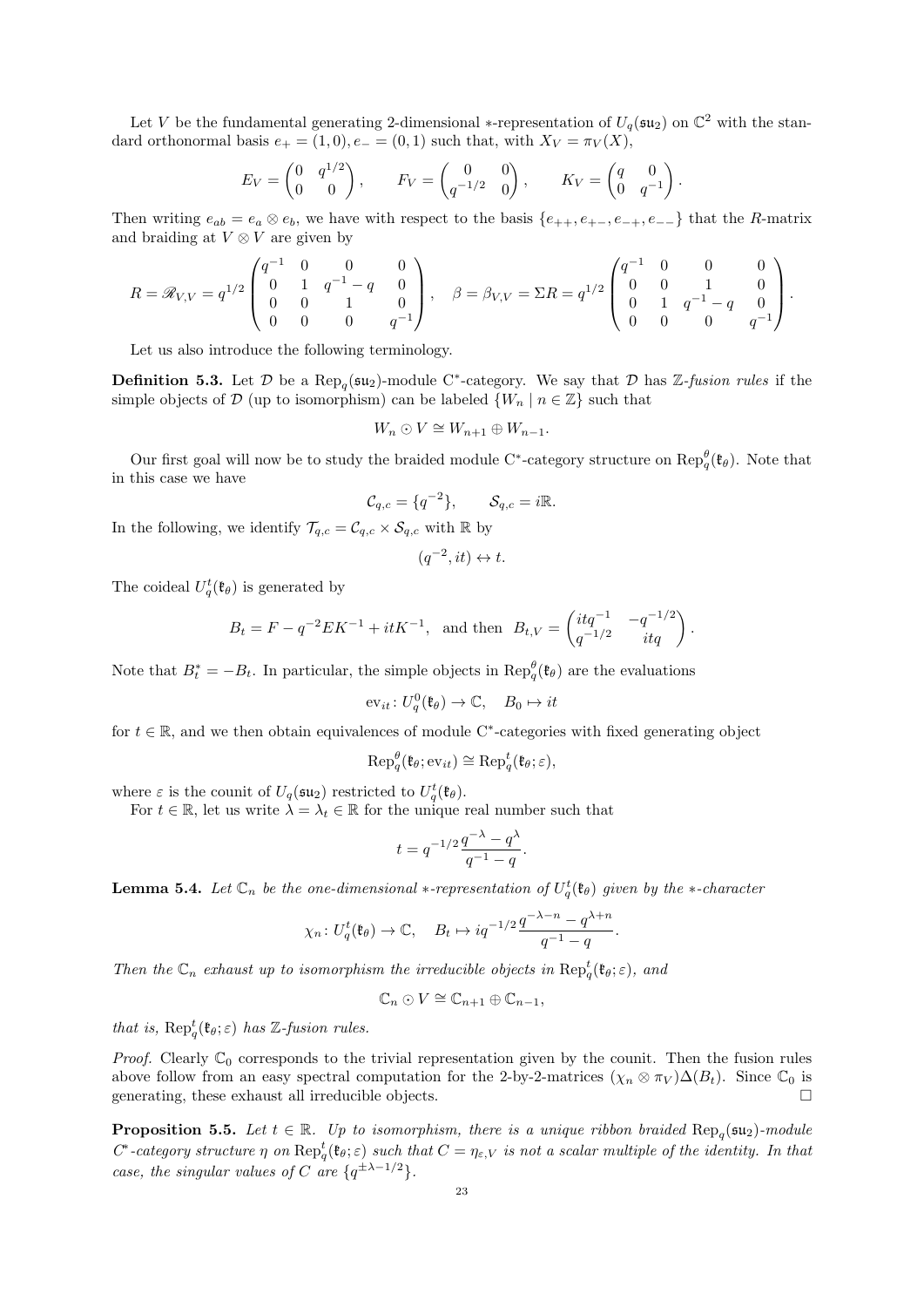Let $V$ be the fundamental generating 2-dimensional $*$-representation of $U_q(\mathfrak{su}_2)$ on $\mathbb{C}^2$ with the standard orthonormal basis $e_+ = (1,0), e_- = (0,1)$ such that, with $X_V = \pi_V(X)$,

$$E_V = \begin{pmatrix} 0 & q^{1/2} \\ 0 & 0 \end{pmatrix}, \qquad F_V = \begin{pmatrix} 0 & 0 \\ q^{-1/2} & 0 \end{pmatrix}, \qquad K_V = \begin{pmatrix} q & 0 \\ 0 & q^{-1} \end{pmatrix}.$$

Then writing $e_{ab} = e_a \otimes e_b$, we have with respect to the basis $\{e_{++}, e_{+-}, e_{-+}, e_{--}\}$ that the $R$-matrix and braiding at $V \otimes V$ are given by

$$R = \mathscr{R}_{V,V} = q^{1/2} \begin{pmatrix} q^{-1} & 0 & 0 & 0 \\ 0 & 1 & q^{-1} - q & 0 \\ 0 & 0 & 1 & 0 \\ 0 & 0 & 0 & q^{-1} \end{pmatrix}, \quad \beta = \beta_{V,V} = \Sigma R = q^{1/2} \begin{pmatrix} q^{-1} & 0 & 0 & 0 \\ 0 & 0 & 1 & 0 \\ 0 & 1 & q^{-1} - q & 0 \\ 0 & 0 & 0 & q^{-1} \end{pmatrix}.$$

Let us also introduce the following terminology.

**Definition 5.3.** Let $\mathcal{D}$ be a $\mathrm{Rep}_q(\mathfrak{su}_2)$-module C$^*$-category. We say that $\mathcal{D}$ has *$\mathbb{Z}$-fusion rules* if the simple objects of $\mathcal{D}$ (up to isomorphism) can be labeled $\{W_n \mid n \in \mathbb{Z}\}$ such that

$$W_n \odot V \cong W_{n+1} \oplus W_{n-1}.$$

Our first goal will now be to study the braided module C$^*$-category structure on $\mathrm{Rep}_q^\theta(\mathfrak{k}_\theta)$. Note that in this case we have

$$\mathcal{C}_{q,c} = \{q^{-2}\}, \qquad \mathcal{S}_{q,c} = i\mathbb{R}.$$

In the following, we identify $\mathcal{T}_{q,c} = \mathcal{C}_{q,c} \times \mathcal{S}_{q,c}$ with $\mathbb{R}$ by

$$(q^{-2}, it) \leftrightarrow t.$$

The coideal $U_q^t(\mathfrak{k}_\theta)$ is generated by

$$B_t = F - q^{-2}EK^{-1} + itK^{-1}, \text{ and then } B_{t,V} = \begin{pmatrix} itq^{-1} & -q^{-1/2} \\ q^{-1/2} & itq \end{pmatrix}.$$

Note that $B_t^* = -B_t$. In particular, the simple objects in $\mathrm{Rep}_q^\theta(\mathfrak{k}_\theta)$ are the evaluations

$$\mathrm{ev}_{it}\colon U_q^0(\mathfrak{k}_\theta) \to \mathbb{C}, \quad B_0 \mapsto it$$

for $t \in \mathbb{R}$, and we then obtain equivalences of module C$^*$-categories with fixed generating object

$$\mathrm{Rep}_q^\theta(\mathfrak{k}_\theta; \mathrm{ev}_{it}) \cong \mathrm{Rep}_q^t(\mathfrak{k}_\theta; \varepsilon),$$

where $\varepsilon$ is the counit of $U_q(\mathfrak{su}_2)$ restricted to $U_q^t(\mathfrak{k}_\theta)$.

For $t \in \mathbb{R}$, let us write $\lambda = \lambda_t \in \mathbb{R}$ for the unique real number such that

$$t = q^{-1/2}\frac{q^{-\lambda} - q^\lambda}{q^{-1} - q}.$$

**Lemma 5.4.** *Let $\mathbb{C}_n$ be the one-dimensional $*$-representation of $U_q^t(\mathfrak{k}_\theta)$ given by the $*$-character*

$$\chi_n\colon U_q^t(\mathfrak{k}_\theta) \to \mathbb{C}, \quad B_t \mapsto iq^{-1/2}\frac{q^{-\lambda-n} - q^{\lambda+n}}{q^{-1} - q}.$$

*Then the $\mathbb{C}_n$ exhaust up to isomorphism the irreducible objects in $\mathrm{Rep}_q^t(\mathfrak{k}_\theta; \varepsilon)$, and*

$$\mathbb{C}_n \odot V \cong \mathbb{C}_{n+1} \oplus \mathbb{C}_{n-1},$$

*that is, $\mathrm{Rep}_q^t(\mathfrak{k}_\theta; \varepsilon)$ has $\mathbb{Z}$-fusion rules.*

*Proof.* Clearly $\mathbb{C}_0$ corresponds to the trivial representation given by the counit. Then the fusion rules above follow from an easy spectral computation for the 2-by-2-matrices $(\chi_n \otimes \pi_V)\Delta(B_t)$. Since $\mathbb{C}_0$ is generating, these exhaust all irreducible objects. $\square$

**Proposition 5.5.** *Let $t \in \mathbb{R}$. Up to isomorphism, there is a unique ribbon braided $\mathrm{Rep}_q(\mathfrak{su}_2)$-module C$^*$-category structure $\eta$ on $\mathrm{Rep}_q^t(\mathfrak{k}_\theta; \varepsilon)$ such that $C = \eta_{\varepsilon,V}$ is not a scalar multiple of the identity. In that case, the singular values of $C$ are $\{q^{\pm\lambda - 1/2}\}$.*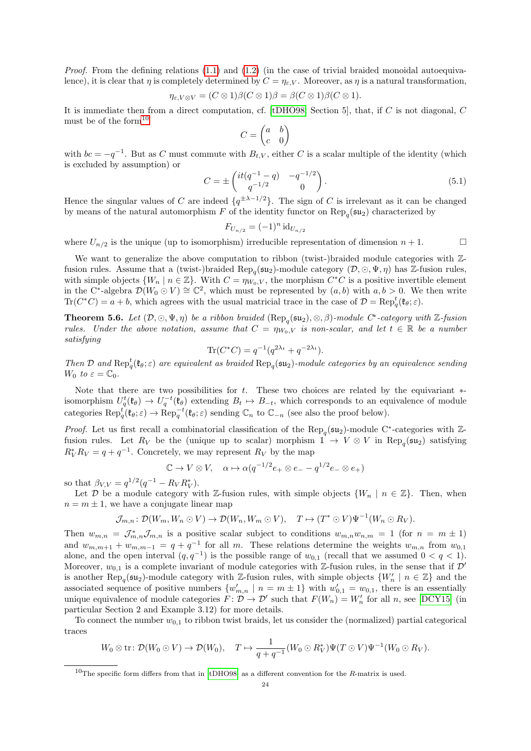*Proof.* From the defining relations (1.1) and (1.2) (in the case of trivial braided monoidal autoequivalence), it is clear that $\eta$ is completely determined by $C = \eta_{\varepsilon,V}$. Moreover, as $\eta$ is a natural transformation,

$$\eta_{\varepsilon,V\otimes V} = (C \otimes 1)\beta(C \otimes 1)\beta = \beta(C \otimes 1)\beta(C \otimes 1).$$

It is immediate then from a direct computation, cf. [tDHO98, Section 5], that, if $C$ is not diagonal, $C$ must be of the form[10]

$$C = \begin{pmatrix} a & b \\ c & 0 \end{pmatrix}$$

with $bc = -q^{-1}$. But as $C$ must commute with $B_{t,V}$, either $C$ is a scalar multiple of the identity (which is excluded by assumption) or

$$C = \pm \begin{pmatrix} it(q^{-1} - q) & -q^{-1/2} \\ q^{-1/2} & 0 \end{pmatrix}. \tag{5.1}$$

Hence the singular values of $C$ are indeed $\{q^{\pm\lambda - 1/2}\}$. The sign of $C$ is irrelevant as it can be changed by means of the natural automorphism $F$ of the identity functor on $\mathrm{Rep}_q(\mathfrak{su}_2)$ characterized by

$$F_{U_{n/2}} = (-1)^n \operatorname{id}_{U_{n/2}}$$

where $U_{n/2}$ is the unique (up to isomorphism) irreducible representation of dimension $n+1$. $\square$

We want to generalize the above computation to ribbon (twist-)braided module categories with $\mathbb{Z}$-fusion rules. Assume that a (twist-)braided $\mathrm{Rep}_q(\mathfrak{su}_2)$-module category $(\mathcal{D}, \odot, \Psi, \eta)$ has $\mathbb{Z}$-fusion rules, with simple objects $\{W_n \mid n \in \mathbb{Z}\}$. With $C = \eta_{W_0,V}$, the morphism $C^*C$ is a positive invertible element in the C$^*$-algebra $\mathcal{D}(W_0 \odot V) \cong \mathbb{C}^2$, which must be represented by $(a, b)$ with $a, b > 0$. We then write $\mathrm{Tr}(C^*C) = a + b$, which agrees with the usual matricial trace in the case of $\mathcal{D} = \mathrm{Rep}_q^t(\mathfrak{k}_\theta; \varepsilon)$.

**Theorem 5.6.** *Let $(\mathcal{D}, \odot, \Psi, \eta)$ be a ribbon braided $(\mathrm{Rep}_q(\mathfrak{su}_2), \otimes, \beta)$-module C$^*$-category with $\mathbb{Z}$-fusion rules. Under the above notation, assume that $C = \eta_{W_0,V}$ is non-scalar, and let $t \in \mathbb{R}$ be a number satisfying*

$$\mathrm{Tr}(C^*C) = q^{-1}(q^{2\lambda_t} + q^{-2\lambda_t}).$$

*Then $\mathcal{D}$ and $\mathrm{Rep}_q^t(\mathfrak{k}_\theta; \varepsilon)$ are equivalent as braided $\mathrm{Rep}_q(\mathfrak{su}_2)$-module categories by an equivalence sending $W_0$ to $\varepsilon = \mathbb{C}_0$.*

Note that there are two possibilities for $t$. These two choices are related by the equivariant $*$-isomorphism $U_q^t(\mathfrak{k}_\theta) \to U_q^{-t}(\mathfrak{k}_\theta)$ extending $B_t \mapsto B_{-t}$, which corresponds to an equivalence of module categories $\mathrm{Rep}_q^t(\mathfrak{k}_\theta; \varepsilon) \to \mathrm{Rep}_q^{-t}(\mathfrak{k}_\theta; \varepsilon)$ sending $\mathbb{C}_n$ to $\mathbb{C}_{-n}$ (see also the proof below).

*Proof.* Let us first recall a combinatorial classification of the $\mathrm{Rep}_q(\mathfrak{su}_2)$-module C$^*$-categories with $\mathbb{Z}$-fusion rules. Let $R_V$ be the (unique up to scalar) morphism $\mathbb{1} \to V \otimes V$ in $\mathrm{Rep}_q(\mathfrak{su}_2)$ satisfying $R_V^* R_V = q + q^{-1}$. Concretely, we may represent $R_V$ by the map

$$\mathbb{C} \to V \otimes V, \quad \alpha \mapsto \alpha(q^{-1/2} e_+ \otimes e_- - q^{1/2} e_- \otimes e_+)$$

so that $\beta_{V,V} = q^{1/2}(q^{-1} - R_V R_V^*)$.

Let $\mathcal{D}$ be a module category with $\mathbb{Z}$-fusion rules, with simple objects $\{W_n \mid n \in \mathbb{Z}\}$. Then, when $n = m \pm 1$, we have a conjugate linear map

$$\mathcal{J}_{m,n} \colon \mathcal{D}(W_m, W_n \odot V) \to \mathcal{D}(W_n, W_m \odot V), \quad T \mapsto (T^* \odot V)\Psi^{-1}(W_n \odot R_V).$$

Then $w_{m,n} = \mathcal{J}_{m,n}^* \mathcal{J}_{m,n}$ is a positive scalar subject to conditions $w_{m,n} w_{n,m} = 1$ (for $n = m \pm 1$) and $w_{m,m+1} + w_{m,m-1} = q + q^{-1}$ for all $m$. These relations determine the weights $w_{m,n}$ from $w_{0,1}$ alone, and the open interval $(q, q^{-1})$ is the possible range of $w_{0,1}$ (recall that we assumed $0 < q < 1$). Moreover, $w_{0,1}$ is a complete invariant of module categories with $\mathbb{Z}$-fusion rules, in the sense that if $\mathcal{D}'$ is another $\mathrm{Rep}_q(\mathfrak{su}_2)$-module category with $\mathbb{Z}$-fusion rules, with simple objects $\{W_n' \mid n \in \mathbb{Z}\}$ and the associated sequence of positive numbers $\{w_{m,n}' \mid n = m \pm 1\}$ with $w_{0,1}' = w_{0,1}$, there is an essentially unique equivalence of module categories $F \colon \mathcal{D} \to \mathcal{D}'$ such that $F(W_n) = W_n'$ for all $n$, see [DCY15] (in particular Section 2 and Example 3.12) for more details.

To connect the number $w_{0,1}$ to ribbon twist braids, let us consider the (normalized) partial categorical traces

$$W_0 \otimes \mathrm{tr} \colon \mathcal{D}(W_0 \odot V) \to \mathcal{D}(W_0), \quad T \mapsto \frac{1}{q + q^{-1}}(W_0 \odot R_V^*)\Psi(T \odot V)\Psi^{-1}(W_0 \odot R_V).$$

[10] The specific form differs from that in [tDHO98] as a different convention for the $R$-matrix is used.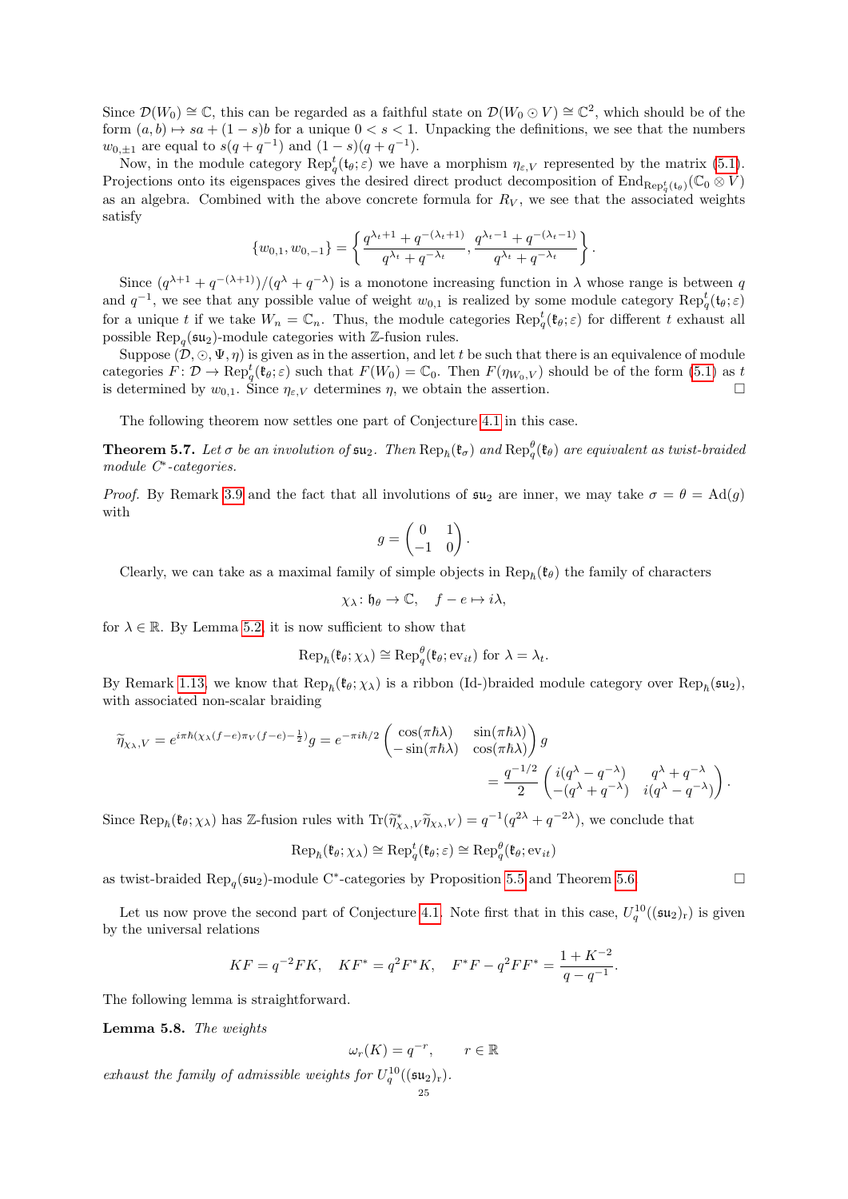Since $\mathcal{D}(W_0) \cong \mathbb{C}$, this can be regarded as a faithful state on $\mathcal{D}(W_0 \odot V) \cong \mathbb{C}^2$, which should be of the form $(a, b) \mapsto sa + (1-s)b$ for a unique $0 < s < 1$. Unpacking the definitions, we see that the numbers $w_{0,\pm 1}$ are equal to $s(q + q^{-1})$ and $(1-s)(q + q^{-1})$.

Now, in the module category $\mathrm{Rep}_q^t(\mathfrak{t}_\theta; \varepsilon)$ we have a morphism $\eta_{\varepsilon,V}$ represented by the matrix (5.1). Projections onto its eigenspaces gives the desired direct product decomposition of $\mathrm{End}_{\mathrm{Rep}_q^t(\mathfrak{t}_\theta)}(\mathbb{C}_0 \otimes V)$ as an algebra. Combined with the above concrete formula for $R_V$, we see that the associated weights satisfy

$$\{w_{0,1}, w_{0,-1}\} = \left\{ \frac{q^{\lambda_t + 1} + q^{-(\lambda_t+1)}}{q^{\lambda_t} + q^{-\lambda_t}}, \frac{q^{\lambda_t - 1} + q^{-(\lambda_t-1)}}{q^{\lambda_t} + q^{-\lambda_t}} \right\}.$$

Since $(q^{\lambda+1} + q^{-(\lambda+1)})/(q^\lambda + q^{-\lambda})$ is a monotone increasing function in $\lambda$ whose range is between $q$ and $q^{-1}$, we see that any possible value of weight $w_{0,1}$ is realized by some module category $\mathrm{Rep}_q^t(\mathfrak{t}_\theta; \varepsilon)$ for a unique $t$ if we take $W_n = \mathbb{C}_n$. Thus, the module categories $\mathrm{Rep}_q^t(\mathfrak{k}_\theta; \varepsilon)$ for different $t$ exhaust all possible $\mathrm{Rep}_q(\mathfrak{su}_2)$-module categories with $\mathbb{Z}$-fusion rules.

Suppose $(\mathcal{D}, \odot, \Psi, \eta)$ is given as in the assertion, and let $t$ be such that there is an equivalence of module categories $F\colon \mathcal{D} \to \mathrm{Rep}_q^t(\mathfrak{k}_\theta; \varepsilon)$ such that $F(W_0) = \mathbb{C}_0$. Then $F(\eta_{W_0,V})$ should be of the form (5.1) as $t$ is determined by $w_{0,1}$. Since $\eta_{\varepsilon,V}$ determines $\eta$, we obtain the assertion. ☐

The following theorem now settles one part of Conjecture 4.1 in this case.

**Theorem 5.7.** *Let $\sigma$ be an involution of $\mathfrak{su}_2$. Then $\mathrm{Rep}_\hbar(\mathfrak{k}_\sigma)$ and $\mathrm{Rep}_q^\theta(\mathfrak{k}_\theta)$ are equivalent as twist-braided module C\*-categories.*

*Proof.* By Remark 3.9 and the fact that all involutions of $\mathfrak{su}_2$ are inner, we may take $\sigma = \theta = \mathrm{Ad}(g)$ with

$$g = \begin{pmatrix} 0 & 1 \\ -1 & 0 \end{pmatrix}.$$

Clearly, we can take as a maximal family of simple objects in $\mathrm{Rep}_\hbar(\mathfrak{k}_\theta)$ the family of characters

$$\chi_\lambda\colon \mathfrak{h}_\theta \to \mathbb{C}, \quad f - e \mapsto i\lambda,$$

for $\lambda \in \mathbb{R}$. By Lemma 5.2, it is now sufficient to show that

$$\mathrm{Rep}_\hbar(\mathfrak{k}_\theta; \chi_\lambda) \cong \mathrm{Rep}_q^\theta(\mathfrak{k}_\theta; \mathrm{ev}_{it}) \text{ for } \lambda = \lambda_t.$$

By Remark 1.13, we know that $\mathrm{Rep}_\hbar(\mathfrak{k}_\theta; \chi_\lambda)$ is a ribbon (Id-)braided module category over $\mathrm{Rep}_\hbar(\mathfrak{su}_2)$, with associated non-scalar braiding

$$\widetilde{\eta}_{\chi_\lambda, V} = e^{i\pi\hbar(\chi_\lambda(f-e)\pi_V(f-e) - \frac{1}{2})} g = e^{-\pi i\hbar/2} \begin{pmatrix} \cos(\pi\hbar\lambda) & \sin(\pi\hbar\lambda) \\ -\sin(\pi\hbar\lambda) & \cos(\pi\hbar\lambda) \end{pmatrix} g$$
$$= \frac{q^{-1/2}}{2} \begin{pmatrix} i(q^\lambda - q^{-\lambda}) & q^\lambda + q^{-\lambda} \\ -(q^\lambda + q^{-\lambda}) & i(q^\lambda - q^{-\lambda}) \end{pmatrix}.$$

Since $\mathrm{Rep}_\hbar(\mathfrak{k}_\theta; \chi_\lambda)$ has $\mathbb{Z}$-fusion rules with $\mathrm{Tr}(\widetilde{\eta}_{\chi_\lambda,V}^* \widetilde{\eta}_{\chi_\lambda,V}) = q^{-1}(q^{2\lambda} + q^{-2\lambda})$, we conclude that

$$\mathrm{Rep}_\hbar(\mathfrak{k}_\theta; \chi_\lambda) \cong \mathrm{Rep}_q^t(\mathfrak{k}_\theta; \varepsilon) \cong \mathrm{Rep}_q^\theta(\mathfrak{k}_\theta; \mathrm{ev}_{it})$$

as twist-braided $\mathrm{Rep}_q(\mathfrak{su}_2)$-module C\*-categories by Proposition 5.5 and Theorem 5.6. ☐

Let us now prove the second part of Conjecture 4.1. Note first that in this case, $U_q^{\mathrm{10}}((\mathfrak{su}_2)_{\mathrm{r}})$ is given by the universal relations

$$KF = q^{-2}FK, \quad KF^* = q^2 F^* K, \quad F^*F - q^2 FF^* = \frac{1 + K^{-2}}{q - q^{-1}}.$$

The following lemma is straightforward.

**Lemma 5.8.** *The weights*

$$\omega_r(K) = q^{-r}, \qquad r \in \mathbb{R}$$

*exhaust the family of admissible weights for $U_q^{\mathrm{10}}((\mathfrak{su}_2)_{\mathrm{r}})$.*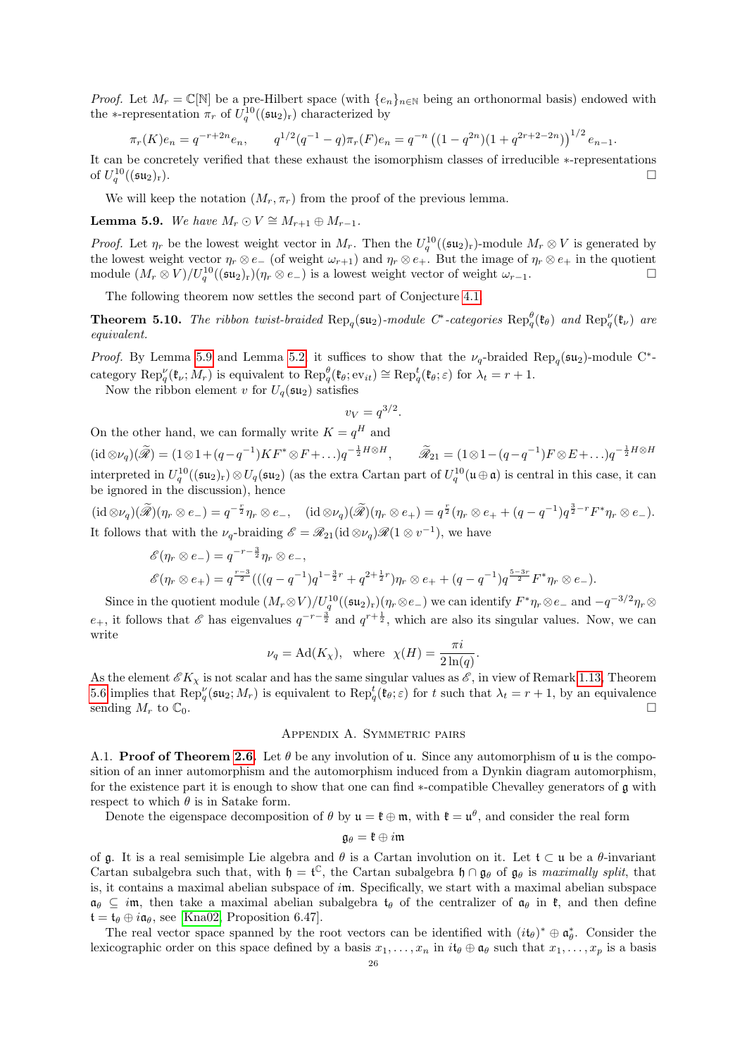*Proof.* Let $M_r = \mathbb{C}[\mathbb{N}]$ be a pre-Hilbert space (with $\{e_n\}_{n\in\mathbb{N}}$ being an orthonormal basis) endowed with the $*$-representation $\pi_r$ of $U_q^{10}((\mathfrak{su}_2)_r)$ characterized by

$$\pi_r(K)e_n = q^{-r+2n}e_n, \qquad q^{1/2}(q^{-1}-q)\pi_r(F)e_n = q^{-n}\left((1-q^{2n})(1+q^{2r+2-2n})\right)^{1/2}e_{n-1}.$$

It can be concretely verified that these exhaust the isomorphism classes of irreducible $*$-representations of $U_q^{10}((\mathfrak{su}_2)_r)$. □

We will keep the notation $(M_r, \pi_r)$ from the proof of the previous lemma.

**Lemma 5.9.** *We have $M_r \odot V \cong M_{r+1} \oplus M_{r-1}$.*

*Proof.* Let $\eta_r$ be the lowest weight vector in $M_r$. Then the $U_q^{10}((\mathfrak{su}_2)_r)$-module $M_r \otimes V$ is generated by the lowest weight vector $\eta_r \otimes e_-$ (of weight $\omega_{r+1}$) and $\eta_r \otimes e_+$. But the image of $\eta_r \otimes e_+$ in the quotient module $(M_r \otimes V)/U_q^{10}((\mathfrak{su}_2)_r)(\eta_r \otimes e_-)$ is a lowest weight vector of weight $\omega_{r-1}$. □

The following theorem now settles the second part of Conjecture 4.1.

**Theorem 5.10.** *The ribbon twist-braided $\mathrm{Rep}_q(\mathfrak{su}_2)$-module $C^*$-categories $\mathrm{Rep}_q^\theta(\mathfrak{k}_\theta)$ and $\mathrm{Rep}_q^\nu(\mathfrak{k}_\nu)$ are equivalent.*

*Proof.* By Lemma 5.9 and Lemma 5.2, it suffices to show that the $\nu_q$-braided $\mathrm{Rep}_q(\mathfrak{su}_2)$-module C$^*$-category $\mathrm{Rep}_q^\nu(\mathfrak{k}_\nu; M_r)$ is equivalent to $\mathrm{Rep}_q^\theta(\mathfrak{k}_\theta; \mathrm{ev}_{it}) \cong \mathrm{Rep}_q^t(\mathfrak{k}_\theta; \varepsilon)$ for $\lambda_t = r+1$.

Now the ribbon element $v$ for $U_q(\mathfrak{su}_2)$ satisfies

$$v_V = q^{3/2}.$$

On the other hand, we can formally write $K = q^H$ and

$$(\mathrm{id}\otimes\nu_q)(\widetilde{\mathscr{R}}) = (1\otimes 1 + (q-q^{-1})KF^*\otimes F + \dots)q^{-\frac{1}{2}H\otimes H}, \qquad \widetilde{\mathscr{R}}_{21} = (1\otimes 1 - (q-q^{-1})F\otimes E + \dots)q^{-\frac{1}{2}H\otimes H}$$

interpreted in $U_q^{10}((\mathfrak{su}_2)_r)\otimes U_q(\mathfrak{su}_2)$ (as the extra Cartan part of $U_q^{10}(\mathfrak{u}\oplus\mathfrak{a})$ is central in this case, it can be ignored in the discussion), hence

$$(\mathrm{id}\otimes\nu_q)(\widetilde{\mathscr{R}})(\eta_r\otimes e_-) = q^{-\frac{r}{2}}\eta_r\otimes e_-, \quad (\mathrm{id}\otimes\nu_q)(\widetilde{\mathscr{R}})(\eta_r\otimes e_+) = q^{\frac{r}{2}}(\eta_r\otimes e_+ + (q-q^{-1})q^{\frac{3}{2}-r}F^*\eta_r\otimes e_-).$$

It follows that with the $\nu_q$-braiding $\mathscr{E} = \mathscr{R}_{21}(\mathrm{id}\otimes\nu_q)\mathscr{R}(1\otimes v^{-1})$, we have

$$\mathscr{E}(\eta_r\otimes e_-) = q^{-r-\frac{3}{2}}\eta_r\otimes e_-,$$
$$\mathscr{E}(\eta_r\otimes e_+) = q^{\frac{r-3}{2}}(((q-q^{-1})q^{1-\frac{3}{2}r} + q^{2+\frac{1}{2}r})\eta_r\otimes e_+ + (q-q^{-1})q^{\frac{5-3r}{2}}F^*\eta_r\otimes e_-).$$

Since in the quotient module $(M_r\otimes V)/U_q^{10}((\mathfrak{su}_2)_r)(\eta_r\otimes e_-)$ we can identify $F^*\eta_r\otimes e_-$ and $-q^{-3/2}\eta_r\otimes e_+$, it follows that $\mathscr{E}$ has eigenvalues $q^{-r-\frac{3}{2}}$ and $q^{r+\frac{1}{2}}$, which are also its singular values. Now, we can write

$$\nu_q = \mathrm{Ad}(K_\chi), \quad \text{where } \chi(H) = \frac{\pi i}{2\ln(q)}.$$

As the element $\mathscr{E}K_\chi$ is not scalar and has the same singular values as $\mathscr{E}$, in view of Remark 1.13, Theorem 5.6 implies that $\mathrm{Rep}_q^\nu(\mathfrak{su}_2; M_r)$ is equivalent to $\mathrm{Rep}_q^t(\mathfrak{k}_\theta;\varepsilon)$ for $t$ such that $\lambda_t = r+1$, by an equivalence sending $M_r$ to $\mathbb{C}_0$. □

## Appendix A. Symmetric pairs

A.1. **Proof of Theorem 2.6.** Let $\theta$ be any involution of $\mathfrak{u}$. Since any automorphism of $\mathfrak{u}$ is the composition of an inner automorphism and the automorphism induced from a Dynkin diagram automorphism, for the existence part it is enough to show that one can find $*$-compatible Chevalley generators of $\mathfrak{g}$ with respect to which $\theta$ is in Satake form.

Denote the eigenspace decomposition of $\theta$ by $\mathfrak{u} = \mathfrak{k}\oplus\mathfrak{m}$, with $\mathfrak{k} = \mathfrak{u}^\theta$, and consider the real form

$$\mathfrak{g}_\theta = \mathfrak{k}\oplus i\mathfrak{m}$$

of $\mathfrak{g}$. It is a real semisimple Lie algebra and $\theta$ is a Cartan involution on it. Let $\mathfrak{t}\subset\mathfrak{u}$ be a $\theta$-invariant Cartan subalgebra such that, with $\mathfrak{h} = \mathfrak{t}^\mathbb{C}$, the Cartan subalgebra $\mathfrak{h}\cap\mathfrak{g}_\theta$ of $\mathfrak{g}_\theta$ is *maximally split*, that is, it contains a maximal abelian subspace of $i\mathfrak{m}$. Specifically, we start with a maximal abelian subspace $\mathfrak{a}_\theta\subseteq i\mathfrak{m}$, then take a maximal abelian subalgebra $\mathfrak{t}_\theta$ of the centralizer of $\mathfrak{a}_\theta$ in $\mathfrak{k}$, and then define $\mathfrak{t} = \mathfrak{t}_\theta\oplus i\mathfrak{a}_\theta$, see [Kna02, Proposition 6.47].

The real vector space spanned by the root vectors can be identified with $(i\mathfrak{t}_\theta)^*\oplus\mathfrak{a}_\theta^*$. Consider the lexicographic order on this space defined by a basis $x_1,\dots,x_n$ in $i\mathfrak{t}_\theta\oplus\mathfrak{a}_\theta$ such that $x_1,\dots,x_p$ is a basis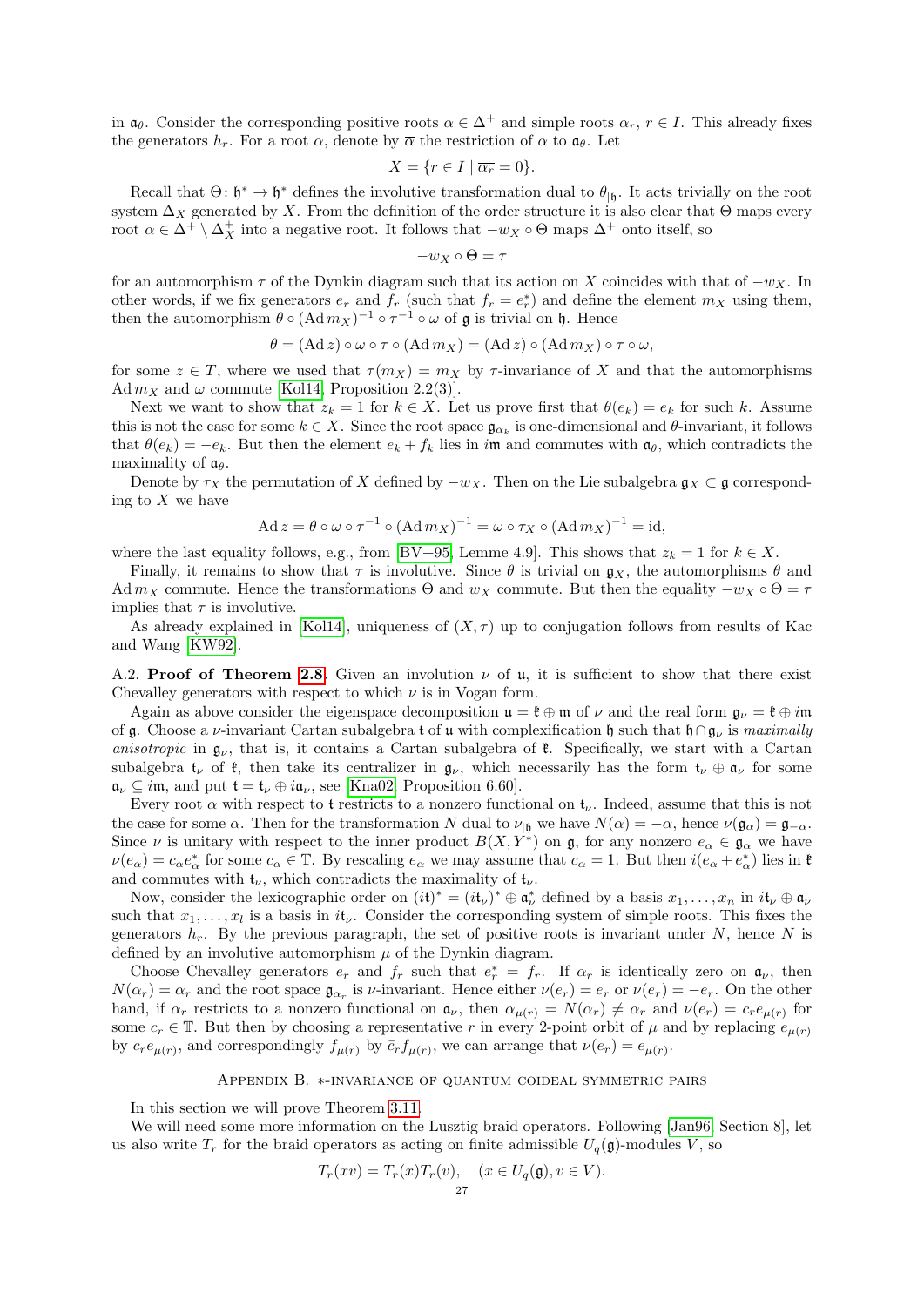in $\mathfrak{a}_\theta$. Consider the corresponding positive roots $\alpha \in \Delta^+$ and simple roots $\alpha_r$, $r \in I$. This already fixes the generators $h_r$. For a root $\alpha$, denote by $\overline{\alpha}$ the restriction of $\alpha$ to $\mathfrak{a}_\theta$. Let

$$X = \{r \in I \mid \overline{\alpha_r} = 0\}.$$

Recall that $\Theta\colon \mathfrak{h}^* \to \mathfrak{h}^*$ defines the involutive transformation dual to $\theta_{|\mathfrak{h}}$. It acts trivially on the root system $\Delta_X$ generated by $X$. From the definition of the order structure it is also clear that $\Theta$ maps every root $\alpha \in \Delta^+ \setminus \Delta_X^+$ into a negative root. It follows that $-w_X \circ \Theta$ maps $\Delta^+$ onto itself, so

$$-w_X \circ \Theta = \tau$$

for an automorphism $\tau$ of the Dynkin diagram such that its action on $X$ coincides with that of $-w_X$. In other words, if we fix generators $e_r$ and $f_r$ (such that $f_r = e_r^*$) and define the element $m_X$ using them, then the automorphism $\theta \circ (\operatorname{Ad} m_X)^{-1} \circ \tau^{-1} \circ \omega$ of $\mathfrak{g}$ is trivial on $\mathfrak{h}$. Hence

$$\theta = (\operatorname{Ad} z) \circ \omega \circ \tau \circ (\operatorname{Ad} m_X) = (\operatorname{Ad} z) \circ (\operatorname{Ad} m_X) \circ \tau \circ \omega,$$

for some $z \in T$, where we used that $\tau(m_X) = m_X$ by $\tau$-invariance of $X$ and that the automorphisms $\operatorname{Ad} m_X$ and $\omega$ commute [Kol14, Proposition 2.2(3)].

Next we want to show that $z_k = 1$ for $k \in X$. Let us prove first that $\theta(e_k) = e_k$ for such $k$. Assume this is not the case for some $k \in X$. Since the root space $\mathfrak{g}_{\alpha_k}$ is one-dimensional and $\theta$-invariant, it follows that $\theta(e_k) = -e_k$. But then the element $e_k + f_k$ lies in $i\mathfrak{m}$ and commutes with $\mathfrak{a}_\theta$, which contradicts the maximality of $\mathfrak{a}_\theta$.

Denote by $\tau_X$ the permutation of $X$ defined by $-w_X$. Then on the Lie subalgebra $\mathfrak{g}_X \subset \mathfrak{g}$ corresponding to $X$ we have

$$\operatorname{Ad} z = \theta \circ \omega \circ \tau^{-1} \circ (\operatorname{Ad} m_X)^{-1} = \omega \circ \tau_X \circ (\operatorname{Ad} m_X)^{-1} = \mathrm{id},$$

where the last equality follows, e.g., from [BV+95, Lemme 4.9]. This shows that $z_k = 1$ for $k \in X$.

Finally, it remains to show that $\tau$ is involutive. Since $\theta$ is trivial on $\mathfrak{g}_X$, the automorphisms $\theta$ and $\operatorname{Ad} m_X$ commute. Hence the transformations $\Theta$ and $w_X$ commute. But then the equality $-w_X \circ \Theta = \tau$ implies that $\tau$ is involutive.

As already explained in [Kol14], uniqueness of $(X, \tau)$ up to conjugation follows from results of Kac and Wang [KW92].

A.2. **Proof of Theorem 2.8.** Given an involution $\nu$ of $\mathfrak{u}$, it is sufficient to show that there exist Chevalley generators with respect to which $\nu$ is in Vogan form.

Again as above consider the eigenspace decomposition $\mathfrak{u} = \mathfrak{k} \oplus \mathfrak{m}$ of $\nu$ and the real form $\mathfrak{g}_\nu = \mathfrak{k} \oplus i\mathfrak{m}$ of $\mathfrak{g}$. Choose a $\nu$-invariant Cartan subalgebra $\mathfrak{t}$ of $\mathfrak{u}$ with complexification $\mathfrak{h}$ such that $\mathfrak{h} \cap \mathfrak{g}_\nu$ is *maximally anisotropic* in $\mathfrak{g}_\nu$, that is, it contains a Cartan subalgebra of $\mathfrak{k}$. Specifically, we start with a Cartan subalgebra $\mathfrak{t}_\nu$ of $\mathfrak{k}$, then take its centralizer in $\mathfrak{g}_\nu$, which necessarily has the form $\mathfrak{t}_\nu \oplus \mathfrak{a}_\nu$ for some $\mathfrak{a}_\nu \subseteq i\mathfrak{m}$, and put $\mathfrak{t} = \mathfrak{t}_\nu \oplus i\mathfrak{a}_\nu$, see [Kna02, Proposition 6.60].

Every root $\alpha$ with respect to $\mathfrak{t}$ restricts to a nonzero functional on $\mathfrak{t}_\nu$. Indeed, assume that this is not the case for some $\alpha$. Then for the transformation $N$ dual to $\nu_{|\mathfrak{h}}$ we have $N(\alpha) = -\alpha$, hence $\nu(\mathfrak{g}_\alpha) = \mathfrak{g}_{-\alpha}$. Since $\nu$ is unitary with respect to the inner product $B(X, Y^*)$ on $\mathfrak{g}$, for any nonzero $e_\alpha \in \mathfrak{g}_\alpha$ we have $\nu(e_\alpha) = c_\alpha e_\alpha^*$ for some $c_\alpha \in \mathbb{T}$. By rescaling $e_\alpha$ we may assume that $c_\alpha = 1$. But then $i(e_\alpha + e_\alpha^*)$ lies in $\mathfrak{k}$ and commutes with $\mathfrak{t}_\nu$, which contradicts the maximality of $\mathfrak{t}_\nu$.

Now, consider the lexicographic order on $(i\mathfrak{t})^* = (i\mathfrak{t}_\nu)^* \oplus \mathfrak{a}_\nu^*$ defined by a basis $x_1, \dots, x_n$ in $i\mathfrak{t}_\nu \oplus \mathfrak{a}_\nu$ such that $x_1, \dots, x_l$ is a basis in $i\mathfrak{t}_\nu$. Consider the corresponding system of simple roots. This fixes the generators $h_r$. By the previous paragraph, the set of positive roots is invariant under $N$, hence $N$ is defined by an involutive automorphism $\mu$ of the Dynkin diagram.

Choose Chevalley generators $e_r$ and $f_r$ such that $e_r^* = f_r$. If $\alpha_r$ is identically zero on $\mathfrak{a}_\nu$, then $N(\alpha_r) = \alpha_r$ and the root space $\mathfrak{g}_{\alpha_r}$ is $\nu$-invariant. Hence either $\nu(e_r) = e_r$ or $\nu(e_r) = -e_r$. On the other hand, if $\alpha_r$ restricts to a nonzero functional on $\mathfrak{a}_\nu$, then $\alpha_{\mu(r)} = N(\alpha_r) \neq \alpha_r$ and $\nu(e_r) = c_r e_{\mu(r)}$ for some $c_r \in \mathbb{T}$. But then by choosing a representative $r$ in every 2-point orbit of $\mu$ and by replacing $e_{\mu(r)}$ by $c_r e_{\mu(r)}$, and correspondingly $f_{\mu(r)}$ by $\bar{c}_r f_{\mu(r)}$, we can arrange that $\nu(e_r) = e_{\mu(r)}$.

## Appendix B. $*$-invariance of quantum coideal symmetric pairs

In this section we will prove Theorem 3.11.

We will need some more information on the Lusztig braid operators. Following [Jan96, Section 8], let us also write $T_r$ for the braid operators as acting on finite admissible $U_q(\mathfrak{g})$-modules $V$, so

$$T_r(xv) = T_r(x)T_r(v), \quad (x \in U_q(\mathfrak{g}), v \in V).$$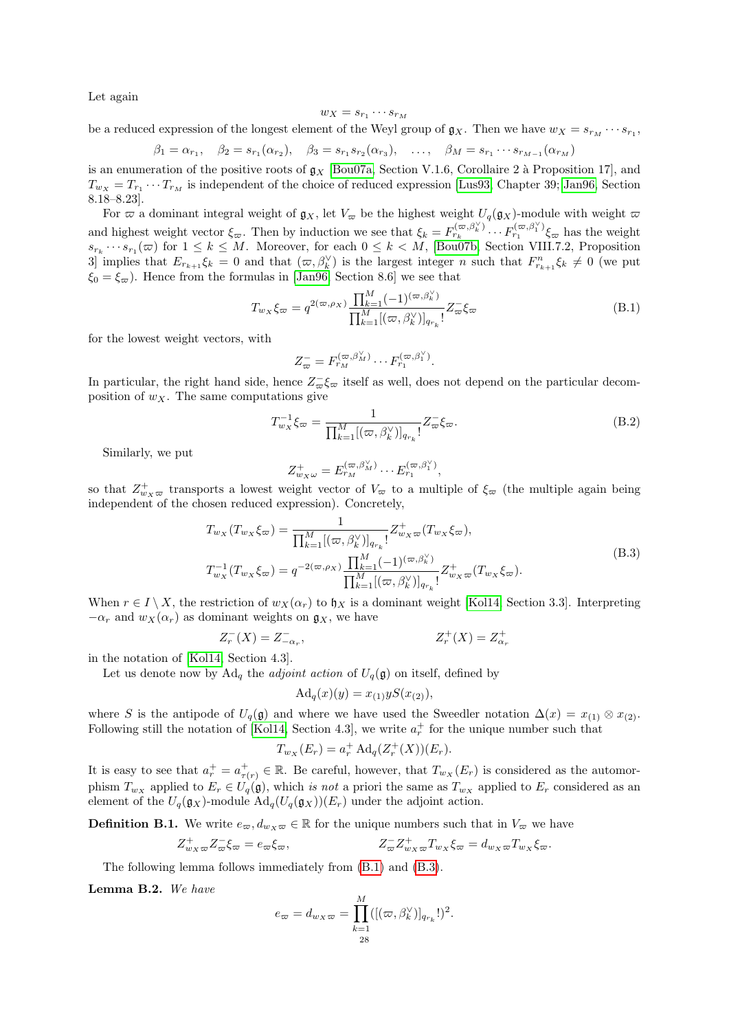Let again

$$w_X = s_{r_1} \cdots s_{r_M}$$

be a reduced expression of the longest element of the Weyl group of $\mathfrak{g}_X$. Then we have $w_X = s_{r_M} \cdots s_{r_1}$,

$$\beta_1 = \alpha_{r_1}, \quad \beta_2 = s_{r_1}(\alpha_{r_2}), \quad \beta_3 = s_{r_1} s_{r_2}(\alpha_{r_3}), \quad \ldots, \quad \beta_M = s_{r_1} \cdots s_{r_{M-1}}(\alpha_{r_M})$$

is an enumeration of the positive roots of $\mathfrak{g}_X$ [Bou07a, Section V.1.6, Corollaire 2 à Proposition 17], and $T_{w_X} = T_{r_1} \cdots T_{r_M}$ is independent of the choice of reduced expression [Lus93, Chapter 39; Jan96, Section 8.18–8.23].

For $\varpi$ a dominant integral weight of $\mathfrak{g}_X$, let $V_\varpi$ be the highest weight $U_q(\mathfrak{g}_X)$-module with weight $\varpi$ and highest weight vector $\xi_\varpi$. Then by induction we see that $\xi_k = F_{r_k}^{(\varpi, \beta_k^\vee)} \cdots F_{r_1}^{(\varpi, \beta_1^\vee)} \xi_\varpi$ has the weight $s_{r_k} \cdots s_{r_1}(\varpi)$ for $1 \leq k \leq M$. Moreover, for each $0 \leq k < M$, [Bou07b, Section VIII.7.2, Proposition 3] implies that $E_{r_{k+1}} \xi_k = 0$ and that $(\varpi, \beta_k^\vee)$ is the largest integer $n$ such that $F_{r_{k+1}}^n \xi_k \neq 0$ (we put $\xi_0 = \xi_\varpi$). Hence from the formulas in [Jan96, Section 8.6] we see that

$$T_{w_X} \xi_\varpi = q^{2(\varpi, \rho_X)} \frac{\prod_{k=1}^M (-1)^{(\varpi, \beta_k^\vee)}}{\prod_{k=1}^M [(\varpi, \beta_k^\vee)]_{q_{r_k}}!} Z_\varpi^- \xi_\varpi \tag{B.1}$$

for the lowest weight vectors, with

$$Z_\varpi^- = F_{r_M}^{(\varpi, \beta_M^\vee)} \cdots F_{r_1}^{(\varpi, \beta_1^\vee)}.$$

In particular, the right hand side, hence $Z_\varpi^- \xi_\varpi$ itself as well, does not depend on the particular decomposition of $w_X$. The same computations give

$$T_{w_X}^{-1} \xi_\varpi = \frac{1}{\prod_{k=1}^M [(\varpi, \beta_k^\vee)]_{q_{r_k}}!} Z_\varpi^- \xi_\varpi. \tag{B.2}$$

Similarly, we put

$$Z_{w_X \omega}^+ = E_{r_M}^{(\varpi, \beta_M^\vee)} \cdots E_{r_1}^{(\varpi, \beta_1^\vee)},$$

so that $Z_{w_X \varpi}^+$ transports a lowest weight vector of $V_\varpi$ to a multiple of $\xi_\varpi$ (the multiple again being independent of the chosen reduced expression). Concretely,

$$\begin{aligned} T_{w_X}(T_{w_X} \xi_\varpi) &= \frac{1}{\prod_{k=1}^M [(\varpi, \beta_k^\vee)]_{q_{r_k}}!} Z_{w_X \varpi}^+ (T_{w_X} \xi_\varpi), \\ T_{w_X}^{-1}(T_{w_X} \xi_\varpi) &= q^{-2(\varpi, \rho_X)} \frac{\prod_{k=1}^M (-1)^{(\varpi, \beta_k^\vee)}}{\prod_{k=1}^M [(\varpi, \beta_k^\vee)]_{q_{r_k}}!} Z_{w_X \varpi}^+ (T_{w_X} \xi_\varpi). \end{aligned} \tag{B.3}$$

When $r \in I \setminus X$, the restriction of $w_X(\alpha_r)$ to $\mathfrak{h}_X$ is a dominant weight [Kol14, Section 3.3]. Interpreting $-\alpha_r$ and $w_X(\alpha_r)$ as dominant weights on $\mathfrak{g}_X$, we have

$$Z_r^-(X) = Z_{-\alpha_r}^-, \qquad Z_r^+(X) = Z_{\alpha_r}^+$$

in the notation of [Kol14, Section 4.3].

Let us denote now by $\mathrm{Ad}_q$ the *adjoint action* of $U_q(\mathfrak{g})$ on itself, defined by

$$\mathrm{Ad}_q(x)(y) = x_{(1)} y S(x_{(2)}),$$

where $S$ is the antipode of $U_q(\mathfrak{g})$ and where we have used the Sweedler notation $\Delta(x) = x_{(1)} \otimes x_{(2)}$. Following still the notation of [Kol14, Section 4.3], we write $a_r^+$ for the unique number such that

$$T_{w_X}(E_r) = a_r^+ \mathrm{Ad}_q(Z_r^+(X))(E_r).$$

It is easy to see that $a_r^+ = a_{\tau(r)}^+ \in \mathbb{R}$. Be careful, however, that $T_{w_X}(E_r)$ is considered as the automorphism $T_{w_X}$ applied to $E_r \in U_q(\mathfrak{g})$, which *is not* a priori the same as $T_{w_X}$ applied to $E_r$ considered as an element of the $U_q(\mathfrak{g}_X)$-module $\mathrm{Ad}_q(U_q(\mathfrak{g}_X))(E_r)$ under the adjoint action.

**Definition B.1.** We write $e_\varpi, d_{w_X \varpi} \in \mathbb{R}$ for the unique numbers such that in $V_\varpi$ we have

$$Z_{w_X \varpi}^+ Z_\varpi^- \xi_\varpi = e_\varpi \xi_\varpi, \qquad Z_\varpi^- Z_{w_X \varpi}^+ T_{w_X} \xi_\varpi = d_{w_X \varpi} T_{w_X} \xi_\varpi.$$

The following lemma follows immediately from (B.1) and (B.3).

**Lemma B.2.** *We have*

$$e_\varpi = d_{w_X \varpi} = \prod_{k=1}^M ([(\varpi, \beta_k^\vee)]_{q_{r_k}}!)^2.$$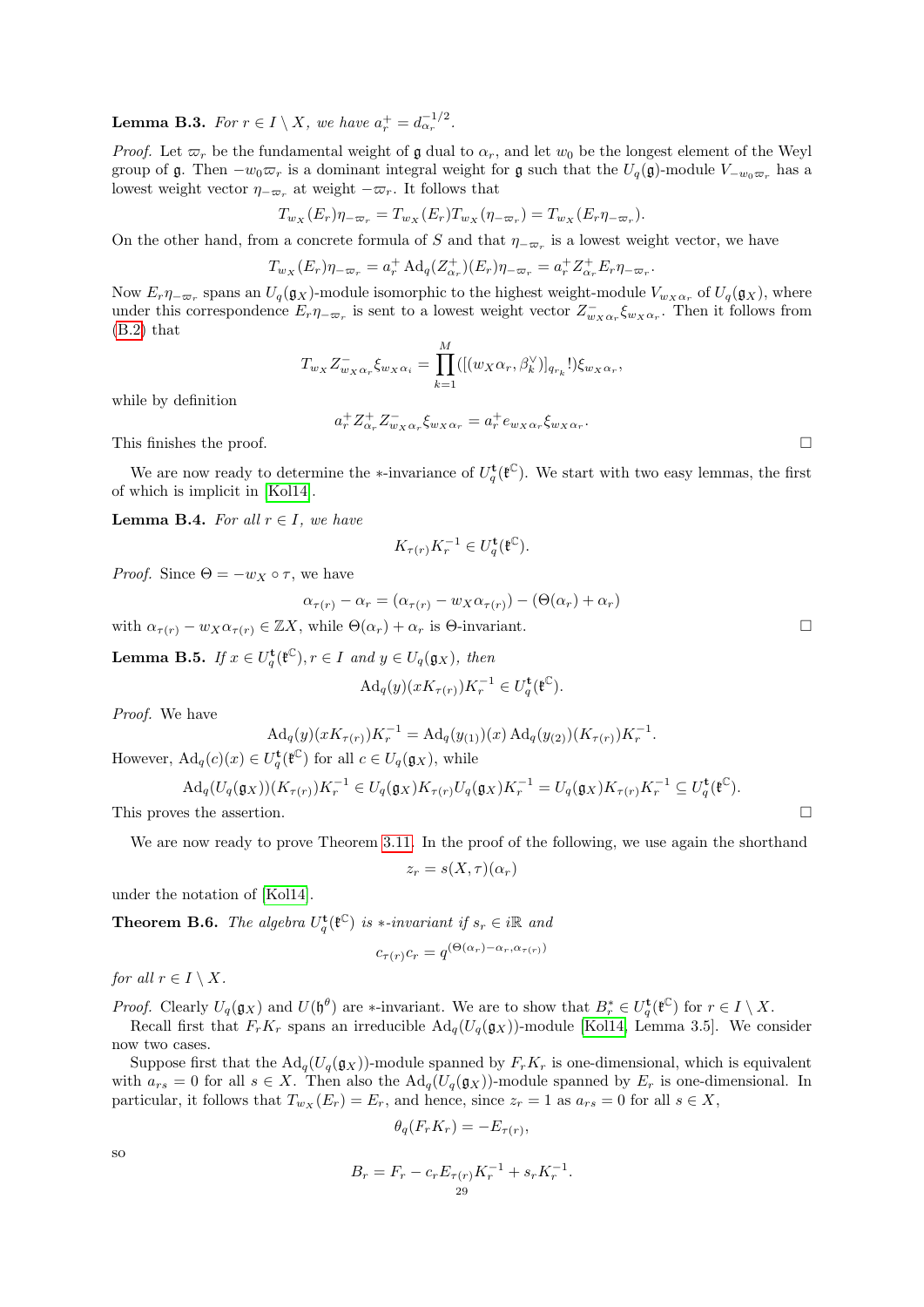**Lemma B.3.** *For $r \in I \setminus X$, we have $a_r^+ = d_{\alpha_r}^{-1/2}$.*

*Proof.* Let $\varpi_r$ be the fundamental weight of $\mathfrak{g}$ dual to $\alpha_r$, and let $w_0$ be the longest element of the Weyl group of $\mathfrak{g}$. Then $-w_0\varpi_r$ is a dominant integral weight for $\mathfrak{g}$ such that the $U_q(\mathfrak{g})$-module $V_{-w_0\varpi_r}$ has a lowest weight vector $\eta_{-\varpi_r}$ at weight $-\varpi_r$. It follows that

$$T_{w_X}(E_r)\eta_{-\varpi_r} = T_{w_X}(E_r)T_{w_X}(\eta_{-\varpi_r}) = T_{w_X}(E_r\eta_{-\varpi_r}).$$

On the other hand, from a concrete formula of $S$ and that $\eta_{-\varpi_r}$ is a lowest weight vector, we have

$$T_{w_X}(E_r)\eta_{-\varpi_r} = a_r^+ \operatorname{Ad}_q(Z_{\alpha_r}^+)(E_r)\eta_{-\varpi_r} = a_r^+ Z_{\alpha_r}^+ E_r \eta_{-\varpi_r}.$$

Now $E_r\eta_{-\varpi_r}$ spans an $U_q(\mathfrak{g}_X)$-module isomorphic to the highest weight-module $V_{w_X\alpha_r}$ of $U_q(\mathfrak{g}_X)$, where under this correspondence $E_r\eta_{-\varpi_r}$ is sent to a lowest weight vector $Z_{w_X\alpha_r}^-\xi_{w_X\alpha_r}$. Then it follows from (B.2) that

$$T_{w_X} Z_{w_X\alpha_r}^- \xi_{w_X\alpha_i} = \prod_{k=1}^{M}([(w_X\alpha_r, \beta_k^\vee)]_{q_{r_k}}!)\xi_{w_X\alpha_r},$$

while by definition

$$a_r^+ Z_{\alpha_r}^+ Z_{w_X\alpha_r}^- \xi_{w_X\alpha_r} = a_r^+ e_{w_X\alpha_r}\xi_{w_X\alpha_r}.$$

This finishes the proof. □

We are now ready to determine the $*$-invariance of $U_q^{\mathfrak{t}}(\mathfrak{k}^{\mathbb{C}})$. We start with two easy lemmas, the first of which is implicit in [Kol14].

**Lemma B.4.** *For all $r \in I$, we have*

$$K_{\tau(r)}K_r^{-1} \in U_q^{\mathfrak{t}}(\mathfrak{k}^{\mathbb{C}}).$$

*Proof.* Since $\Theta = -w_X \circ \tau$, we have

$$\alpha_{\tau(r)} - \alpha_r = (\alpha_{\tau(r)} - w_X\alpha_{\tau(r)}) - (\Theta(\alpha_r) + \alpha_r)$$

with $\alpha_{\tau(r)} - w_X\alpha_{\tau(r)} \in \mathbb{Z}X$, while $\Theta(\alpha_r) + \alpha_r$ is $\Theta$-invariant. □

**Lemma B.5.** *If $x \in U_q^{\mathfrak{t}}(\mathfrak{k}^{\mathbb{C}}), r \in I$ and $y \in U_q(\mathfrak{g}_X)$, then*

$$\operatorname{Ad}_q(y)(xK_{\tau(r)})K_r^{-1} \in U_q^{\mathfrak{t}}(\mathfrak{k}^{\mathbb{C}}).$$

*Proof.* We have

$$\operatorname{Ad}_q(y)(xK_{\tau(r)})K_r^{-1} = \operatorname{Ad}_q(y_{(1)})(x)\operatorname{Ad}_q(y_{(2)})(K_{\tau(r)})K_r^{-1}.$$

However, $\operatorname{Ad}_q(c)(x) \in U_q^{\mathfrak{t}}(\mathfrak{k}^{\mathbb{C}})$ for all $c \in U_q(\mathfrak{g}_X)$, while

$$\operatorname{Ad}_q(U_q(\mathfrak{g}_X))(K_{\tau(r)})K_r^{-1} \in U_q(\mathfrak{g}_X)K_{\tau(r)}U_q(\mathfrak{g}_X)K_r^{-1} = U_q(\mathfrak{g}_X)K_{\tau(r)}K_r^{-1} \subseteq U_q^{\mathfrak{t}}(\mathfrak{k}^{\mathbb{C}}).$$

This proves the assertion. □

We are now ready to prove Theorem 3.11. In the proof of the following, we use again the shorthand

$$z_r = s(X,\tau)(\alpha_r)$$

under the notation of [Kol14].

**Theorem B.6.** *The algebra $U_q^{\mathfrak{t}}(\mathfrak{k}^{\mathbb{C}})$ is $*$-invariant if $s_r \in i\mathbb{R}$ and*

$$c_{\tau(r)}c_r = q^{(\Theta(\alpha_r)-\alpha_r, \alpha_{\tau(r)})}$$

*for all $r \in I \setminus X$.*

*Proof.* Clearly $U_q(\mathfrak{g}_X)$ and $U(\mathfrak{h}^\theta)$ are $*$-invariant. We are to show that $B_r^* \in U_q^{\mathfrak{t}}(\mathfrak{k}^{\mathbb{C}})$ for $r \in I \setminus X$.

Recall first that $F_rK_r$ spans an irreducible $\operatorname{Ad}_q(U_q(\mathfrak{g}_X))$-module [Kol14, Lemma 3.5]. We consider now two cases.

Suppose first that the $\operatorname{Ad}_q(U_q(\mathfrak{g}_X))$-module spanned by $F_rK_r$ is one-dimensional, which is equivalent with $a_{rs} = 0$ for all $s \in X$. Then also the $\operatorname{Ad}_q(U_q(\mathfrak{g}_X))$-module spanned by $E_r$ is one-dimensional. In particular, it follows that $T_{w_X}(E_r) = E_r$, and hence, since $z_r = 1$ as $a_{rs} = 0$ for all $s \in X$,

$$\theta_q(F_rK_r) = -E_{\tau(r)},$$

so

$$B_r = F_r - c_rE_{\tau(r)}K_r^{-1} + s_rK_r^{-1}.$$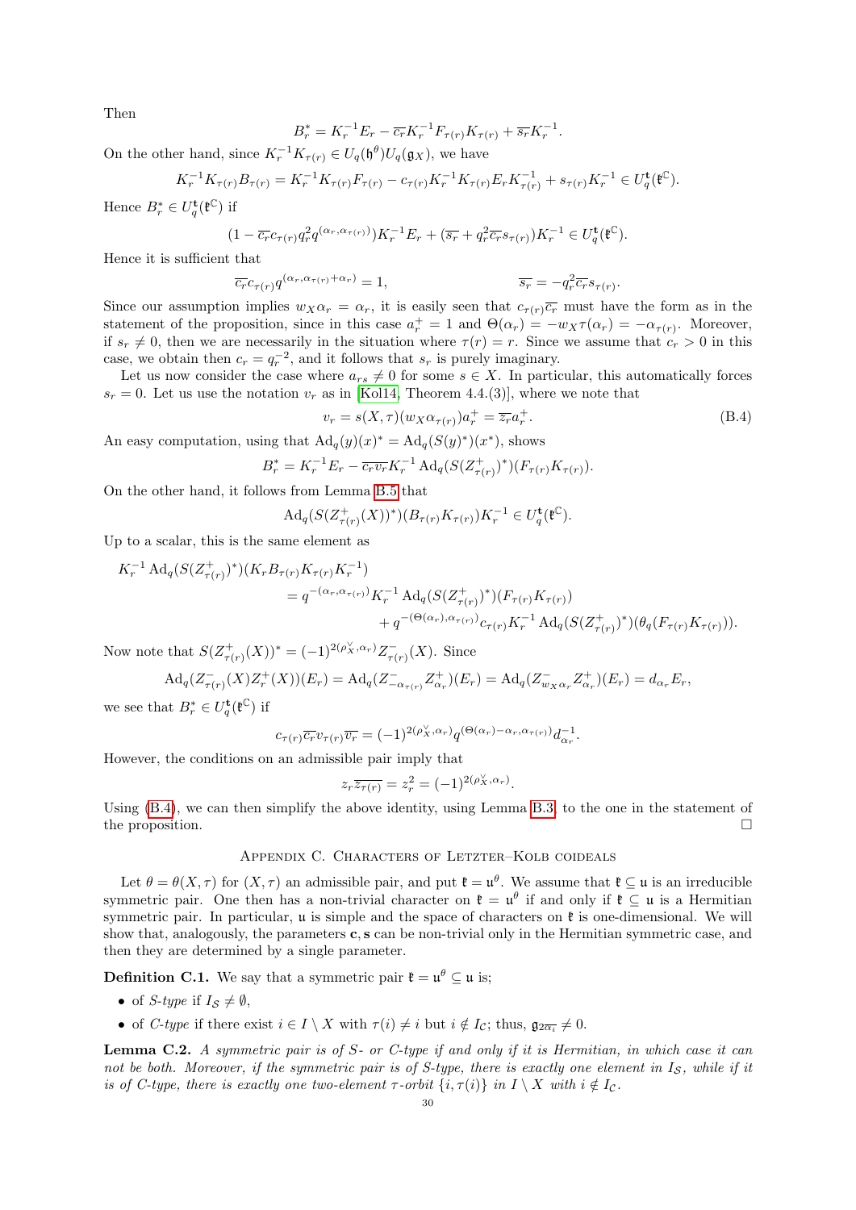Then

$$B_r^* = K_r^{-1}E_r - \overline{c_r}K_r^{-1}F_{\tau(r)}K_{\tau(r)} + \overline{s_r}K_r^{-1}.$$

On the other hand, since $K_r^{-1}K_{\tau(r)} \in U_q(\mathfrak{h}^\theta)U_q(\mathfrak{g}_X)$, we have

$$K_r^{-1}K_{\tau(r)}B_{\tau(r)} = K_r^{-1}K_{\tau(r)}F_{\tau(r)} - c_{\tau(r)}K_r^{-1}K_{\tau(r)}E_rK_{\tau(r)}^{-1} + s_{\tau(r)}K_r^{-1} \in U_q^{\mathfrak{t}}(\mathfrak{k}^{\mathbb{C}}).$$

Hence $B_r^* \in U_q^{\mathfrak{t}}(\mathfrak{k}^{\mathbb{C}})$ if

$$(1 - \overline{c_r}c_{\tau(r)}q_r^2 q^{(\alpha_r,\alpha_{\tau(r)})})K_r^{-1}E_r + (\overline{s_r} + q_r^2\overline{c_r}s_{\tau(r)})K_r^{-1} \in U_q^{\mathfrak{t}}(\mathfrak{k}^{\mathbb{C}}).$$

Hence it is sufficient that

$$\overline{c_r}c_{\tau(r)}q^{(\alpha_r,\alpha_{\tau(r)}+\alpha_r)} = 1, \qquad\qquad \overline{s_r} = -q_r^2\overline{c_r}s_{\tau(r)}.$$

Since our assumption implies $w_X\alpha_r = \alpha_r$, it is easily seen that $c_{\tau(r)}\overline{c_r}$ must have the form as in the statement of the proposition, since in this case $a_r^+ = 1$ and $\Theta(\alpha_r) = -w_X\tau(\alpha_r) = -\alpha_{\tau(r)}$. Moreover, if $s_r \neq 0$, then we are necessarily in the situation where $\tau(r) = r$. Since we assume that $c_r > 0$ in this case, we obtain then $c_r = q_r^{-2}$, and it follows that $s_r$ is purely imaginary.

Let us now consider the case where $a_{rs} \neq 0$ for some $s \in X$. In particular, this automatically forces $s_r = 0$. Let us use the notation $v_r$ as in [Kol14, Theorem 4.4.(3)], where we note that

$$v_r = s(X,\tau)(w_X\alpha_{\tau(r)})a_r^+ = \overline{z_r}a_r^+. \tag{B.4}$$

An easy computation, using that $\mathrm{Ad}_q(y)(x)^* = \mathrm{Ad}_q(S(y)^*)(x^*)$, shows

$$B_r^* = K_r^{-1}E_r - \overline{c_rv_r}K_r^{-1}\,\mathrm{Ad}_q(S(Z_{\tau(r)}^+)^*)(F_{\tau(r)}K_{\tau(r)}).$$

On the other hand, it follows from Lemma B.5 that

$$\mathrm{Ad}_q(S(Z_{\tau(r)}^+(X))^*)(B_{\tau(r)}K_{\tau(r)})K_r^{-1} \in U_q^{\mathfrak{t}}(\mathfrak{k}^{\mathbb{C}}).$$

Up to a scalar, this is the same element as

$$\begin{aligned}
K_r^{-1}\,&\mathrm{Ad}_q(S(Z_{\tau(r)}^+)^*)(K_rB_{\tau(r)}K_{\tau(r)}K_r^{-1}) \\
&= q^{-(\alpha_r,\alpha_{\tau(r)})}K_r^{-1}\,\mathrm{Ad}_q(S(Z_{\tau(r)}^+)^*)(F_{\tau(r)}K_{\tau(r)}) \\
&\qquad + q^{-(\Theta(\alpha_r),\alpha_{\tau(r)})}c_{\tau(r)}K_r^{-1}\,\mathrm{Ad}_q(S(Z_{\tau(r)}^+)^*)(\theta_q(F_{\tau(r)}K_{\tau(r)})).
\end{aligned}$$

Now note that $S(Z_{\tau(r)}^+(X))^* = (-1)^{2(\rho_X^\vee,\alpha_r)}Z_{\tau(r)}^-(X)$. Since

$$\mathrm{Ad}_q(Z_{\tau(r)}^-(X)Z^+(X))(E_r) = \mathrm{Ad}_q(Z_{-\alpha_{\tau(r)}}^-Z_{\alpha_r}^+)(E_r) = \mathrm{Ad}_q(Z_{w_X\alpha_r}^-Z_{\alpha_r}^+)(E_r) = d_{\alpha_r}E_r,$$

we see that $B_r^* \in U_q^{\mathfrak{t}}(\mathfrak{k}^{\mathbb{C}})$ if

$$c_{\tau(r)}\overline{c_r}v_{\tau(r)}\overline{v_r} = (-1)^{2(\rho_X^\vee,\alpha_r)}q^{(\Theta(\alpha_r)-\alpha_r,\alpha_{\tau(r)})}d_{\alpha_r}^{-1}.$$

However, the conditions on an admissible pair imply that

$$z_r\overline{z_{\tau(r)}} = z_r^2 = (-1)^{2(\rho_X^\vee,\alpha_r)}.$$

Using (B.4), we can then simplify the above identity, using Lemma B.3, to the one in the statement of the proposition. $\square$

## Appendix C. Characters of Letzter–Kolb coideals

Let $\theta = \theta(X,\tau)$ for $(X,\tau)$ an admissible pair, and put $\mathfrak{k} = \mathfrak{u}^\theta$. We assume that $\mathfrak{k} \subseteq \mathfrak{u}$ is an irreducible symmetric pair. One then has a non-trivial character on $\mathfrak{k} = \mathfrak{u}^\theta$ if and only if $\mathfrak{k} \subseteq \mathfrak{u}$ is a Hermitian symmetric pair. In particular, $\mathfrak{u}$ is simple and the space of characters on $\mathfrak{k}$ is one-dimensional. We will show that, analogously, the parameters $\mathbf{c}, \mathbf{s}$ can be non-trivial only in the Hermitian symmetric case, and then they are determined by a single parameter.

**Definition C.1.** We say that a symmetric pair $\mathfrak{k} = \mathfrak{u}^\theta \subseteq \mathfrak{u}$ is;

- of *S-type* if $I_{\mathcal{S}} \neq \emptyset$,
- of *C-type* if there exist $i \in I \setminus X$ with $\tau(i) \neq i$ but $i \notin I_{\mathcal{C}}$; thus, $\mathfrak{g}_{2\overline{\alpha_i}} \neq 0$.

**Lemma C.2.** *A symmetric pair is of S- or C-type if and only if it is Hermitian, in which case it can not be both. Moreover, if the symmetric pair is of S-type, there is exactly one element in $I_{\mathcal{S}}$, while if it is of C-type, there is exactly one two-element $\tau$-orbit $\{i,\tau(i)\}$ in $I \setminus X$ with $i \notin I_{\mathcal{C}}$.*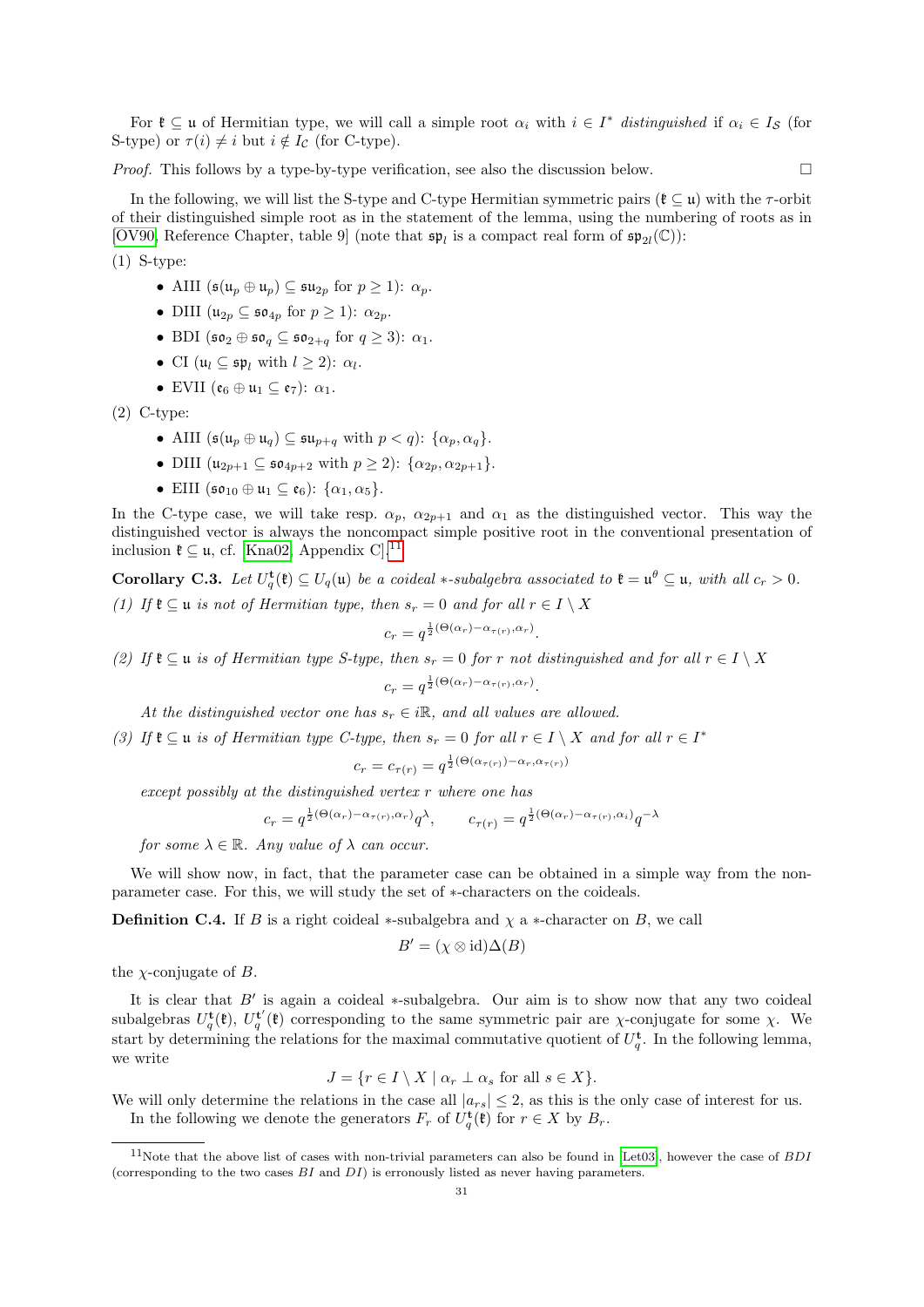For $\mathfrak{k} \subseteq \mathfrak{u}$ of Hermitian type, we will call a simple root $\alpha_i$ with $i \in I^*$ *distinguished* if $\alpha_i \in I_{\mathcal{S}}$ (for S-type) or $\tau(i) \neq i$ but $i \notin I_{\mathcal{C}}$ (for C-type).

*Proof.* This follows by a type-by-type verification, see also the discussion below. □

In the following, we will list the S-type and C-type Hermitian symmetric pairs ($\mathfrak{k} \subseteq \mathfrak{u}$) with the $\tau$-orbit of their distinguished simple root as in the statement of the lemma, using the numbering of roots as in [OV90, Reference Chapter, table 9] (note that $\mathfrak{sp}_l$ is a compact real form of $\mathfrak{sp}_{2l}(\mathbb{C})$):

(1) S-type:

- AIII ($\mathfrak{s}(\mathfrak{u}_p \oplus \mathfrak{u}_p) \subseteq \mathfrak{su}_{2p}$ for $p \geq 1$): $\alpha_p$.
- DIII ($\mathfrak{u}_{2p} \subseteq \mathfrak{so}_{4p}$ for $p \geq 1$): $\alpha_{2p}$.
- BDI ($\mathfrak{so}_2 \oplus \mathfrak{so}_q \subseteq \mathfrak{so}_{2+q}$ for $q \geq 3$): $\alpha_1$.
- CI ($\mathfrak{u}_l \subseteq \mathfrak{sp}_l$ with $l \geq 2$): $\alpha_l$.
- EVII ($\mathfrak{e}_6 \oplus \mathfrak{u}_1 \subseteq \mathfrak{e}_7$): $\alpha_1$.

(2) C-type:

- AIII ($\mathfrak{s}(\mathfrak{u}_p \oplus \mathfrak{u}_q) \subseteq \mathfrak{su}_{p+q}$ with $p < q$): $\{\alpha_p, \alpha_q\}$.
- DIII ($\mathfrak{u}_{2p+1} \subseteq \mathfrak{so}_{4p+2}$ with $p \geq 2$): $\{\alpha_{2p}, \alpha_{2p+1}\}$.
- EIII ($\mathfrak{so}_{10} \oplus \mathfrak{u}_1 \subseteq \mathfrak{e}_6$): $\{\alpha_1, \alpha_5\}$.

In the C-type case, we will take resp. $\alpha_p$, $\alpha_{2p+1}$ and $\alpha_1$ as the distinguished vector. This way the distinguished vector is always the noncompact simple positive root in the conventional presentation of inclusion $\mathfrak{k} \subseteq \mathfrak{u}$, cf. [Kna02, Appendix C].[11]

**Corollary C.3.** *Let $U_q^{\mathfrak{t}}(\mathfrak{k}) \subseteq U_q(\mathfrak{u})$ be a coideal $*$-subalgebra associated to $\mathfrak{k} = \mathfrak{u}^\theta \subseteq \mathfrak{u}$, with all $c_r > 0$.*

*(1) If $\mathfrak{k} \subseteq \mathfrak{u}$ is not of Hermitian type, then $s_r = 0$ and for all $r \in I \setminus X$*

$$c_r = q^{\frac{1}{2}(\Theta(\alpha_r) - \alpha_{\tau(r)}, \alpha_r)}.$$

*(2) If $\mathfrak{k} \subseteq \mathfrak{u}$ is of Hermitian type S-type, then $s_r = 0$ for $r$ not distinguished and for all $r \in I \setminus X$*

$$c_r = q^{\frac{1}{2}(\Theta(\alpha_r) - \alpha_{\tau(r)}, \alpha_r)}.$$

*At the distinguished vector one has $s_r \in i\mathbb{R}$, and all values are allowed.*

*(3) If $\mathfrak{k} \subseteq \mathfrak{u}$ is of Hermitian type C-type, then $s_r = 0$ for all $r \in I \setminus X$ and for all $r \in I^*$*

$$c_r = c_{\tau(r)} = q^{\frac{1}{2}(\Theta(\alpha_{\tau(r)}) - \alpha_r, \alpha_{\tau(r)})}$$

*except possibly at the distinguished vertex $r$ where one has*

$$c_r = q^{\frac{1}{2}(\Theta(\alpha_r) - \alpha_{\tau(r)}, \alpha_r)} q^{\lambda}, \qquad c_{\tau(r)} = q^{\frac{1}{2}(\Theta(\alpha_r) - \alpha_{\tau(r)}, \alpha_i)} q^{-\lambda}$$

*for some $\lambda \in \mathbb{R}$. Any value of $\lambda$ can occur.*

We will show now, in fact, that the parameter case can be obtained in a simple way from the non-parameter case. For this, we will study the set of $*$-characters on the coideals.

**Definition C.4.** If $B$ is a right coideal $*$-subalgebra and $\chi$ a $*$-character on $B$, we call

$$B' = (\chi \otimes \mathrm{id})\Delta(B)$$

the $\chi$-conjugate of $B$.

It is clear that $B'$ is again a coideal $*$-subalgebra. Our aim is to show now that any two coideal subalgebras $U_q^{\mathfrak{t}}(\mathfrak{k})$, $U_q^{\mathfrak{t}'}(\mathfrak{k})$ corresponding to the same symmetric pair are $\chi$-conjugate for some $\chi$. We start by determining the relations for the maximal commutative quotient of $U_q^{\mathfrak{t}}$. In the following lemma, we write

$$J = \{r \in I \setminus X \mid \alpha_r \perp \alpha_s \text{ for all } s \in X\}.$$

We will only determine the relations in the case all $|a_{rs}| \leq 2$, as this is the only case of interest for us.

In the following we denote the generators $F_r$ of $U_q^{\mathfrak{t}}(\mathfrak{k})$ for $r \in X$ by $B_r$.

---

[11] Note that the above list of cases with non-trivial parameters can also be found in [Let03], however the case of $BDI$ (corresponding to the two cases $BI$ and $DI$) is erronously listed as never having parameters.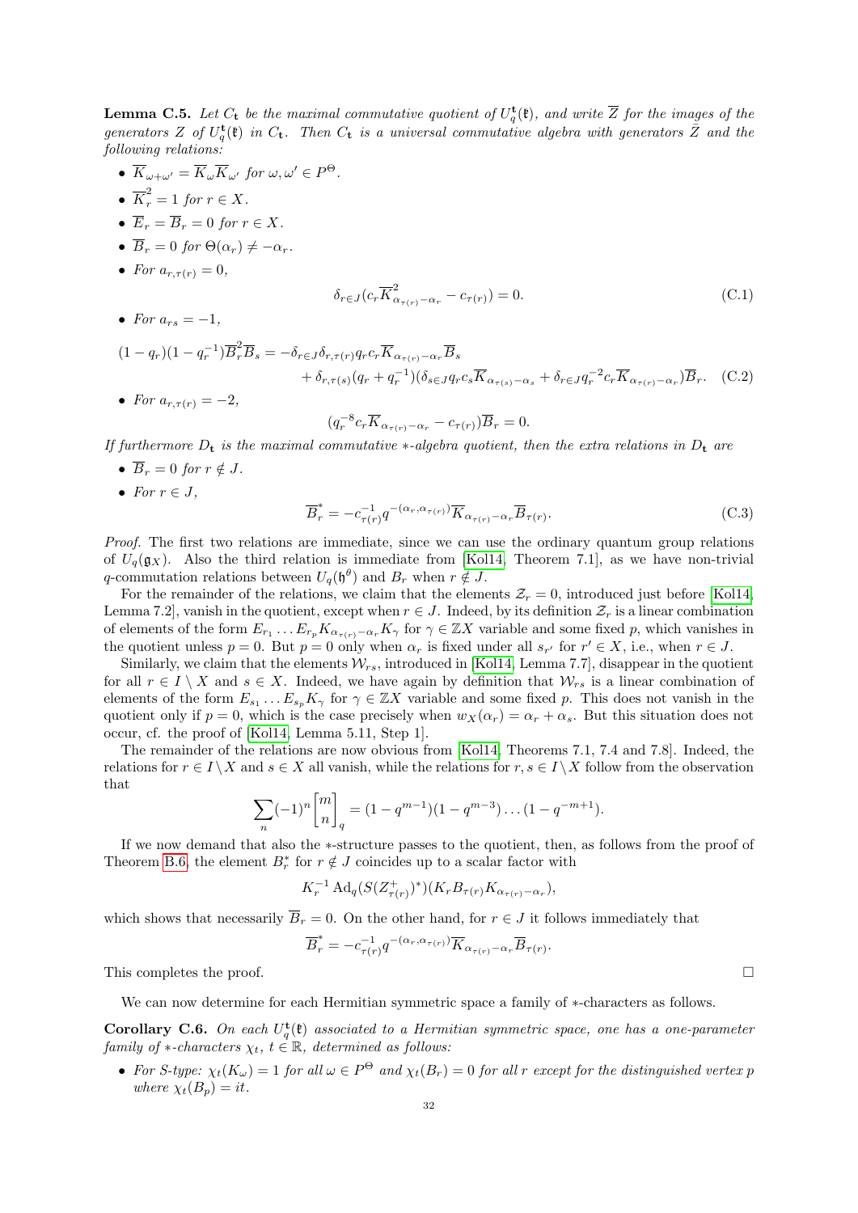**Lemma C.5.** *Let $C_{\mathfrak{t}}$ be the maximal commutative quotient of $U_q^{\mathfrak{t}}(\mathfrak{k})$, and write $\overline{Z}$ for the images of the generators $Z$ of $U_q^{\mathfrak{t}}(\mathfrak{k})$ in $C_{\mathfrak{t}}$. Then $C_{\mathfrak{t}}$ is a universal commutative algebra with generators $\bar{Z}$ and the following relations:*

- $\overline{K}_{\omega+\omega'} = \overline{K}_\omega \overline{K}_{\omega'}$ *for $\omega, \omega' \in P^\Theta$.*
- $\overline{K}_r^2 = 1$ *for $r \in X$.*
- $\overline{E}_r = \overline{B}_r = 0$ *for $r \in X$.*
- $\overline{B}_r = 0$ *for $\Theta(\alpha_r) \neq -\alpha_r$.*
- *For $a_{r,\tau(r)} = 0$,*

$$\delta_{r\in J}(c_r \overline{K}^2_{\alpha_{\tau(r)}-\alpha_r} - c_{\tau(r)}) = 0. \tag{C.1}$$

- *For $a_{rs} = -1$,*

$$\begin{aligned}(1-q_r)(1-q_r^{-1})\overline{B}_r^2\overline{B}_s = &-\delta_{r\in J}\delta_{r,\tau(r)} q_r c_r \overline{K}_{\alpha_{\tau(r)}-\alpha_r}\overline{B}_s \\ &+ \delta_{r,\tau(s)}(q_r + q_r^{-1})(\delta_{s\in J} q_r c_s \overline{K}_{\alpha_{\tau(s)}-\alpha_s} + \delta_{r\in J} q_r^{-2} c_r \overline{K}_{\alpha_{\tau(r)}-\alpha_r})\overline{B}_r. \end{aligned}\tag{C.2}$$

- *For $a_{r,\tau(r)} = -2$,*

$$(q_r^{-8} c_r \overline{K}_{\alpha_{\tau(r)}-\alpha_r} - c_{\tau(r)})\overline{B}_r = 0.$$

*If furthermore $D_{\mathfrak{t}}$ is the maximal commutative $*$-algebra quotient, then the extra relations in $D_{\mathfrak{t}}$ are*

- $\overline{B}_r = 0$ *for $r \notin J$.*
- *For $r \in J$,*

$$\overline{B}_r^* = -c_{\tau(r)}^{-1} q^{-(\alpha_r, \alpha_{\tau(r)})}\overline{K}_{\alpha_{\tau(r)}-\alpha_r}\overline{B}_{\tau(r)}. \tag{C.3}$$

*Proof.* The first two relations are immediate, since we can use the ordinary quantum group relations of $U_q(\mathfrak{g}_X)$. Also the third relation is immediate from [Kol14, Theorem 7.1], as we have non-trivial $q$-commutation relations between $U_q(\mathfrak{h}^\theta)$ and $B_r$ when $r \notin J$.

For the remainder of the relations, we claim that the elements $\mathcal{Z}_r = 0$, introduced just before [Kol14, Lemma 7.2], vanish in the quotient, except when $r \in J$. Indeed, by its definition $\mathcal{Z}_r$ is a linear combination of elements of the form $E_{r_1}\ldots E_{r_p} K_{\alpha_{\tau(r)}-\alpha_r} K_\gamma$ for $\gamma \in \mathbb{Z}X$ variable and some fixed $p$, which vanishes in the quotient unless $p = 0$. But $p = 0$ only when $\alpha_r$ is fixed under all $s_{r'}$ for $r' \in X$, i.e., when $r \in J$.

Similarly, we claim that the elements $\mathcal{W}_{rs}$, introduced in [Kol14, Lemma 7.7], disappear in the quotient for all $r \in I \setminus X$ and $s \in X$. Indeed, we have again by definition that $\mathcal{W}_{rs}$ is a linear combination of elements of the form $E_{s_1}\ldots E_{s_p} K_\gamma$ for $\gamma \in \mathbb{Z}X$ variable and some fixed $p$. This does not vanish in the quotient only if $p = 0$, which is the case precisely when $w_X(\alpha_r) = \alpha_r + \alpha_s$. But this situation does not occur, cf. the proof of [Kol14, Lemma 5.11, Step 1].

The remainder of the relations are now obvious from [Kol14, Theorems 7.1, 7.4 and 7.8]. Indeed, the relations for $r \in I \setminus X$ and $s \in X$ all vanish, while the relations for $r, s \in I \setminus X$ follow from the observation that

$$\sum_n (-1)^n \begin{bmatrix} m \\ n \end{bmatrix}_q = (1-q^{m-1})(1-q^{m-3})\ldots(1-q^{-m+1}).$$

If we now demand that also the $*$-structure passes to the quotient, then, as follows from the proof of Theorem B.6, the element $B_r^*$ for $r \notin J$ coincides up to a scalar factor with

$$K_r^{-1}\operatorname{Ad}_q(S(Z^+_{\tau(r)})^*)(K_r B_{\tau(r)} K_{\alpha_{\tau(r)}-\alpha_r}),$$

which shows that necessarily $\overline{B}_r = 0$. On the other hand, for $r \in J$ it follows immediately that

$$\overline{B}_r^* = -c_{\tau(r)}^{-1} q^{-(\alpha_r,\alpha_{\tau(r)})}\overline{K}_{\alpha_{\tau(r)}-\alpha_r}\overline{B}_{\tau(r)}.$$

This completes the proof. $\square$

We can now determine for each Hermitian symmetric space a family of $*$-characters as follows.

**Corollary C.6.** *On each $U_q^{\mathfrak{t}}(\mathfrak{k})$ associated to a Hermitian symmetric space, one has a one-parameter family of $*$-characters $\chi_t$, $t \in \mathbb{R}$, determined as follows:*

- *For S-type: $\chi_t(K_\omega) = 1$ for all $\omega \in P^\Theta$ and $\chi_t(B_r) = 0$ for all $r$ except for the distinguished vertex $p$ where $\chi_t(B_p) = it$.*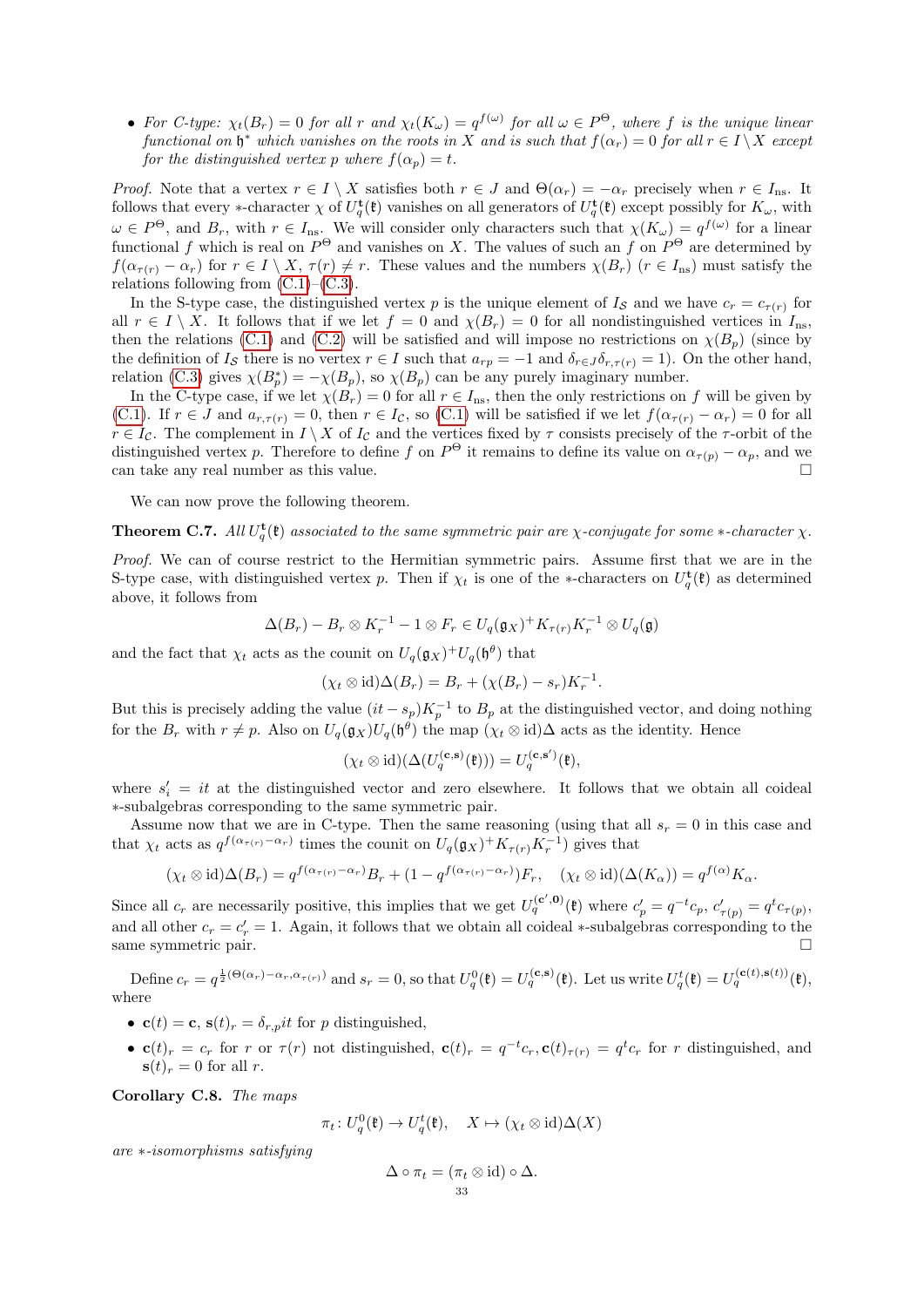- *For C-type: $\chi_t(B_r) = 0$ for all $r$ and $\chi_t(K_\omega) = q^{f(\omega)}$ for all $\omega \in P^\Theta$, where $f$ is the unique linear functional on $\mathfrak{h}^*$ which vanishes on the roots in $X$ and is such that $f(\alpha_r) = 0$ for all $r \in I \setminus X$ except for the distinguished vertex $p$ where $f(\alpha_p) = t$.*

*Proof.* Note that a vertex $r \in I \setminus X$ satisfies both $r \in J$ and $\Theta(\alpha_r) = -\alpha_r$ precisely when $r \in I_{\rm ns}$. It follows that every $*$-character $\chi$ of $U_q^{\mathbf{t}}(\mathfrak{k})$ vanishes on all generators of $U_q^{\mathbf{t}}(\mathfrak{k})$ except possibly for $K_\omega$, with $\omega \in P^\Theta$, and $B_r$, with $r \in I_{\rm ns}$. We will consider only characters such that $\chi(K_\omega) = q^{f(\omega)}$ for a linear functional $f$ which is real on $P^\Theta$ and vanishes on $X$. The values of such an $f$ on $P^\Theta$ are determined by $f(\alpha_{\tau(r)} - \alpha_r)$ for $r \in I \setminus X$, $\tau(r) \neq r$. These values and the numbers $\chi(B_r)$ ($r \in I_{\rm ns}$) must satisfy the relations following from (C.1)–(C.3).

In the S-type case, the distinguished vertex $p$ is the unique element of $I_{\mathcal{S}}$ and we have $c_r = c_{\tau(r)}$ for all $r \in I \setminus X$. It follows that if we let $f = 0$ and $\chi(B_r) = 0$ for all nondistinguished vertices in $I_{\rm ns}$, then the relations (C.1) and (C.2) will be satisfied and will impose no restrictions on $\chi(B_p)$ (since by the definition of $I_{\mathcal{S}}$ there is no vertex $r \in I$ such that $a_{rp} = -1$ and $\delta_{r \in J}\delta_{r,\tau(r)} = 1$). On the other hand, relation (C.3) gives $\chi(B_p^*) = -\chi(B_p)$, so $\chi(B_p)$ can be any purely imaginary number.

In the C-type case, if we let $\chi(B_r) = 0$ for all $r \in I_{\rm ns}$, then the only restrictions on $f$ will be given by (C.1). If $r \in J$ and $a_{r,\tau(r)} = 0$, then $r \in I_{\mathcal{C}}$, so (C.1) will be satisfied if we let $f(\alpha_{\tau(r)} - \alpha_r) = 0$ for all $r \in I_{\mathcal{C}}$. The complement in $I \setminus X$ of $I_{\mathcal{C}}$ and the vertices fixed by $\tau$ consists precisely of the $\tau$-orbit of the distinguished vertex $p$. Therefore to define $f$ on $P^\Theta$ it remains to define its value on $\alpha_{\tau(p)} - \alpha_p$, and we can take any real number as this value. $\square$

We can now prove the following theorem.

**Theorem C.7.** *All $U_q^{\mathbf{t}}(\mathfrak{k})$ associated to the same symmetric pair are $\chi$-conjugate for some $*$-character $\chi$.*

*Proof.* We can of course restrict to the Hermitian symmetric pairs. Assume first that we are in the S-type case, with distinguished vertex $p$. Then if $\chi_t$ is one of the $*$-characters on $U_q^{\mathbf{t}}(\mathfrak{k})$ as determined above, it follows from

$$\Delta(B_r) - B_r \otimes K_r^{-1} - 1 \otimes F_r \in U_q(\mathfrak{g}_X)^+ K_{\tau(r)} K_r^{-1} \otimes U_q(\mathfrak{g})$$

and the fact that $\chi_t$ acts as the counit on $U_q(\mathfrak{g}_X)^+ U_q(\mathfrak{h}^\theta)$ that

$$(\chi_t \otimes \mathrm{id})\Delta(B_r) = B_r + (\chi(B_r) - s_r) K_r^{-1}.$$

But this is precisely adding the value $(it - s_p)K_p^{-1}$ to $B_p$ at the distinguished vector, and doing nothing for the $B_r$ with $r \neq p$. Also on $U_q(\mathfrak{g}_X) U_q(\mathfrak{h}^\theta)$ the map $(\chi_t \otimes \mathrm{id})\Delta$ acts as the identity. Hence

$$(\chi_t \otimes \mathrm{id})(\Delta(U_q^{(\mathbf{c},\mathbf{s})}(\mathfrak{k}))) = U_q^{(\mathbf{c},\mathbf{s}')}(\mathfrak{k}),$$

where $s_i' = it$ at the distinguished vector and zero elsewhere. It follows that we obtain all coideal $*$-subalgebras corresponding to the same symmetric pair.

Assume now that we are in C-type. Then the same reasoning (using that all $s_r = 0$ in this case and that $\chi_t$ acts as $q^{f(\alpha_{\tau(r)} - \alpha_r)}$ times the counit on $U_q(\mathfrak{g}_X)^+ K_{\tau(r)} K_r^{-1}$) gives that

$$(\chi_t \otimes \mathrm{id})\Delta(B_r) = q^{f(\alpha_{\tau(r)} - \alpha_r)} B_r + (1 - q^{f(\alpha_{\tau(r)} - \alpha_r)}) F_r, \quad (\chi_t \otimes \mathrm{id})(\Delta(K_\alpha)) = q^{f(\alpha)} K_\alpha.$$

Since all $c_r$ are necessarily positive, this implies that we get $U_q^{(\mathbf{c}',\mathbf{0})}(\mathfrak{k})$ where $c_p' = q^{-t} c_p$, $c_{\tau(p)}' = q^t c_{\tau(p)}$, and all other $c_r = c_r' = 1$. Again, it follows that we obtain all coideal $*$-subalgebras corresponding to the same symmetric pair. $\square$

Define $c_r = q^{\frac{1}{2}(\Theta(\alpha_r) - \alpha_r, \alpha_{\tau(r)})}$ and $s_r = 0$, so that $U_q^0(\mathfrak{k}) = U_q^{(\mathbf{c},\mathbf{s})}(\mathfrak{k})$. Let us write $U_q^t(\mathfrak{k}) = U_q^{(\mathbf{c}(t),\mathbf{s}(t))}(\mathfrak{k})$, where

- $\mathbf{c}(t) = \mathbf{c}$, $\mathbf{s}(t)_r = \delta_{r,p} it$ for $p$ distinguished,
- $\mathbf{c}(t)_r = c_r$ for $r$ or $\tau(r)$ not distinguished, $\mathbf{c}(t)_r = q^{-t} c_r, \mathbf{c}(t)_{\tau(r)} = q^t c_r$ for $r$ distinguished, and $\mathbf{s}(t)_r = 0$ for all $r$.

**Corollary C.8.** *The maps*

$$\pi_t \colon U_q^0(\mathfrak{k}) \to U_q^t(\mathfrak{k}), \quad X \mapsto (\chi_t \otimes \mathrm{id})\Delta(X)$$

*are $*$-isomorphisms satisfying*

$$\Delta \circ \pi_t = (\pi_t \otimes \mathrm{id}) \circ \Delta.$$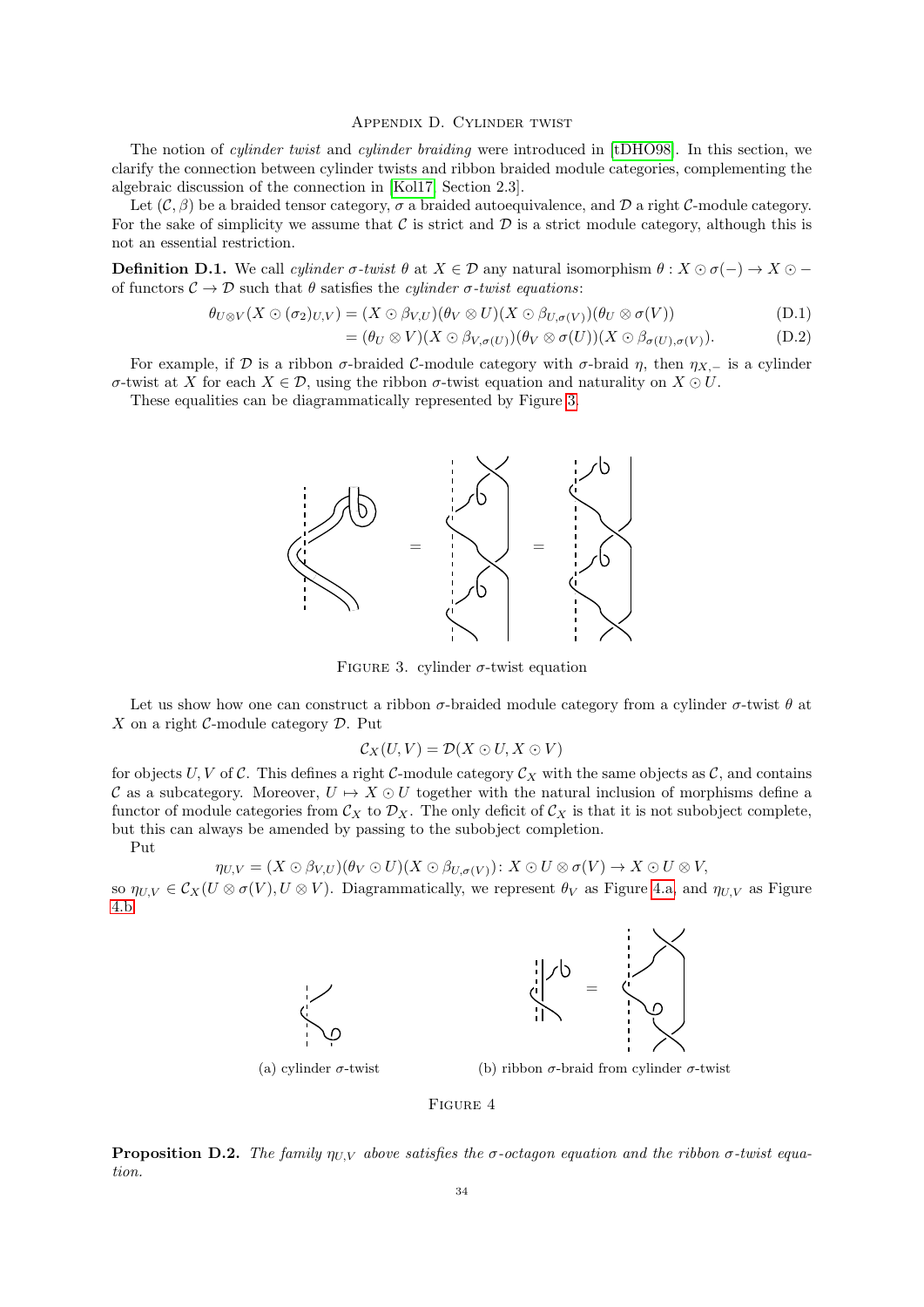## Appendix D. Cylinder twist

The notion of *cylinder twist* and *cylinder braiding* were introduced in [tDHO98]. In this section, we clarify the connection between cylinder twists and ribbon braided module categories, complementing the algebraic discussion of the connection in [Kol17, Section 2.3].

Let $(\mathcal{C}, \beta)$ be a braided tensor category, $\sigma$ a braided autoequivalence, and $\mathcal{D}$ a right $\mathcal{C}$-module category. For the sake of simplicity we assume that $\mathcal{C}$ is strict and $\mathcal{D}$ is a strict module category, although this is not an essential restriction.

**Definition D.1.** We call *cylinder $\sigma$-twist* $\theta$ at $X \in \mathcal{D}$ any natural isomorphism $\theta\colon X \odot \sigma(-) \to X \odot -$ of functors $\mathcal{C} \to \mathcal{D}$ such that $\theta$ satisfies the *cylinder $\sigma$-twist equations*:

$$\theta_{U\otimes V}(X \odot (\sigma_2)_{U,V}) = (X \odot \beta_{V,U})(\theta_V \otimes U)(X \odot \beta_{U,\sigma(V)})(\theta_U \otimes \sigma(V)) \tag{D.1}$$

$$= (\theta_U \otimes V)(X \odot \beta_{V,\sigma(U)})(\theta_V \otimes \sigma(U))(X \odot \beta_{\sigma(U),\sigma(V)}). \tag{D.2}$$

For example, if $\mathcal{D}$ is a ribbon $\sigma$-braided $\mathcal{C}$-module category with $\sigma$-braid $\eta$, then $\eta_{X,-}$ is a cylinder $\sigma$-twist at $X$ for each $X \in \mathcal{D}$, using the ribbon $\sigma$-twist equation and naturality on $X \odot U$.

These equalities can be diagrammatically represented by Figure 3.

Figure 3. cylinder $\sigma$-twist equation

Let us show how one can construct a ribbon $\sigma$-braided module category from a cylinder $\sigma$-twist $\theta$ at $X$ on a right $\mathcal{C}$-module category $\mathcal{D}$. Put

$$\mathcal{C}_X(U, V) = \mathcal{D}(X \odot U, X \odot V)$$

for objects $U, V$ of $\mathcal{C}$. This defines a right $\mathcal{C}$-module category $\mathcal{C}_X$ with the same objects as $\mathcal{C}$, and contains $\mathcal{C}$ as a subcategory. Moreover, $U \mapsto X \odot U$ together with the natural inclusion of morphisms define a functor of module categories from $\mathcal{C}_X$ to $\mathcal{D}_X$. The only deficit of $\mathcal{C}_X$ is that it is not subobject complete, but this can always be amended by passing to the subobject completion.

Put

$$\eta_{U,V} = (X \odot \beta_{V,U})(\theta_V \odot U)(X \odot \beta_{U,\sigma(V)})\colon X \odot U \otimes \sigma(V) \to X \odot U \otimes V,$$

so $\eta_{U,V} \in \mathcal{C}_X(U \otimes \sigma(V), U \otimes V)$. Diagrammatically, we represent $\theta_V$ as Figure 4.a. and $\eta_{U,V}$ as Figure 4.b.

(a) cylinder $\sigma$-twist

(b) ribbon $\sigma$-braid from cylinder $\sigma$-twist

Figure 4

**Proposition D.2.** *The family $\eta_{U,V}$ above satisfies the $\sigma$-octagon equation and the ribbon $\sigma$-twist equation.*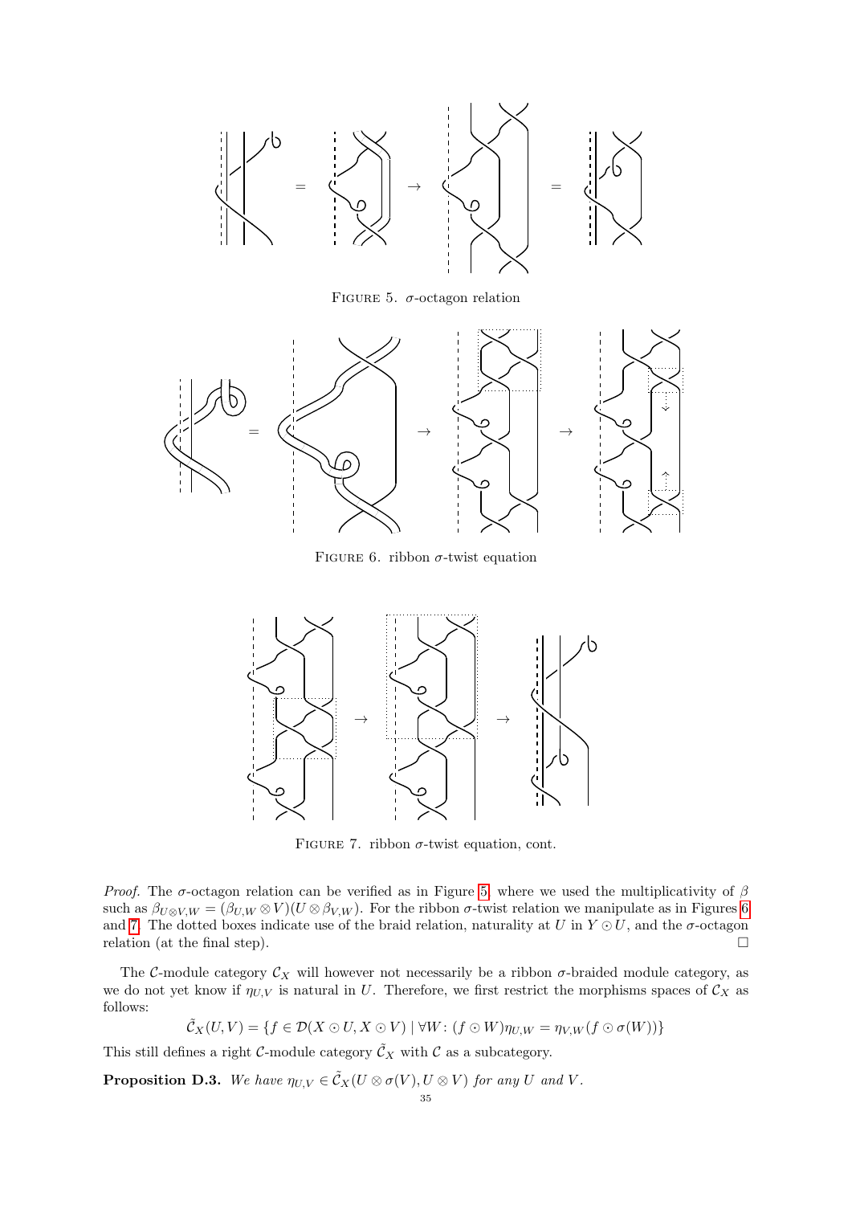FIGURE 5. $\sigma$-octagon relation

FIGURE 6. ribbon $\sigma$-twist equation

FIGURE 7. ribbon $\sigma$-twist equation, cont.

*Proof.* The $\sigma$-octagon relation can be verified as in Figure 5, where we used the multiplicativity of $\beta$ such as $\beta_{U\otimes V,W} = (\beta_{U,W} \otimes V)(U \otimes \beta_{V,W})$. For the ribbon $\sigma$-twist relation we manipulate as in Figures 6 and 7. The dotted boxes indicate use of the braid relation, naturality at $U$ in $Y \odot U$, and the $\sigma$-octagon relation (at the final step). $\square$

The $\mathcal{C}$-module category $\mathcal{C}_X$ will however not necessarily be a ribbon $\sigma$-braided module category, as we do not yet know if $\eta_{U,V}$ is natural in $U$. Therefore, we first restrict the morphisms spaces of $\mathcal{C}_X$ as follows:

$$\tilde{\mathcal{C}}_X(U, V) = \{f \in \mathcal{D}(X \odot U, X \odot V) \mid \forall W\colon (f \odot W)\eta_{U,W} = \eta_{V,W}(f \odot \sigma(W))\}$$

This still defines a right $\mathcal{C}$-module category $\tilde{\mathcal{C}}_X$ with $\mathcal{C}$ as a subcategory.

**Proposition D.3.** *We have $\eta_{U,V} \in \tilde{\mathcal{C}}_X(U \otimes \sigma(V), U \otimes V)$ for any $U$ and $V$.*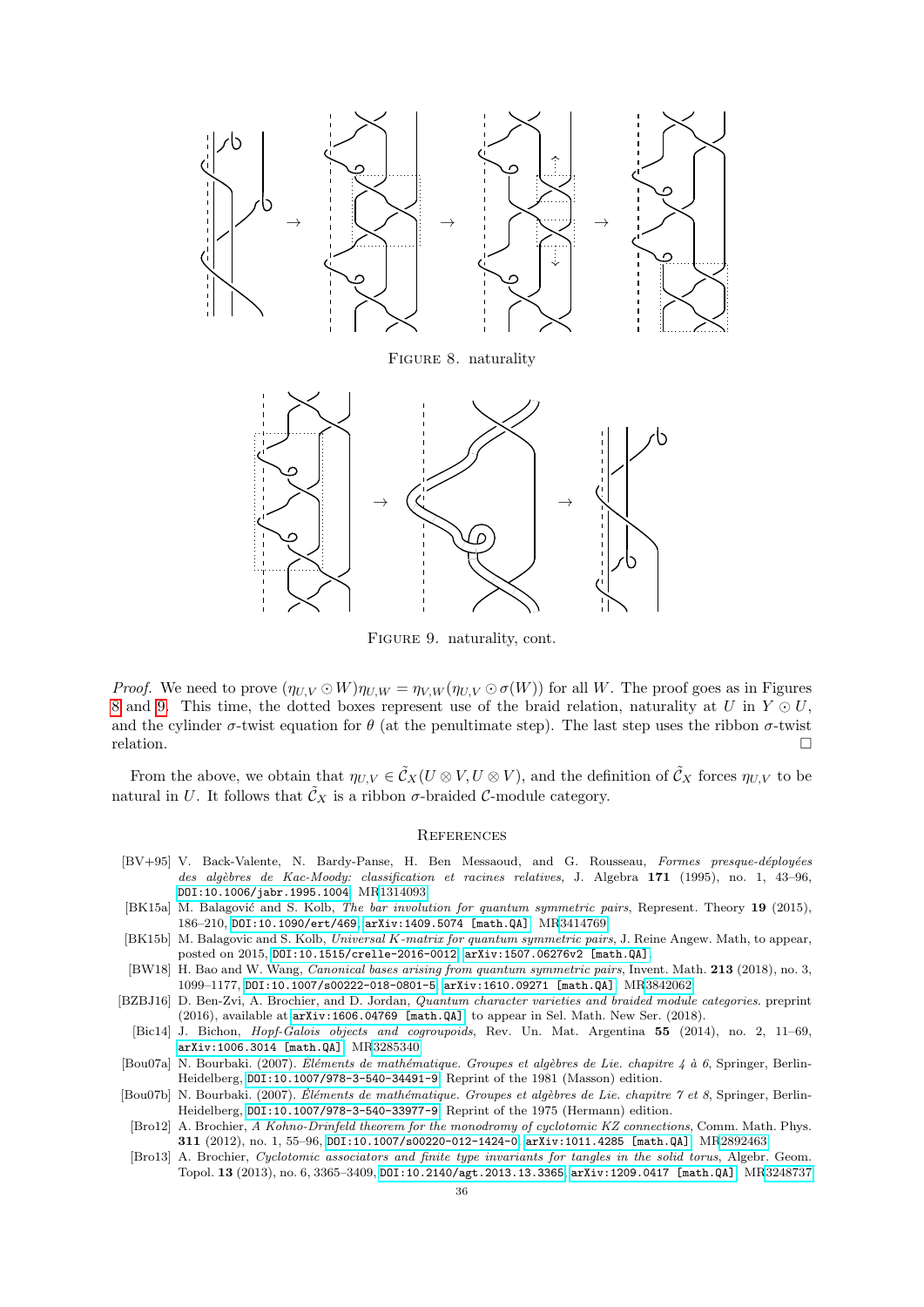FIGURE 8. naturality

FIGURE 9. naturality, cont.

*Proof.* We need to prove $(\eta_{U,V} \odot W)\eta_{U,W} = \eta_{V,W}(\eta_{U,V} \odot \sigma(W))$ for all $W$. The proof goes as in Figures 8 and 9. This time, the dotted boxes represent use of the braid relation, naturality at $U$ in $Y \odot U$, and the cylinder $\sigma$-twist equation for $\theta$ (at the penultimate step). The last step uses the ribbon $\sigma$-twist relation. □

From the above, we obtain that $\eta_{U,V} \in \tilde{\mathcal{C}}_X(U \otimes V, U \otimes V)$, and the definition of $\tilde{\mathcal{C}}_X$ forces $\eta_{U,V}$ to be natural in $U$. It follows that $\tilde{\mathcal{C}}_X$ is a ribbon $\sigma$-braided $\mathcal{C}$-module category.

## References

[BV+95] V. Back-Valente, N. Bardy-Panse, H. Ben Messaoud, and G. Rousseau, *Formes presque-déployées des algèbres de Kac-Moody: classification et racines relatives*, J. Algebra **171** (1995), no. 1, 43–96, DOI:10.1006/jabr.1995.1004. MR1314093

[BK15a] M. Balagović and S. Kolb, *The bar involution for quantum symmetric pairs*, Represent. Theory **19** (2015), 186–210, DOI:10.1090/ert/469, arXiv:1409.5074 [math.QA]. MR3414769

[BK15b] M. Balagovic and S. Kolb, *Universal K-matrix for quantum symmetric pairs*, J. Reine Angew. Math, to appear, posted on 2015, DOI:10.1515/crelle-2016-0012, arXiv:1507.06276v2 [math.QA].

[BW18] H. Bao and W. Wang, *Canonical bases arising from quantum symmetric pairs*, Invent. Math. **213** (2018), no. 3, 1099–1177, DOI:10.1007/s00222-018-0801-5, arXiv:1610.09271 [math.QA]. MR3842062

[BZBJ16] D. Ben-Zvi, A. Brochier, and D. Jordan, *Quantum character varieties and braided module categories*. preprint (2016), available at arXiv:1606.04769 [math.QA], to appear in Sel. Math. New Ser. (2018).

[Bic14] J. Bichon, *Hopf-Galois objects and cogroupoids*, Rev. Un. Mat. Argentina **55** (2014), no. 2, 11–69, arXiv:1006.3014 [math.QA]. MR3285340

[Bou07a] N. Bourbaki. (2007). *Éléments de mathématique. Groupes et algèbres de Lie. chapitre 4 à 6*, Springer, Berlin-Heidelberg, DOI:10.1007/978-3-540-34491-9. Reprint of the 1981 (Masson) edition.

[Bou07b] N. Bourbaki. (2007). *Éléments de mathématique. Groupes et algèbres de Lie. chapitre 7 et 8*, Springer, Berlin-Heidelberg, DOI:10.1007/978-3-540-33977-9. Reprint of the 1975 (Hermann) edition.

[Bro12] A. Brochier, *A Kohno-Drinfeld theorem for the monodromy of cyclotomic KZ connections*, Comm. Math. Phys. **311** (2012), no. 1, 55–96, DOI:10.1007/s00220-012-1424-0, arXiv:1011.4285 [math.QA]. MR2892463

[Bro13] A. Brochier, *Cyclotomic associators and finite type invariants for tangles in the solid torus*, Algebr. Geom. Topol. **13** (2013), no. 6, 3365–3409, DOI:10.2140/agt.2013.13.3365, arXiv:1209.0417 [math.QA]. MR3248737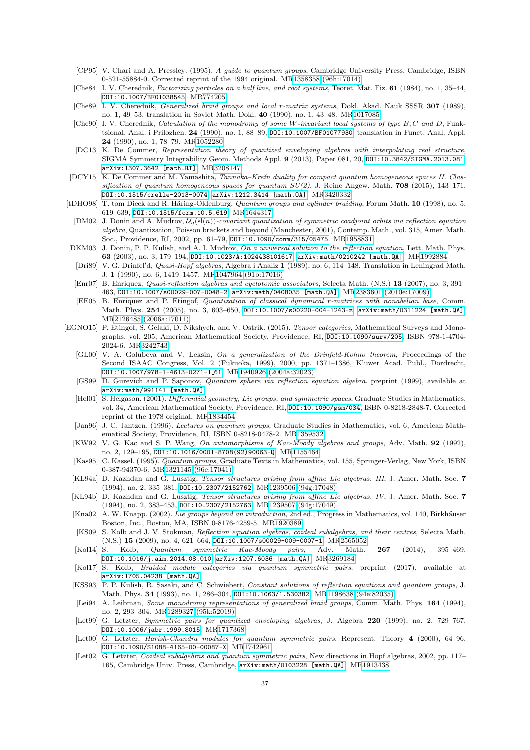- [CP95] V. Chari and A. Pressley. (1995). *A guide to quantum groups*, Cambridge University Press, Cambridge, ISBN 0-521-55884-0. Corrected reprint of the 1994 original. MR1358358 (96h:17014)
- [Che84] I. V. Cherednik, *Factorizing particles on a half line, and root systems*, Teoret. Mat. Fiz. **61** (1984), no. 1, 35–44, DOI:10.1007/BF01038545. MR774205
- [Che89] I. V. Cherednik, *Generalized braid groups and local r-matrix systems*, Dokl. Akad. Nauk SSSR **307** (1989), no. 1, 49–53. translation in Soviet Math. Dokl. **40** (1990), no. 1, 43–48. MR1017085
- [Che90] I. V. Cherednik, *Calculation of the monodromy of some W-invariant local systems of type B, C and D*, Funktsional. Anal. i Prilozhen. **24** (1990), no. 1, 88–89, DOI:10.1007/BF01077930. translation in Funct. Anal. Appl. **24** (1990), no. 1, 78–79. MR1052280
- [DC13] K. De Commer, *Representation theory of quantized enveloping algebras with interpolating real structure*, SIGMA Symmetry Integrability Geom. Methods Appl. **9** (2013), Paper 081, 20, DOI:10.3842/SIGMA.2013.081, arXiv:1307.3642 [math.RT]. MR3208147
- [DCY15] K. De Commer and M. Yamashita, *Tannaka–Kreĭn duality for compact quantum homogeneous spaces II. Classification of quantum homogeneous spaces for quantum SU(2)*, J. Reine Angew. Math. **708** (2015), 143–171, DOI:10.1515/crelle-2013-0074, arXiv:1212.3414 [math.OA]. MR3420332
- [tDHO98] T. tom Dieck and R. Häring-Oldenburg, *Quantum groups and cylinder braiding*, Forum Math. **10** (1998), no. 5, 619–639, DOI:10.1515/form.10.5.619. MR1644317
- [DM02] J. Donin and A. Mudrov, *$\mathcal{U}_q(\mathrm{sl}(n))$-covariant quantization of symmetric coadjoint orbits via reflection equation algebra*, Quantization, Poisson brackets and beyond (Manchester, 2001), Contemp. Math., vol. 315, Amer. Math. Soc., Providence, RI, 2002, pp. 61–79, DOI:10.1090/conm/315/05475. MR1958831
- [DKM03] J. Donin, P. P. Kulish, and A. I. Mudrov, *On a universal solution to the reflection equation*, Lett. Math. Phys. **63** (2003), no. 3, 179–194, DOI:10.1023/A:1024438101617, arXiv:math/0210242 [math.QA]. MR1992884
- [Dri89] V. G. Drinfel′d, *Quasi-Hopf algebras*, Algebra i Analiz **1** (1989), no. 6, 114–148. Translation in Leningrad Math. J. **1** (1990), no. 6, 1419–1457. MR1047964 (91b:17016)
- [Enr07] B. Enriquez, *Quasi-reflection algebras and cyclotomic associators*, Selecta Math. (N.S.) **13** (2007), no. 3, 391–463, DOI:10.1007/s00029-007-0048-2, arXiv:math/0408035 [math.QA]. MR2383601 (2010e:17009)
- [EE05] B. Enriquez and P. Etingof, *Quantization of classical dynamical r-matrices with nonabelian base*, Comm. Math. Phys. **254** (2005), no. 3, 603–650, DOI:10.1007/s00220-004-1243-z, arXiv:math/0311224 [math.QA]. MR2126485 (2006a:17011)
- [EGNO15] P. Etingof, S. Gelaki, D. Nikshych, and V. Ostrik. (2015). *Tensor categories*, Mathematical Surveys and Monographs, vol. 205, American Mathematical Society, Providence, RI, DOI:10.1090/surv/205, ISBN 978-1-4704-2024-6. MR3242743
- [GL00] V. A. Golubeva and V. Leksin, *On a generalization of the Drinfeld-Kohno theorem*, Proceedings of the Second ISAAC Congress, Vol. 2 (Fukuoka, 1999), 2000, pp. 1371–1386, Kluwer Acad. Publ., Dordrecht, DOI:10.1007/978-1-4613-0271-1_61. MR1940926 (2004a:32023)
- [GS99] D. Gurevich and P. Saponov, *Quantum sphere via reflection equation algebra*. preprint (1999), available at arXiv:math/991141 [math.QA].
- [Hel01] S. Helgason. (2001). *Differential geometry, Lie groups, and symmetric spaces*, Graduate Studies in Mathematics, vol. 34, American Mathematical Society, Providence, RI, DOI:10.1090/gsm/034, ISBN 0-8218-2848-7. Corrected reprint of the 1978 original. MR1834454
- [Jan96] J. C. Jantzen. (1996). *Lectures on quantum groups*, Graduate Studies in Mathematics, vol. 6, American Mathematical Society, Providence, RI, ISBN 0-8218-0478-2. MR1359532
- [KW92] V. G. Kac and S. P. Wang, *On automorphisms of Kac-Moody algebras and groups*, Adv. Math. **92** (1992), no. 2, 129–195, DOI:10.1016/0001-8708(92)90063-Q. MR1155464
- [Kas95] C. Kassel. (1995). *Quantum groups*, Graduate Texts in Mathematics, vol. 155, Springer-Verlag, New York, ISBN 0-387-94370-6. MR1321145 (96e:17041)
- [KL94a] D. Kazhdan and G. Lusztig, *Tensor structures arising from affine Lie algebras. III*, J. Amer. Math. Soc. **7** (1994), no. 2, 335–381, DOI:10.2307/2152762. MR1239506 (94g:17048)
- [KL94b] D. Kazhdan and G. Lusztig, *Tensor structures arising from affine Lie algebras. IV*, J. Amer. Math. Soc. **7** (1994), no. 2, 383–453, DOI:10.2307/2152763. MR1239507 (94g:17049)
- [Kna02] A. W. Knapp. (2002). *Lie groups beyond an introduction*, 2nd ed., Progress in Mathematics, vol. 140, Birkhäuser Boston, Inc., Boston, MA, ISBN 0-8176-4259-5. MR1920389
- [KS09] S. Kolb and J. V. Stokman, *Reflection equation algebras, coideal subalgebras, and their centres*, Selecta Math. (N.S.) **15** (2009), no. 4, 621–664, DOI:10.1007/s00029-009-0007-1. MR2565052
- [Kol14] S. Kolb, *Quantum symmetric Kac-Moody pairs*, Adv. Math. **267** (2014), 395–469, DOI:10.1016/j.aim.2014.08.010, arXiv:1207.6036 [math.QA]. MR3269184
- [Kol17] S. Kolb, *Braided module categories via quantum symmetric pairs*. preprint (2017), available at arXiv:1705.04238 [math.QA].
- [KSS93] P. P. Kulish, R. Sasaki, and C. Schwiebert, *Constant solutions of reflection equations and quantum groups*, J. Math. Phys. **34** (1993), no. 1, 286–304, DOI:10.1063/1.530382. MR1198638 (94e:82035)
- [Lei94] A. Leibman, *Some monodromy representations of generalized braid groups*, Comm. Math. Phys. **164** (1994), no. 2, 293–304. MR1289327 (95k:52019)
- [Let99] G. Letzter, *Symmetric pairs for quantized enveloping algebras*, J. Algebra **220** (1999), no. 2, 729–767, DOI:10.1006/jabr.1999.8015. MR1717368
- [Let00] G. Letzter, *Harish-Chandra modules for quantum symmetric pairs*, Represent. Theory **4** (2000), 64–96, DOI:10.1090/S1088-4165-00-00087-X. MR1742961
- [Let02] G. Letzter, *Coideal subalgebras and quantum symmetric pairs*, New directions in Hopf algebras, 2002, pp. 117–165, Cambridge Univ. Press, Cambridge, arXiv:math/0103228 [math.QA]. MR1913438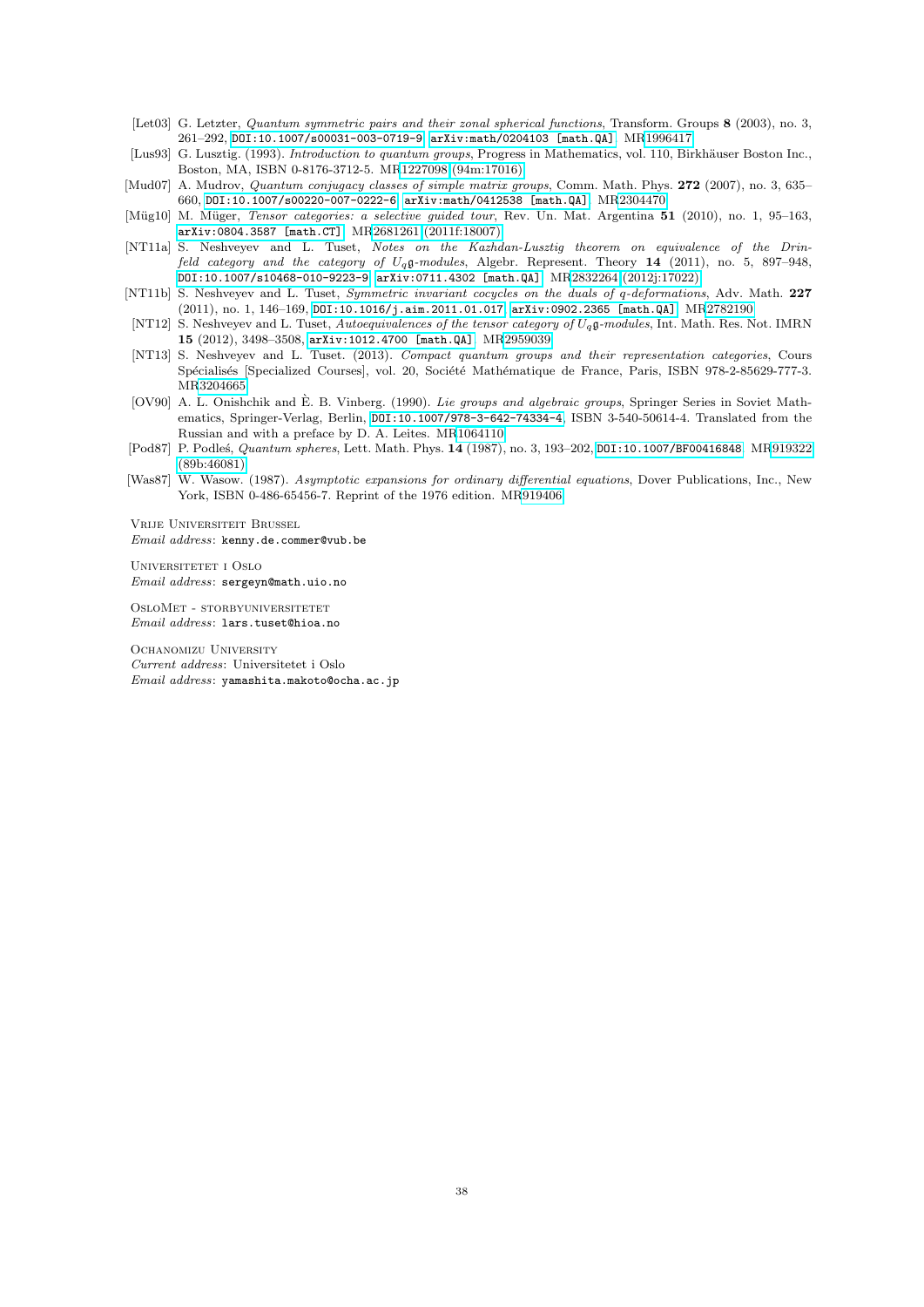[Let03] G. Letzter, *Quantum symmetric pairs and their zonal spherical functions*, Transform. Groups **8** (2003), no. 3, 261–292, DOI:10.1007/s00031-003-0719-9, arXiv:math/0204103 [math.QA]. MR1996417

[Lus93] G. Lusztig. (1993). *Introduction to quantum groups*, Progress in Mathematics, vol. 110, Birkhäuser Boston Inc., Boston, MA, ISBN 0-8176-3712-5. MR1227098 (94m:17016)

[Mud07] A. Mudrov, *Quantum conjugacy classes of simple matrix groups*, Comm. Math. Phys. **272** (2007), no. 3, 635–660, DOI:10.1007/s00220-007-0222-6, arXiv:math/0412538 [math.QA]. MR2304470

[Müg10] M. Müger, *Tensor categories: a selective guided tour*, Rev. Un. Mat. Argentina **51** (2010), no. 1, 95–163, arXiv:0804.3587 [math.CT]. MR2681261 (2011f:18007)

[NT11a] S. Neshveyev and L. Tuset, *Notes on the Kazhdan-Lusztig theorem on equivalence of the Drinfeld category and the category of $U_q\mathfrak{g}$-modules*, Algebr. Represent. Theory **14** (2011), no. 5, 897–948, DOI:10.1007/s10468-010-9223-9, arXiv:0711.4302 [math.QA]. MR2832264 (2012j:17022)

[NT11b] S. Neshveyev and L. Tuset, *Symmetric invariant cocycles on the duals of q-deformations*, Adv. Math. **227** (2011), no. 1, 146–169, DOI:10.1016/j.aim.2011.01.017, arXiv:0902.2365 [math.QA]. MR2782190

[NT12] S. Neshveyev and L. Tuset, *Autoequivalences of the tensor category of $U_q\mathfrak{g}$-modules*, Int. Math. Res. Not. IMRN **15** (2012), 3498–3508, arXiv:1012.4700 [math.QA]. MR2959039

[NT13] S. Neshveyev and L. Tuset. (2013). *Compact quantum groups and their representation categories*, Cours Spécialisés [Specialized Courses], vol. 20, Société Mathématique de France, Paris, ISBN 978-2-85629-777-3. MR3204665

[OV90] A. L. Onishchik and È. B. Vinberg. (1990). *Lie groups and algebraic groups*, Springer Series in Soviet Mathematics, Springer-Verlag, Berlin, DOI:10.1007/978-3-642-74334-4, ISBN 3-540-50614-4. Translated from the Russian and with a preface by D. A. Leites. MR1064110

[Pod87] P. Podleś, *Quantum spheres*, Lett. Math. Phys. **14** (1987), no. 3, 193–202, DOI:10.1007/BF00416848. MR919322 (89b:46081)

[Was87] W. Wasow. (1987). *Asymptotic expansions for ordinary differential equations*, Dover Publications, Inc., New York, ISBN 0-486-65456-7. Reprint of the 1976 edition. MR919406

Vrije Universiteit Brussel
*Email address*: kenny.de.commer@vub.be

Universitetet i Oslo
*Email address*: sergeyn@math.uio.no

OsloMet - storbyuniversitetet
*Email address*: lars.tuset@hioa.no

Ochanomizu University
*Current address*: Universitetet i Oslo
*Email address*: yamashita.makoto@ocha.ac.jp